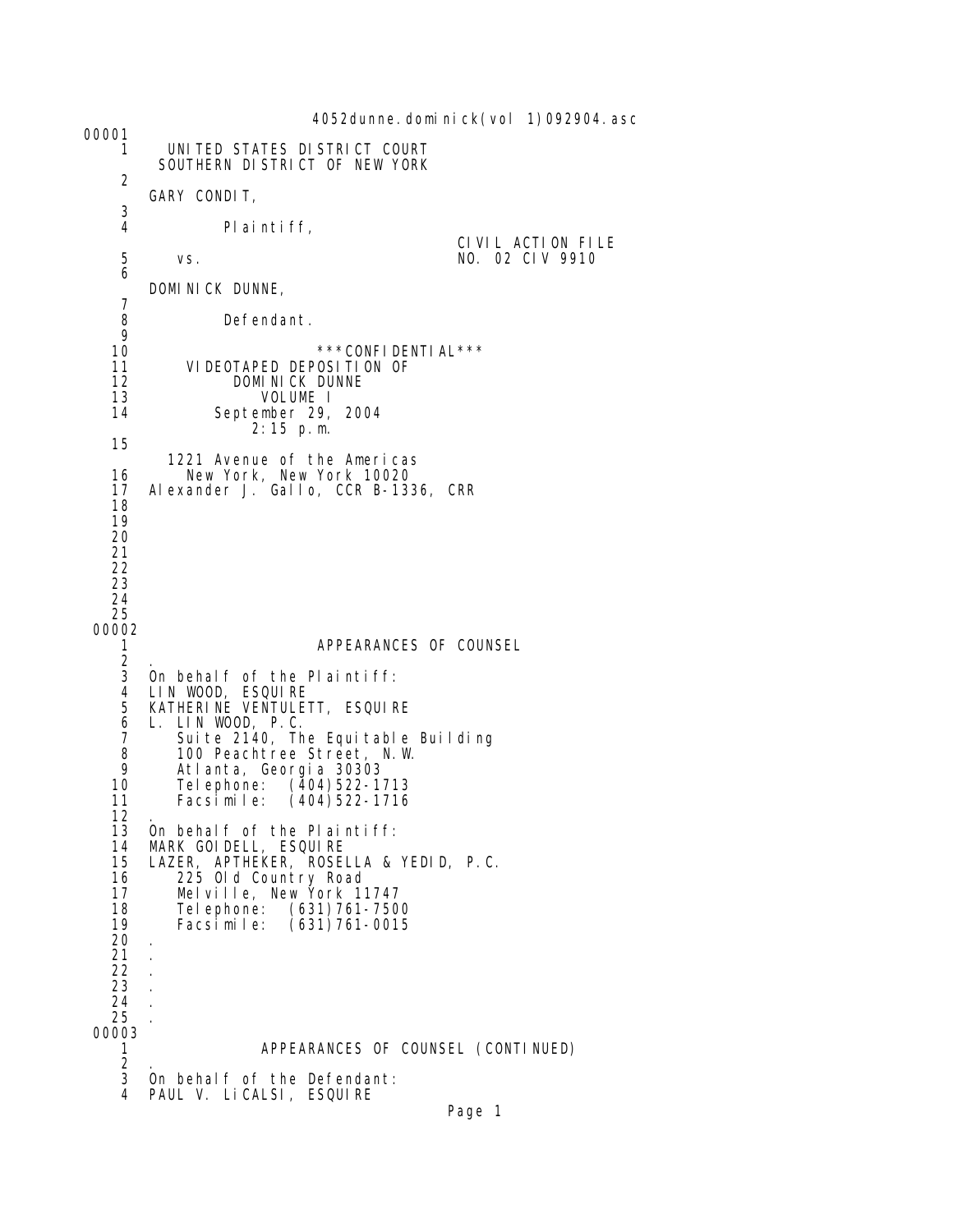4052dunne.dominick(vol 1)092904.asc

00001

1 UNITED STATES DISTRICT COURT
SOUTHERN DISTRICT OF NEW YORK

2 GARY CONDIT,

3

4 Plaintiff,

CIVIL ACTION FILE

5 vs. NO. 02 CIV 9910

6 DOMINICK DUNNE,

7

8 Defendant.

9

10 \*\*\*CONFIDENTIAL\*\*\*

11 VIDEOTAPED DEPOSITION OF

12 DOMINICK DUNNE

13 VOLUME I

14 September 29, 2004
2:15 p.m.

15 1221 Avenue of the Americas

16 New York, New York 10020

17 Alexander J. Gallo, CCR B-1336, CRR

18

19

20

21

22

23

24

25

00002

1 APPEARANCES OF COUNSEL

2 .

3 On behalf of the Plaintiff:

4 LIN WOOD, ESQUIRE

5 KATHERINE VENTULETT, ESQUIRE

6 L. LIN WOOD, P.C.

7 Suite 2140, The Equitable Building

8 100 Peachtree Street, N.W.

9 Atlanta, Georgia 30303

10 Telephone: (404)522-1713

11 Facsimile: (404)522-1716

12 .

13 On behalf of the Plaintiff:

14 MARK GOIDELL, ESQUIRE

15 LAZER, APTHEKER, ROSELLA & YEDID, P.C.

16 225 Old Country Road

17 Melville, New York 11747

18 Telephone: (631)761-7500

19 Facsimile: (631)761-0015

20 .

21 .

22 .

23 .

24 .

25 .

00003

1 APPEARANCES OF COUNSEL (CONTINUED)

2 .

3 On behalf of the Defendant:

4 PAUL V. LiCALSI, ESQUIRE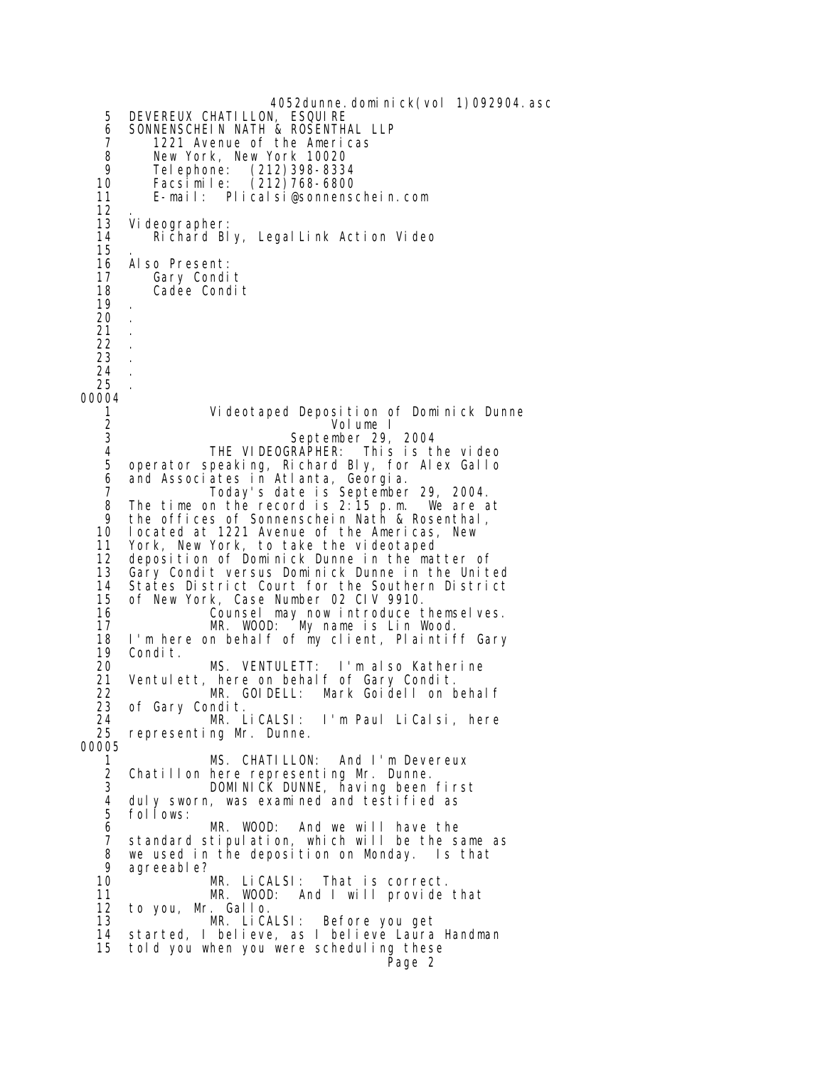```
   5   DEVEREUX CHATILLON, ESQUIRE
   6   SONNENSCHEIN NATH & ROSENTHAL LLP
   7      1221 Avenue of the Americas
   8      New York, New York 10020
   9      Telephone:  (212)398-8334
  10      Facsimile:  (212)768-6800
  11      E-mail:  Plicalsi@sonnenschein.com
  12   .
  13   Videographer:
  14      Richard Bly, LegalLink Action Video
  15   .
  16   Also Present:
  17      Gary Condit
  18      Cadee Condit
  19   .
  20   .
  21   .
  22   .
  23   .
  24   .
  25   .
00004
   1            Videotaped Deposition of Dominick Dunne
   2                          Volume I
   3                     September 29, 2004
   4            THE VIDEOGRAPHER:  This is the video
   5   operator speaking, Richard Bly, for Alex Gallo
   6   and Associates in Atlanta, Georgia.
   7            Today's date is September 29, 2004.
   8   The time on the record is 2:15 p.m.  We are at
   9   the offices of Sonnenschein Nath & Rosenthal,
  10   located at 1221 Avenue of the Americas, New
  11   York, New York, to take the videotaped
  12   deposition of Dominick Dunne in the matter of
  13   Gary Condit versus Dominick Dunne in the United
  14   States District Court for the Southern District
  15   of New York, Case Number 02 CIV 9910.
  16            Counsel may now introduce themselves.
  17            MR. WOOD:  My name is Lin Wood.
  18   I'm here on behalf of my client, Plaintiff Gary
  19   Condit.
  20            MS. VENTULETT:  I'm also Katherine
  21   Ventulett, here on behalf of Gary Condit.
  22            MR. GOIDELL:  Mark Goidell on behalf
  23   of Gary Condit.
  24            MR. LiCALSI:  I'm Paul LiCalsi, here
  25   representing Mr. Dunne.
00005
   1            MS. CHATILLON:  And I'm Devereux
   2   Chatillon here representing Mr. Dunne.
   3            DOMINICK DUNNE, having been first
   4   duly sworn, was examined and testified as
   5   follows:
   6            MR. WOOD:  And we will have the
   7   standard stipulation, which will be the same as
   8   we used in the deposition on Monday.  Is that
   9   agreeable?
  10            MR. LiCALSI:  That is correct.
  11            MR. WOOD:  And I will provide that
  12   to you, Mr. Gallo.
  13            MR. LiCALSI:  Before you get
  14   started, I believe, as I believe Laura Handman
  15   told you when you were scheduling these
```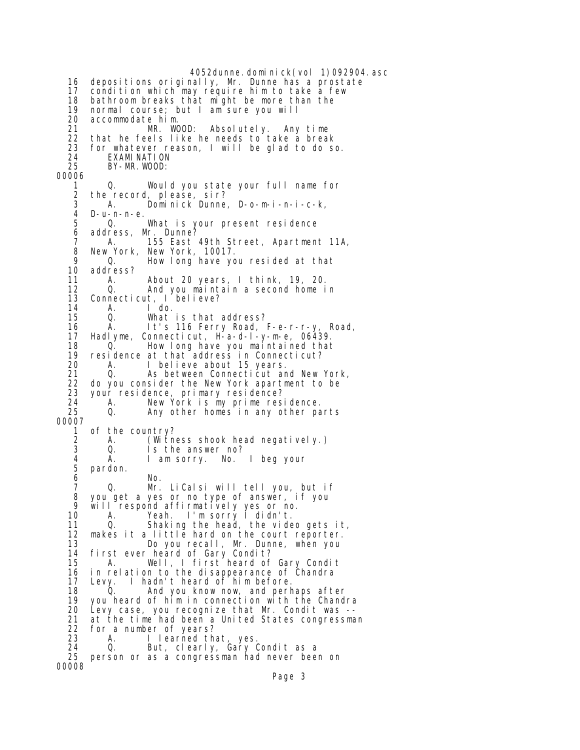```
16   depositions originally, Mr. Dunne has a prostate
17   condition which may require him to take a few
18   bathroom breaks that might be more than the
19   normal course; but I am sure you will
20   accommodate him.
21              MR. WOOD:  Absolutely.  Any time
22   that he feels like he needs to take a break
23   for whatever reason, I will be glad to do so.
24        EXAMINATION
25        BY-MR.WOOD:
00006
 1        Q.    Would you state your full name for
 2   the record, please, sir?
 3        A.    Dominick Dunne, D-o-m-i-n-i-c-k,
 4   D-u-n-n-e.
 5        Q.    What is your present residence
 6   address, Mr. Dunne?
 7        A.    155 East 49th Street, Apartment 11A,
 8   New York, New York, 10017.
 9        Q.    How long have you resided at that
10   address?
11        A.    About 20 years, I think, 19, 20.
12        Q.    And you maintain a second home in
13   Connecticut, I believe?
14        A.    I do.
15        Q.    What is that address?
16        A.    It's 116 Ferry Road, F-e-r-r-y, Road,
17   Hadlyme, Connecticut, H-a-d-l-y-m-e, 06439.
18        Q.    How long have you maintained that
19   residence at that address in Connecticut?
20        A.    I believe about 15 years.
21        Q.    As between Connecticut and New York,
22   do you consider the New York apartment to be
23   your residence, primary residence?
24        A.    New York is my prime residence.
25        Q.    Any other homes in any other parts
00007
 1   of the country?
 2        A.    (Witness shook head negatively.)
 3        Q.    Is the answer no?
 4        A.    I am sorry.  No.  I beg your
 5   pardon.
 6              No.
 7        Q.    Mr. LiCalsi will tell you, but if
 8   you get a yes or no type of answer, if you
 9   will respond affirmatively yes or no.
10        A.    Yeah.  I'm sorry I didn't.
11        Q.    Shaking the head, the video gets it,
12   makes it a little hard on the court reporter.
13              Do you recall, Mr. Dunne, when you
14   first ever heard of Gary Condit?
15        A.    Well, I first heard of Gary Condit
16   in relation to the disappearance of Chandra
17   Levy.  I hadn't heard of him before.
18        Q.    And you know now, and perhaps after
19   you heard of him in connection with the Chandra
20   Levy case, you recognize that Mr. Condit was --
21   at the time had been a United States congressman
22   for a number of years?
23        A.    I learned that, yes.
24        Q.    But, clearly, Gary Condit as a
25   person or as a congressman had never been on
00008
```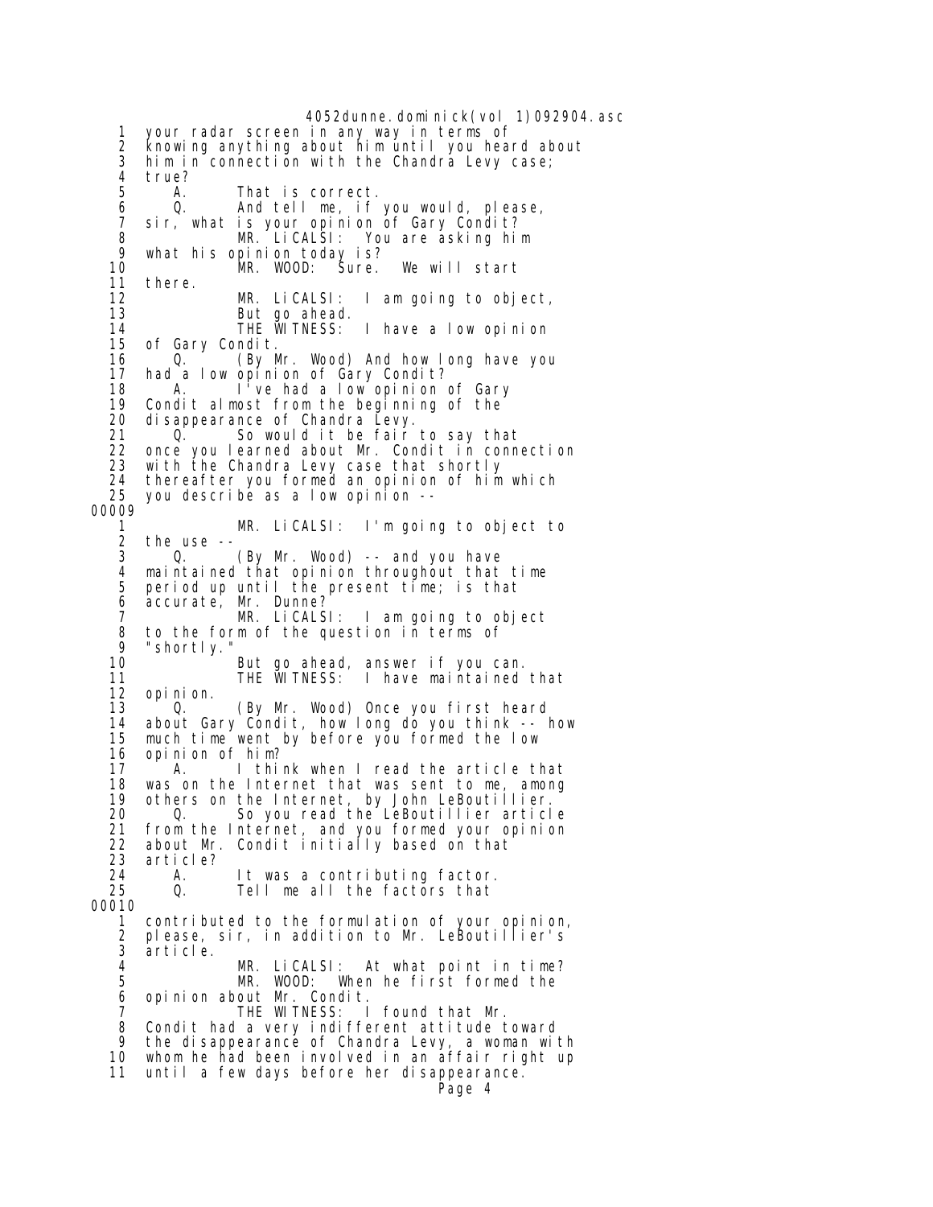1 your radar screen in any way in terms of
2 knowing anything about him until you heard about
3 him in connection with the Chandra Levy case;
4 true?
5 A. That is correct.
6 Q. And tell me, if you would, please,
7 sir, what is your opinion of Gary Condit?
8 MR. LiCALSI: You are asking him
9 what his opinion today is?
10 MR. WOOD: Sure. We will start
11 there.
12 MR. LiCALSI: I am going to object,
13 But go ahead.
14 THE WITNESS: I have a low opinion
15 of Gary Condit.
16 Q. (By Mr. Wood) And how long have you
17 had a low opinion of Gary Condit?
18 A. I've had a low opinion of Gary
19 Condit almost from the beginning of the
20 disappearance of Chandra Levy.
21 Q. So would it be fair to say that
22 once you learned about Mr. Condit in connection
23 with the Chandra Levy case that shortly
24 thereafter you formed an opinion of him which
25 you describe as a low opinion --

00009

1 MR. LiCALSI: I'm going to object to
2 the use --
3 Q. (By Mr. Wood) -- and you have
4 maintained that opinion throughout that time
5 period up until the present time; is that
6 accurate, Mr. Dunne?
7 MR. LiCALSI: I am going to object
8 to the form of the question in terms of
9 "shortly."
10 But go ahead, answer if you can.
11 THE WITNESS: I have maintained that
12 opinion.
13 Q. (By Mr. Wood) Once you first heard
14 about Gary Condit, how long do you think -- how
15 much time went by before you formed the low
16 opinion of him?
17 A. I think when I read the article that
18 was on the Internet that was sent to me, among
19 others on the Internet, by John LeBoutillier.
20 Q. So you read the LeBoutillier article
21 from the Internet, and you formed your opinion
22 about Mr. Condit initially based on that
23 article?
24 A. It was a contributing factor.
25 Q. Tell me all the factors that

00010

1 contributed to the formulation of your opinion,
2 please, sir, in addition to Mr. LeBoutillier's
3 article.
4 MR. LiCALSI: At what point in time?
5 MR. WOOD: When he first formed the
6 opinion about Mr. Condit.
7 THE WITNESS: I found that Mr.
8 Condit had a very indifferent attitude toward
9 the disappearance of Chandra Levy, a woman with
10 whom he had been involved in an affair right up
11 until a few days before her disappearance.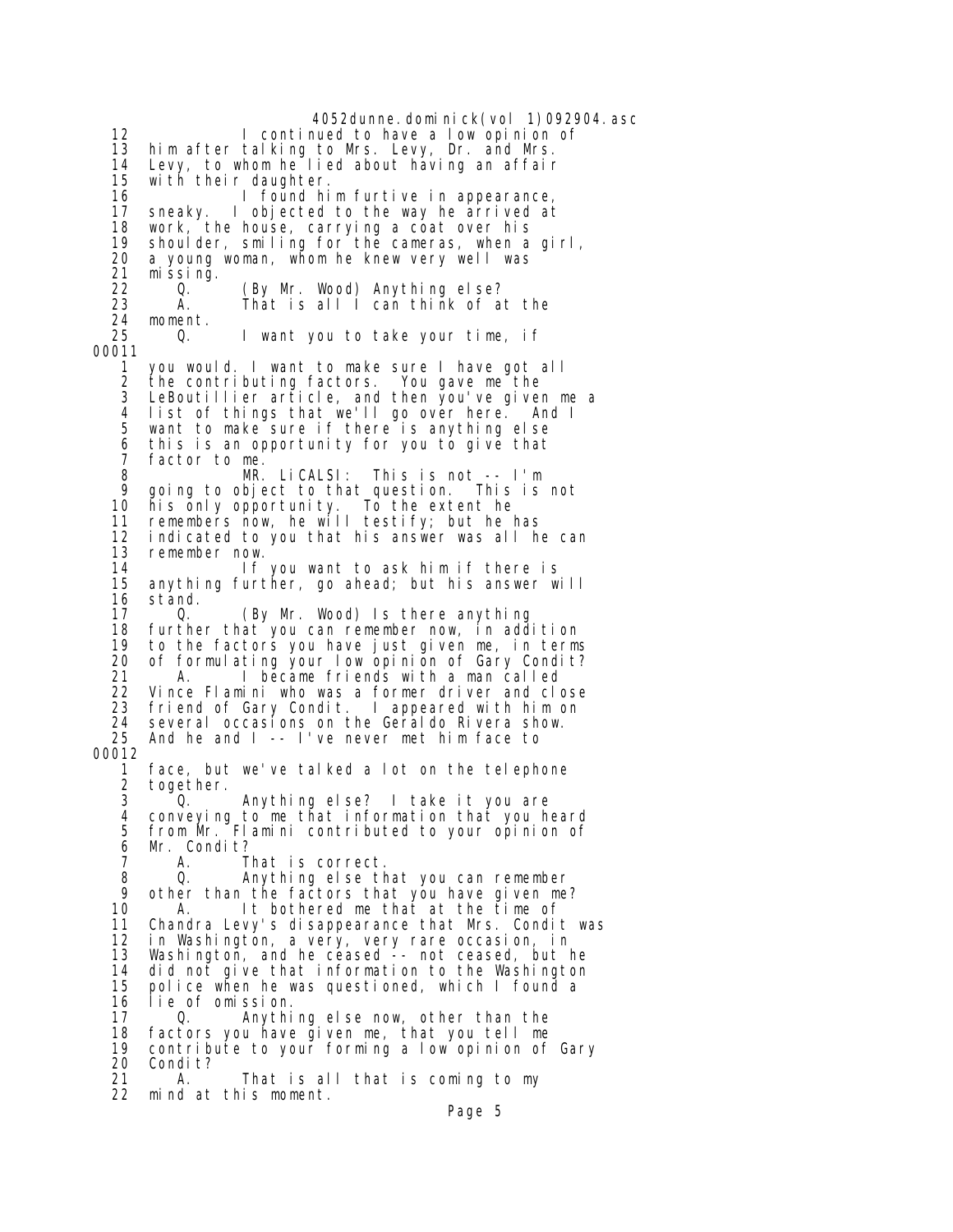12 I continued to have a low opinion of
13 him after talking to Mrs. Levy, Dr. and Mrs.
14 Levy, to whom he lied about having an affair
15 with their daughter.
16 I found him furtive in appearance,
17 sneaky. I objected to the way he arrived at
18 work, the house, carrying a coat over his
19 shoulder, smiling for the cameras, when a girl,
20 a young woman, whom he knew very well was
21 missing.
22 Q. (By Mr. Wood) Anything else?
23 A. That is all I can think of at the
24 moment.
25 Q. I want you to take your time, if

00011

1 you would. I want to make sure I have got all
2 the contributing factors. You gave me the
3 LeBoutillier article, and then you've given me a
4 list of things that we'll go over here. And I
5 want to make sure if there is anything else
6 this is an opportunity for you to give that
7 factor to me.
8 MR. LiCALSI: This is not -- I'm
9 going to object to that question. This is not
10 his only opportunity. To the extent he
11 remembers now, he will testify; but he has
12 indicated to you that his answer was all he can
13 remember now.
14 If you want to ask him if there is
15 anything further, go ahead; but his answer will
16 stand.
17 Q. (By Mr. Wood) Is there anything
18 further that you can remember now, in addition
19 to the factors you have just given me, in terms
20 of formulating your low opinion of Gary Condit?
21 A. I became friends with a man called
22 Vince Flamini who was a former driver and close
23 friend of Gary Condit. I appeared with him on
24 several occasions on the Geraldo Rivera show.
25 And he and I -- I've never met him face to

00012

1 face, but we've talked a lot on the telephone
2 together.
3 Q. Anything else? I take it you are
4 conveying to me that information that you heard
5 from Mr. Flamini contributed to your opinion of
6 Mr. Condit?
7 A. That is correct.
8 Q. Anything else that you can remember
9 other than the factors that you have given me?
10 A. It bothered me that at the time of
11 Chandra Levy's disappearance that Mrs. Condit was
12 in Washington, a very, very rare occasion, in
13 Washington, and he ceased -- not ceased, but he
14 did not give that information to the Washington
15 police when he was questioned, which I found a
16 lie of omission.
17 Q. Anything else now, other than the
18 factors you have given me, that you tell me
19 contribute to your forming a low opinion of Gary
20 Condit?
21 A. That is all that is coming to my
22 mind at this moment.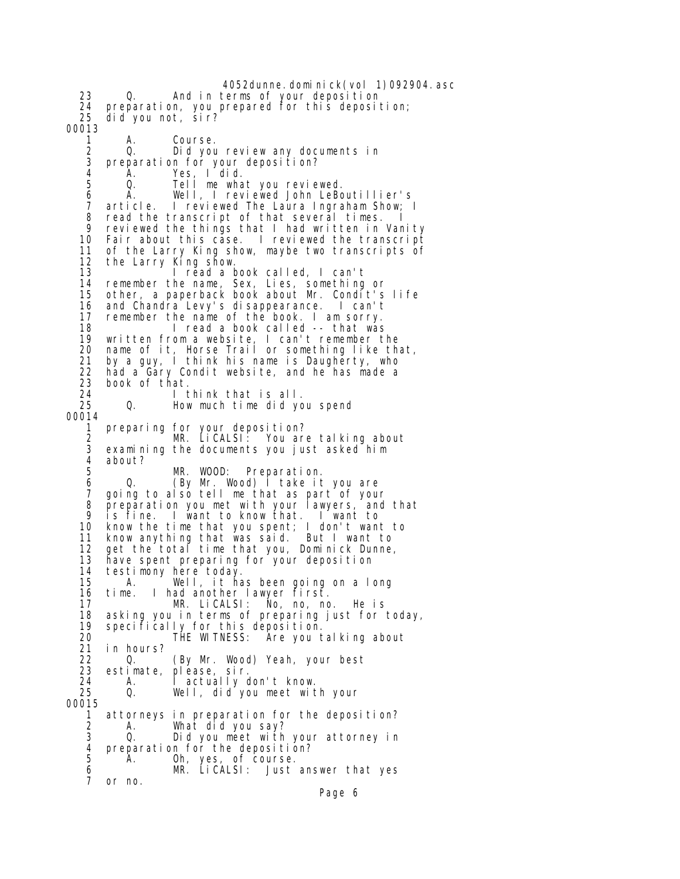23 Q. And in terms of your deposition
24 preparation, you prepared for this deposition;
25 did you not, sir?
00013
1 A. Course.
2 Q. Did you review any documents in
3 preparation for your deposition?
4 A. Yes, I did.
5 Q. Tell me what you reviewed.
6 A. Well, I reviewed John LeBoutillier's
7 article. I reviewed The Laura Ingraham Show; I
8 read the transcript of that several times. I
9 reviewed the things that I had written in Vanity
10 Fair about this case. I reviewed the transcript
11 of the Larry King show, maybe two transcripts of
12 the Larry King show.
13 I read a book called, I can't
14 remember the name, Sex, Lies, something or
15 other, a paperback book about Mr. Condit's life
16 and Chandra Levy's disappearance. I can't
17 remember the name of the book. I am sorry.
18 I read a book called -- that was
19 written from a website, I can't remember the
20 name of it, Horse Trail or something like that,
21 by a guy, I think his name is Daugherty, who
22 had a Gary Condit website, and he has made a
23 book of that.
24 I think that is all.
25 Q. How much time did you spend
00014
1 preparing for your deposition?
2 MR. LiCALSI: You are talking about
3 examining the documents you just asked him
4 about?
5 MR. WOOD: Preparation.
6 Q. (By Mr. Wood) I take it you are
7 going to also tell me that as part of your
8 preparation you met with your lawyers, and that
9 is fine. I want to know that. I want to
10 know the time that you spent; I don't want to
11 know anything that was said. But I want to
12 get the total time that you, Dominick Dunne,
13 have spent preparing for your deposition
14 testimony here today.
15 A. Well, it has been going on a long
16 time. I had another lawyer first.
17 MR. LiCALSI: No, no, no. He is
18 asking you in terms of preparing just for today,
19 specifically for this deposition.
20 THE WITNESS: Are you talking about
21 in hours?
22 Q. (By Mr. Wood) Yeah, your best
23 estimate, please, sir.
24 A. I actually don't know.
25 Q. Well, did you meet with your
00015
1 attorneys in preparation for the deposition?
2 A. What did you say?
3 Q. Did you meet with your attorney in
4 preparation for the deposition?
5 A. Oh, yes, of course.
6 MR. LiCALSI: Just answer that yes
7 or no.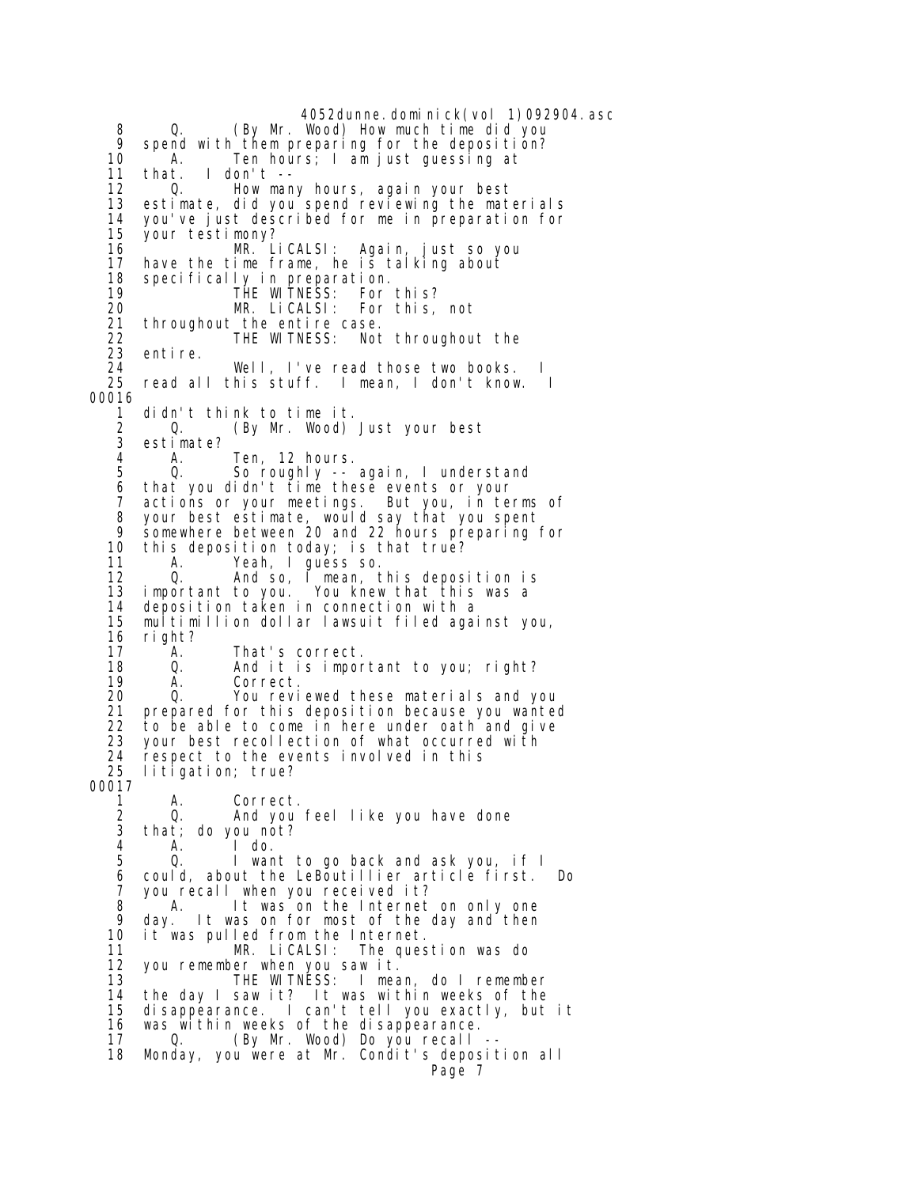8 Q. (By Mr. Wood) How much time did you
9 spend with them preparing for the deposition?
10 A. Ten hours; I am just guessing at
11 that. I don't --
12 Q. How many hours, again your best
13 estimate, did you spend reviewing the materials
14 you've just described for me in preparation for
15 your testimony?
16 MR. LiCALSI: Again, just so you
17 have the time frame, he is talking about
18 specifically in preparation.
19 THE WITNESS: For this?
20 MR. LiCALSI: For this, not
21 throughout the entire case.
22 THE WITNESS: Not throughout the
23 entire.
24 Well, I've read those two books. I
25 read all this stuff. I mean, I don't know. I

00016

1 didn't think to time it.
2 Q. (By Mr. Wood) Just your best
3 estimate?
4 A. Ten, 12 hours.
5 Q. So roughly -- again, I understand
6 that you didn't time these events or your
7 actions or your meetings. But you, in terms of
8 your best estimate, would say that you spent
9 somewhere between 20 and 22 hours preparing for
10 this deposition today; is that true?
11 A. Yeah, I guess so.
12 Q. And so, I mean, this deposition is
13 important to you. You knew that this was a
14 deposition taken in connection with a
15 multimillion dollar lawsuit filed against you,
16 right?
17 A. That's correct.
18 Q. And it is important to you; right?
19 A. Correct.
20 Q. You reviewed these materials and you
21 prepared for this deposition because you wanted
22 to be able to come in here under oath and give
23 your best recollection of what occurred with
24 respect to the events involved in this
25 litigation; true?

00017

1 A. Correct.
2 Q. And you feel like you have done
3 that; do you not?
4 A. I do.
5 Q. I want to go back and ask you, if I
6 could, about the LeBoutillier article first. Do
7 you recall when you received it?
8 A. It was on the Internet on only one
9 day. It was on for most of the day and then
10 it was pulled from the Internet.
11 MR. LiCALSI: The question was do
12 you remember when you saw it.
13 THE WITNESS: I mean, do I remember
14 the day I saw it? It was within weeks of the
15 disappearance. I can't tell you exactly, but it
16 was within weeks of the disappearance.
17 Q. (By Mr. Wood) Do you recall --
18 Monday, you were at Mr. Condit's deposition all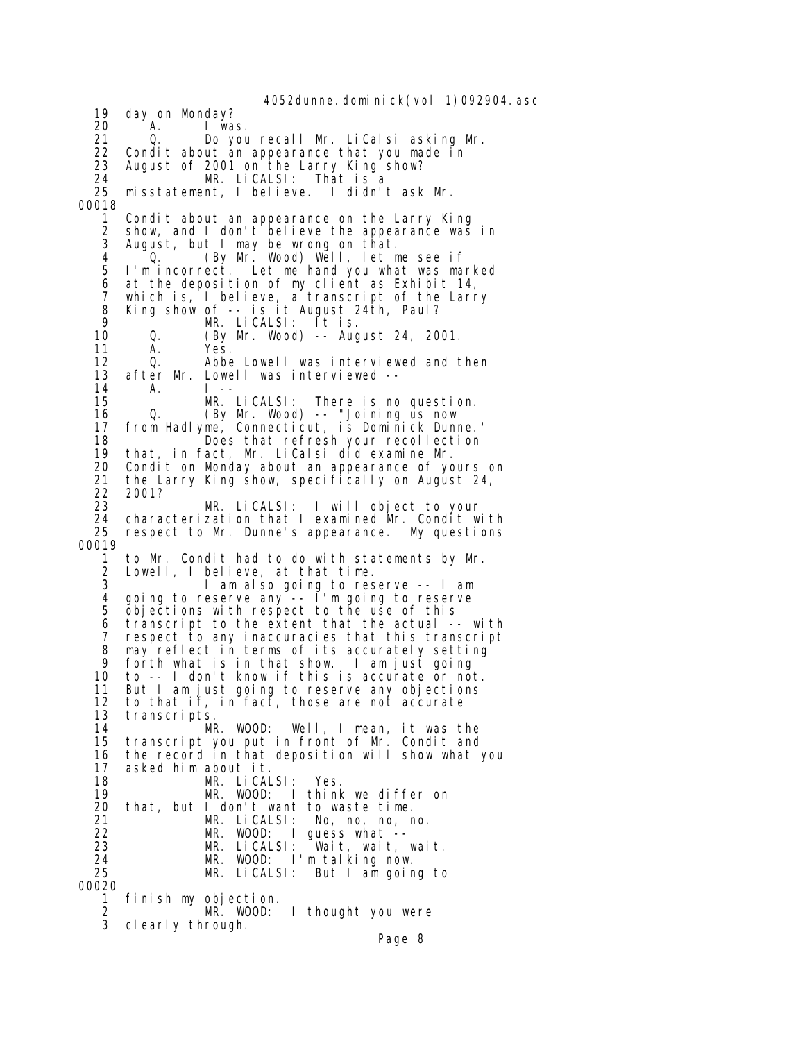```
19   day on Monday?
20      A.      I was.
21      Q.      Do you recall Mr. LiCalsi asking Mr.
22   Condit about an appearance that you made in
23   August of 2001 on the Larry King show?
24              MR. LiCALSI:  That is a
25   misstatement, I believe.  I didn't ask Mr.
00018
 1   Condit about an appearance on the Larry King
 2   show, and I don't believe the appearance was in
 3   August, but I may be wrong on that.
 4      Q.      (By Mr. Wood) Well, let me see if
 5   I'm incorrect.  Let me hand you what was marked
 6   at the deposition of my client as Exhibit 14,
 7   which is, I believe, a transcript of the Larry
 8   King show of -- is it August 24th, Paul?
 9              MR. LiCALSI:  It is.
10      Q.      (By Mr. Wood) -- August 24, 2001.
11      A.      Yes.
12      Q.      Abbe Lowell was interviewed and then
13   after Mr. Lowell was interviewed --
14      A.      I --
15              MR. LiCALSI:  There is no question.
16      Q.      (By Mr. Wood) -- "Joining us now
17   from Hadlyme, Connecticut, is Dominick Dunne."
18              Does that refresh your recollection
19   that, in fact, Mr. LiCalsi did examine Mr.
20   Condit on Monday about an appearance of yours on
21   the Larry King show, specifically on August 24,
22   2001?
23              MR. LiCALSI:  I will object to your
24   characterization that I examined Mr. Condit with
25   respect to Mr. Dunne's appearance.  My questions
00019
 1   to Mr. Condit had to do with statements by Mr.
 2   Lowell, I believe, at that time.
 3              I am also going to reserve -- I am
 4   going to reserve any -- I'm going to reserve
 5   objections with respect to the use of this
 6   transcript to the extent that the actual -- with
 7   respect to any inaccuracies that this transcript
 8   may reflect in terms of its accurately setting
 9   forth what is in that show.  I am just going
10   to -- I don't know if this is accurate or not.
11   But I am just going to reserve any objections
12   to that if, in fact, those are not accurate
13   transcripts.
14              MR. WOOD:  Well, I mean, it was the
15   transcript you put in front of Mr. Condit and
16   the record in that deposition will show what you
17   asked him about it.
18              MR. LiCALSI:  Yes.
19              MR. WOOD:  I think we differ on
20   that, but I don't want to waste time.
21              MR. LiCALSI:  No, no, no, no.
22              MR. WOOD:  I guess what --
23              MR. LiCALSI:  Wait, wait, wait.
24              MR. WOOD:  I'm talking now.
25              MR. LiCALSI:  But I am going to
00020
 1   finish my objection.
 2              MR. WOOD:  I thought you were
 3   clearly through.
```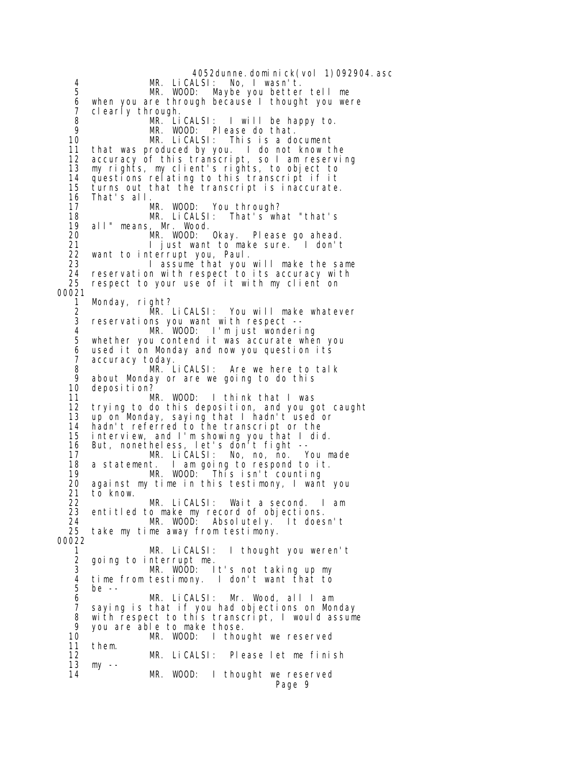4 MR. LiCALSI: No, I wasn't.
5 MR. WOOD: Maybe you better tell me
6 when you are through because I thought you were
7 clearly through.
8 MR. LiCALSI: I will be happy to.
9 MR. WOOD: Please do that.
10 MR. LiCALSI: This is a document
11 that was produced by you. I do not know the
12 accuracy of this transcript, so I am reserving
13 my rights, my client's rights, to object to
14 questions relating to this transcript if it
15 turns out that the transcript is inaccurate.
16 That's all.
17 MR. WOOD: You through?
18 MR. LiCALSI: That's what "that's
19 all" means, Mr. Wood.
20 MR. WOOD: Okay. Please go ahead.
21 I just want to make sure. I don't
22 want to interrupt you, Paul.
23 I assume that you will make the same
24 reservation with respect to its accuracy with
25 respect to your use of it with my client on

00021

1 Monday, right?
2 MR. LiCALSI: You will make whatever
3 reservations you want with respect --
4 MR. WOOD: I'm just wondering
5 whether you contend it was accurate when you
6 used it on Monday and now you question its
7 accuracy today.
8 MR. LiCALSI: Are we here to talk
9 about Monday or are we going to do this
10 deposition?
11 MR. WOOD: I think that I was
12 trying to do this deposition, and you got caught
13 up on Monday, saying that I hadn't used or
14 hadn't referred to the transcript or the
15 interview, and I'm showing you that I did.
16 But, nonetheless, let's don't fight --
17 MR. LiCALSI: No, no, no. You made
18 a statement. I am going to respond to it.
19 MR. WOOD: This isn't counting
20 against my time in this testimony, I want you
21 to know.
22 MR. LiCALSI: Wait a second. I am
23 entitled to make my record of objections.
24 MR. WOOD: Absolutely. It doesn't
25 take my time away from testimony.

00022

1 MR. LiCALSI: I thought you weren't
2 going to interrupt me.
3 MR. WOOD: It's not taking up my
4 time from testimony. I don't want that to
5 be --
6 MR. LiCALSI: Mr. Wood, all I am
7 saying is that if you had objections on Monday
8 with respect to this transcript, I would assume
9 you are able to make those.
10 MR. WOOD: I thought we reserved
11 them.
12 MR. LiCALSI: Please let me finish
13 my --
14 MR. WOOD: I thought we reserved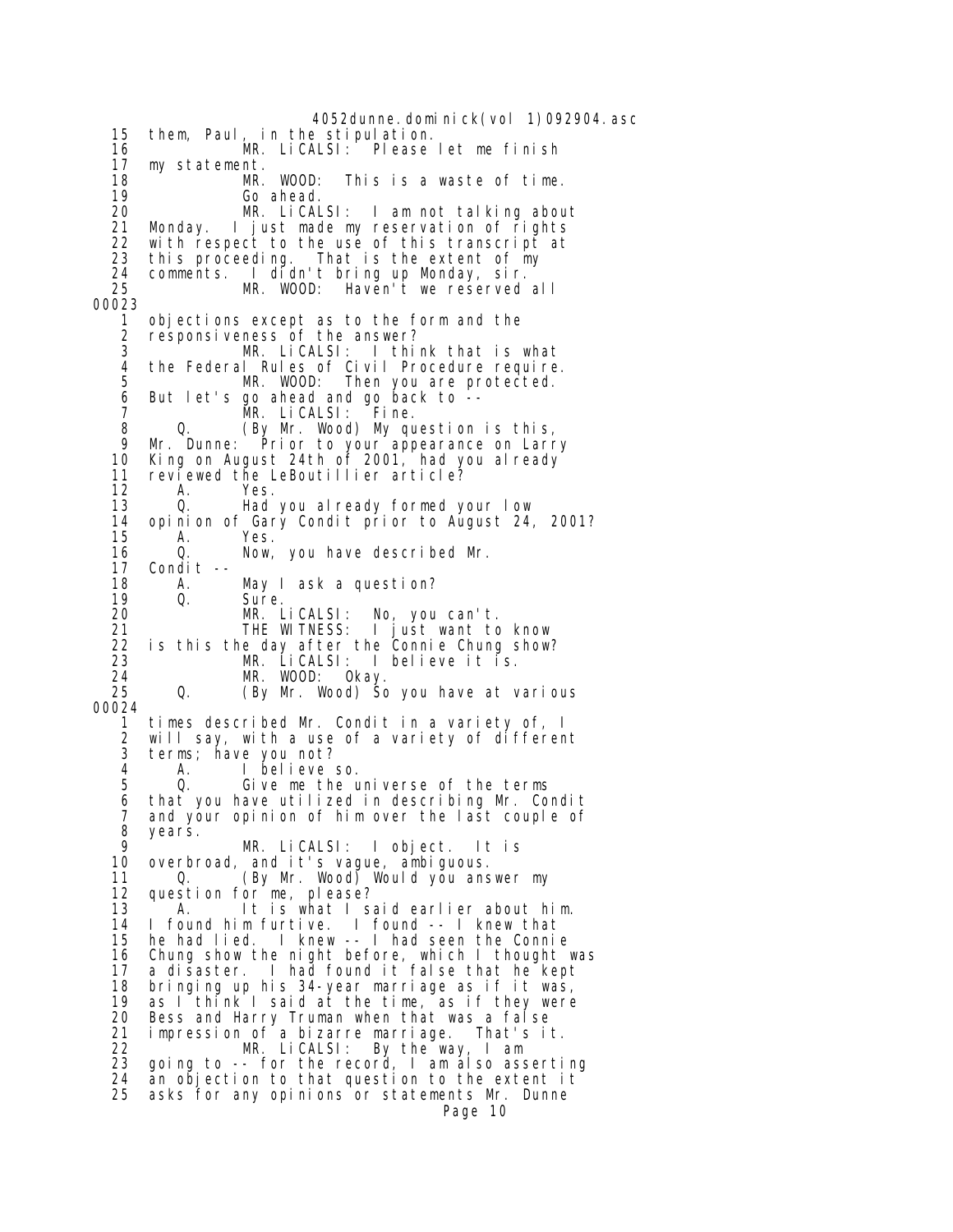```
15   them, Paul, in the stipulation.
16             MR. LiCALSI:  Please let me finish
17   my statement.
18             MR. WOOD:  This is a waste of time.
19             Go ahead.
20             MR. LiCALSI:  I am not talking about
21   Monday.  I just made my reservation of rights
22   with respect to the use of this transcript at
23   this proceeding.  That is the extent of my
24   comments.  I didn't bring up Monday, sir.
25             MR. WOOD:  Haven't we reserved all
00023
 1   objections except as to the form and the
 2   responsiveness of the answer?
 3             MR. LiCALSI:  I think that is what
 4   the Federal Rules of Civil Procedure require.
 5             MR. WOOD:  Then you are protected.
 6   But let's go ahead and go back to --
 7             MR. LiCALSI:  Fine.
 8        Q.   (By Mr. Wood) My question is this,
 9   Mr. Dunne:  Prior to your appearance on Larry
10   King on August 24th of 2001, had you already
11   reviewed the LeBoutillier article?
12        A.   Yes.
13        Q.   Had you already formed your low
14   opinion of Gary Condit prior to August 24, 2001?
15        A.   Yes.
16        Q.   Now, you have described Mr.
17   Condit --
18        A.   May I ask a question?
19        Q.   Sure.
20             MR. LiCALSI:  No, you can't.
21             THE WITNESS:  I just want to know
22   is this the day after the Connie Chung show?
23             MR. LiCALSI:  I believe it is.
24             MR. WOOD:  Okay.
25        Q.   (By Mr. Wood) So you have at various
00024
 1   times described Mr. Condit in a variety of, I
 2   will say, with a use of a variety of different
 3   terms; have you not?
 4        A.   I believe so.
 5        Q.   Give me the universe of the terms
 6   that you have utilized in describing Mr. Condit
 7   and your opinion of him over the last couple of
 8   years.
 9             MR. LiCALSI:  I object.  It is
10   overbroad, and it's vague, ambiguous.
11        Q.   (By Mr. Wood) Would you answer my
12   question for me, please?
13        A.   It is what I said earlier about him.
14   I found him furtive.  I found -- I knew that
15   he had lied.  I knew -- I had seen the Connie
16   Chung show the night before, which I thought was
17   a disaster.  I had found it false that he kept
18   bringing up his 34-year marriage as if it was,
19   as I think I said at the time, as if they were
20   Bess and Harry Truman when that was a false
21   impression of a bizarre marriage.  That's it.
22             MR. LiCALSI:  By the way, I am
23   going to -- for the record, I am also asserting
24   an objection to that question to the extent it
25   asks for any opinions or statements Mr. Dunne
```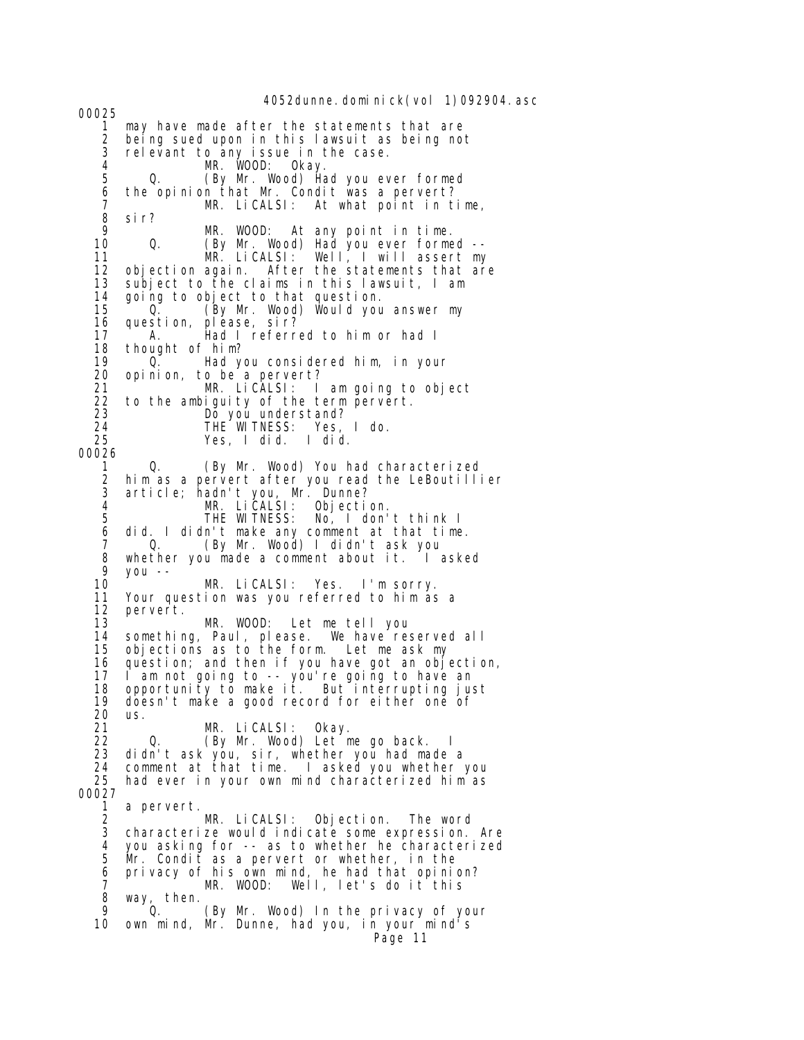00025

1 may have made after the statements that are
2 being sued upon in this lawsuit as being not
3 relevant to any issue in the case.
4 MR. WOOD: Okay.
5 Q. (By Mr. Wood) Had you ever formed
6 the opinion that Mr. Condit was a pervert?
7 MR. LiCALSI: At what point in time,
8 sir?
9 MR. WOOD: At any point in time.
10 Q. (By Mr. Wood) Had you ever formed --
11 MR. LiCALSI: Well, I will assert my
12 objection again. After the statements that are
13 subject to the claims in this lawsuit, I am
14 going to object to that question.
15 Q. (By Mr. Wood) Would you answer my
16 question, please, sir?
17 A. Had I referred to him or had I
18 thought of him?
19 Q. Had you considered him, in your
20 opinion, to be a pervert?
21 MR. LiCALSI: I am going to object
22 to the ambiguity of the term pervert.
23 Do you understand?
24 THE WITNESS: Yes, I do.
25 Yes, I did. I did.

00026

1 Q. (By Mr. Wood) You had characterized
2 him as a pervert after you read the LeBoutillier
3 article; hadn't you, Mr. Dunne?
4 MR. LiCALSI: Objection.
5 THE WITNESS: No, I don't think I
6 did. I didn't make any comment at that time.
7 Q. (By Mr. Wood) I didn't ask you
8 whether you made a comment about it. I asked
9 you --
10 MR. LiCALSI: Yes. I'm sorry.
11 Your question was you referred to him as a
12 pervert.
13 MR. WOOD: Let me tell you
14 something, Paul, please. We have reserved all
15 objections as to the form. Let me ask my
16 question; and then if you have got an objection,
17 I am not going to -- you're going to have an
18 opportunity to make it. But interrupting just
19 doesn't make a good record for either one of
20 us.
21 MR. LiCALSI: Okay.
22 Q. (By Mr. Wood) Let me go back. I
23 didn't ask you, sir, whether you had made a
24 comment at that time. I asked you whether you
25 had ever in your own mind characterized him as

00027

1 a pervert.
2 MR. LiCALSI: Objection. The word
3 characterize would indicate some expression. Are
4 you asking for -- as to whether he characterized
5 Mr. Condit as a pervert or whether, in the
6 privacy of his own mind, he had that opinion?
7 MR. WOOD: Well, let's do it this
8 way, then.
9 Q. (By Mr. Wood) In the privacy of your
10 own mind, Mr. Dunne, had you, in your mind's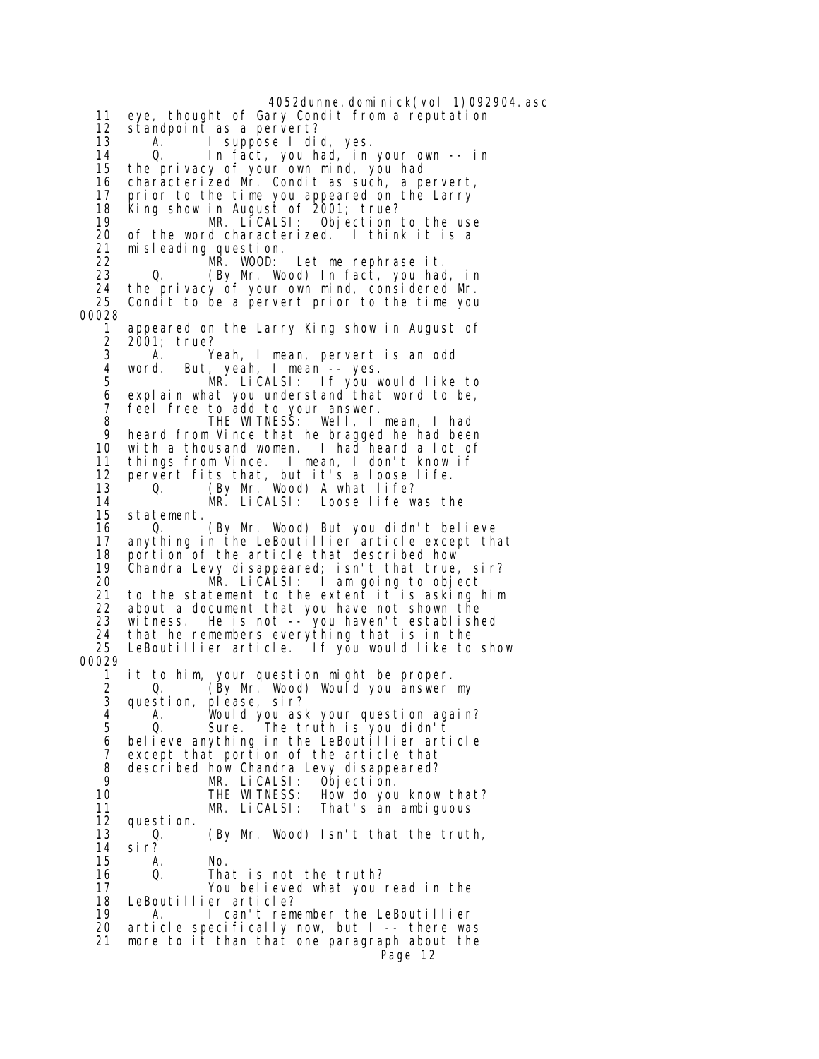11 eye, thought of Gary Condit from a reputation
12 standpoint as a pervert?
13 A. I suppose I did, yes.
14 Q. In fact, you had, in your own -- in
15 the privacy of your own mind, you had
16 characterized Mr. Condit as such, a pervert,
17 prior to the time you appeared on the Larry
18 King show in August of 2001; true?
19 MR. LiCALSI: Objection to the use
20 of the word characterized. I think it is a
21 misleading question.
22 MR. WOOD: Let me rephrase it.
23 Q. (By Mr. Wood) In fact, you had, in
24 the privacy of your own mind, considered Mr.
25 Condit to be a pervert prior to the time you

00028

1 appeared on the Larry King show in August of
2 2001; true?
3 A. Yeah, I mean, pervert is an odd
4 word. But, yeah, I mean -- yes.
5 MR. LiCALSI: If you would like to
6 explain what you understand that word to be,
7 feel free to add to your answer.
8 THE WITNESS: Well, I mean, I had
9 heard from Vince that he bragged he had been
10 with a thousand women. I had heard a lot of
11 things from Vince. I mean, I don't know if
12 pervert fits that, but it's a loose life.
13 Q. (By Mr. Wood) A what life?
14 MR. LiCALSI: Loose life was the
15 statement.
16 Q. (By Mr. Wood) But you didn't believe
17 anything in the LeBoutillier article except that
18 portion of the article that described how
19 Chandra Levy disappeared; isn't that true, sir?
20 MR. LiCALSI: I am going to object
21 to the statement to the extent it is asking him
22 about a document that you have not shown the
23 witness. He is not -- you haven't established
24 that he remembers everything that is in the
25 LeBoutillier article. If you would like to show

00029

1 it to him, your question might be proper.
2 Q. (By Mr. Wood) Would you answer my
3 question, please, sir?
4 A. Would you ask your question again?
5 Q. Sure. The truth is you didn't
6 believe anything in the LeBoutillier article
7 except that portion of the article that
8 described how Chandra Levy disappeared?
9 MR. LiCALSI: Objection.
10 THE WITNESS: How do you know that?
11 MR. LiCALSI: That's an ambiguous
12 question.
13 Q. (By Mr. Wood) Isn't that the truth,
14 sir?
15 A. No.
16 Q. That is not the truth?
17 You believed what you read in the
18 LeBoutillier article?
19 A. I can't remember the LeBoutillier
20 article specifically now, but I -- there was
21 more to it than that one paragraph about the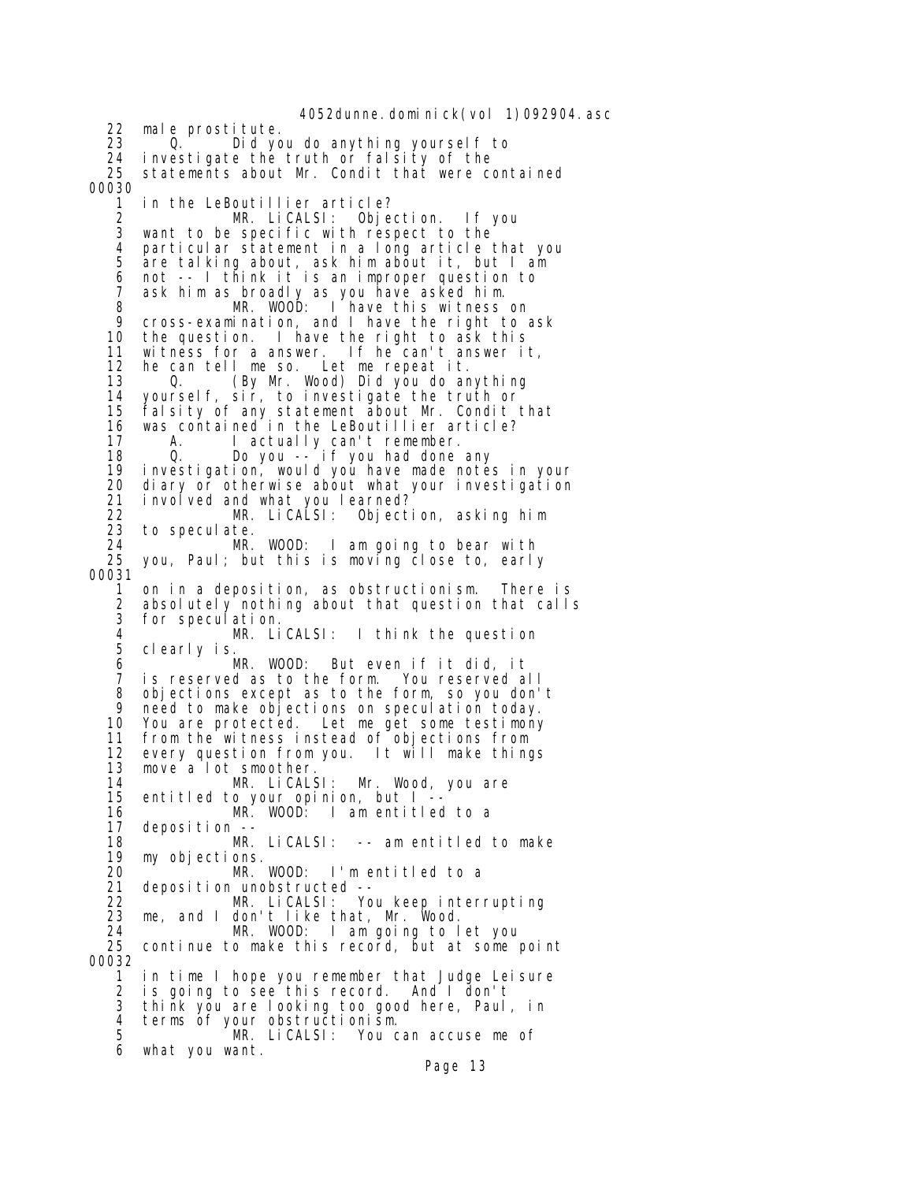22 male prostitute.
23 Q. Did you do anything yourself to
24 investigate the truth or falsity of the
25 statements about Mr. Condit that were contained
00030
1 in the LeBoutillier article?
2 MR. LiCALSI: Objection. If you
3 want to be specific with respect to the
4 particular statement in a long article that you
5 are talking about, ask him about it, but I am
6 not -- I think it is an improper question to
7 ask him as broadly as you have asked him.
8 MR. WOOD: I have this witness on
9 cross-examination, and I have the right to ask
10 the question. I have the right to ask this
11 witness for a answer. If he can't answer it,
12 he can tell me so. Let me repeat it.
13 Q. (By Mr. Wood) Did you do anything
14 yourself, sir, to investigate the truth or
15 falsity of any statement about Mr. Condit that
16 was contained in the LeBoutillier article?
17 A. I actually can't remember.
18 Q. Do you -- if you had done any
19 investigation, would you have made notes in your
20 diary or otherwise about what your investigation
21 involved and what you learned?
22 MR. LiCALSI: Objection, asking him
23 to speculate.
24 MR. WOOD: I am going to bear with
25 you, Paul; but this is moving close to, early
00031
1 on in a deposition, as obstructionism. There is
2 absolutely nothing about that question that calls
3 for speculation.
4 MR. LiCALSI: I think the question
5 clearly is.
6 MR. WOOD: But even if it did, it
7 is reserved as to the form. You reserved all
8 objections except as to the form, so you don't
9 need to make objections on speculation today.
10 You are protected. Let me get some testimony
11 from the witness instead of objections from
12 every question from you. It will make things
13 move a lot smoother.
14 MR. LiCALSI: Mr. Wood, you are
15 entitled to your opinion, but I --
16 MR. WOOD: I am entitled to a
17 deposition --
18 MR. LiCALSI: -- am entitled to make
19 my objections.
20 MR. WOOD: I'm entitled to a
21 deposition unobstructed --
22 MR. LiCALSI: You keep interrupting
23 me, and I don't like that, Mr. Wood.
24 MR. WOOD: I am going to let you
25 continue to make this record, but at some point
00032
1 in time I hope you remember that Judge Leisure
2 is going to see this record. And I don't
3 think you are looking too good here, Paul, in
4 terms of your obstructionism.
5 MR. LiCALSI: You can accuse me of
6 what you want.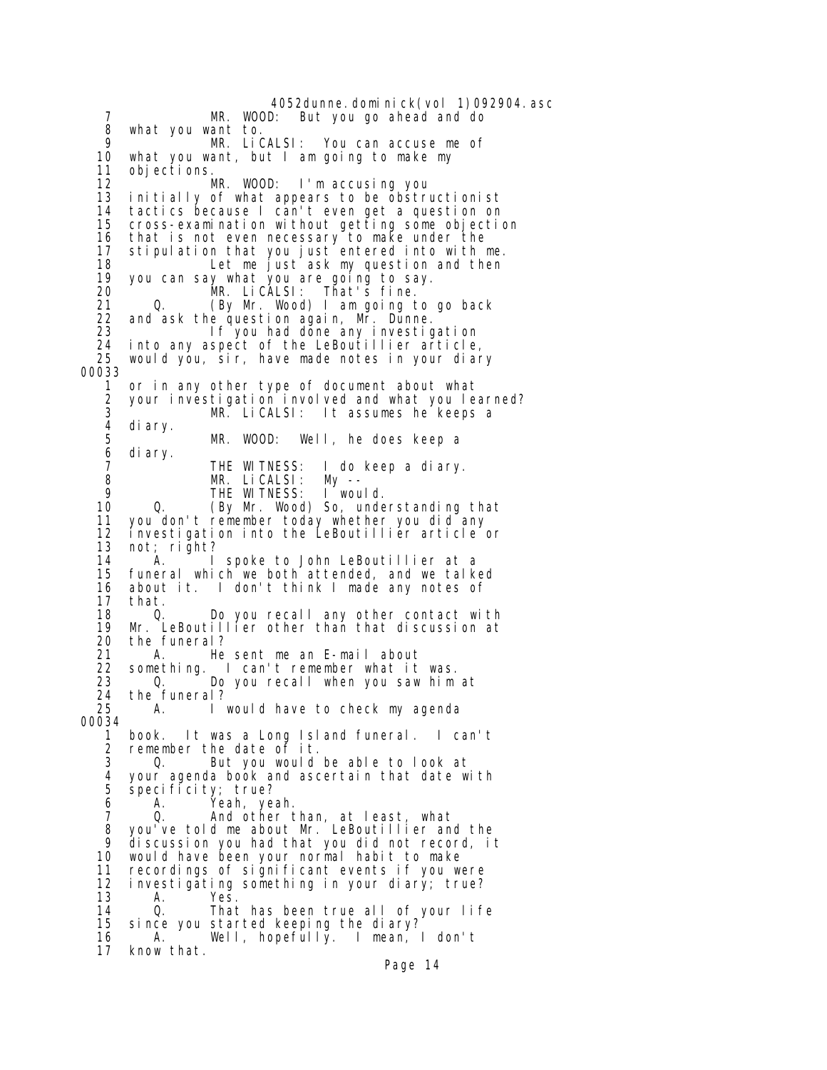7 MR. WOOD: But you go ahead and do
8 what you want to.
9 MR. LiCALSI: You can accuse me of
10 what you want, but I am going to make my
11 objections.
12 MR. WOOD: I'm accusing you
13 initially of what appears to be obstructionist
14 tactics because I can't even get a question on
15 cross-examination without getting some objection
16 that is not even necessary to make under the
17 stipulation that you just entered into with me.
18 Let me just ask my question and then
19 you can say what you are going to say.
20 MR. LiCALSI: That's fine.
21 Q. (By Mr. Wood) I am going to go back
22 and ask the question again, Mr. Dunne.
23 If you had done any investigation
24 into any aspect of the LeBoutillier article,
25 would you, sir, have made notes in your diary

00033

1 or in any other type of document about what
2 your investigation involved and what you learned?
3 MR. LiCALSI: It assumes he keeps a
4 diary.
5 MR. WOOD: Well, he does keep a
6 diary.
7 THE WITNESS: I do keep a diary.
8 MR. LiCALSI: My --
9 THE WITNESS: I would.
10 Q. (By Mr. Wood) So, understanding that
11 you don't remember today whether you did any
12 investigation into the LeBoutillier article or
13 not; right?
14 A. I spoke to John LeBoutillier at a
15 funeral which we both attended, and we talked
16 about it. I don't think I made any notes of
17 that.
18 Q. Do you recall any other contact with
19 Mr. LeBoutillier other than that discussion at
20 the funeral?
21 A. He sent me an E-mail about
22 something. I can't remember what it was.
23 Q. Do you recall when you saw him at
24 the funeral?
25 A. I would have to check my agenda

00034

1 book. It was a Long Island funeral. I can't
2 remember the date of it.
3 Q. But you would be able to look at
4 your agenda book and ascertain that date with
5 specificity; true?
6 A. Yeah, yeah.
7 Q. And other than, at least, what
8 you've told me about Mr. LeBoutillier and the
9 discussion you had that you did not record, it
10 would have been your normal habit to make
11 recordings of significant events if you were
12 investigating something in your diary; true?
13 A. Yes.
14 Q. That has been true all of your life
15 since you started keeping the diary?
16 A. Well, hopefully. I mean, I don't
17 know that.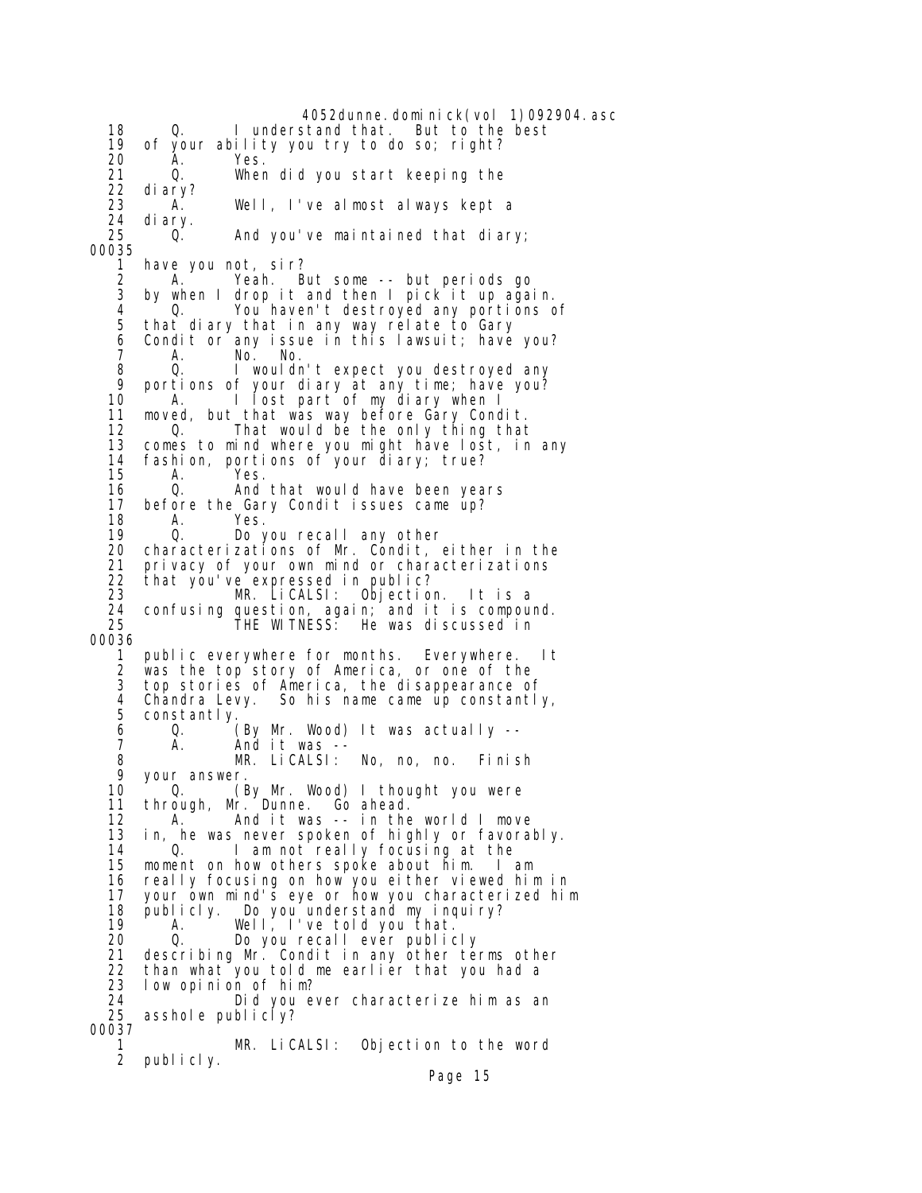18 Q. I understand that. But to the best
19 of your ability you try to do so; right?
20 A. Yes.
21 Q. When did you start keeping the
22 diary?
23 A. Well, I've almost always kept a
24 diary.
25 Q. And you've maintained that diary;

00035

1 have you not, sir?
2 A. Yeah. But some -- but periods go
3 by when I drop it and then I pick it up again.
4 Q. You haven't destroyed any portions of
5 that diary that in any way relate to Gary
6 Condit or any issue in this lawsuit; have you?
7 A. No. No.
8 Q. I wouldn't expect you destroyed any
9 portions of your diary at any time; have you?
10 A. I lost part of my diary when I
11 moved, but that was way before Gary Condit.
12 Q. That would be the only thing that
13 comes to mind where you might have lost, in any
14 fashion, portions of your diary; true?
15 A. Yes.
16 Q. And that would have been years
17 before the Gary Condit issues came up?
18 A. Yes.
19 Q. Do you recall any other
20 characterizations of Mr. Condit, either in the
21 privacy of your own mind or characterizations
22 that you've expressed in public?
23 MR. LiCALSI: Objection. It is a
24 confusing question, again; and it is compound.
25 THE WITNESS: He was discussed in

00036

1 public everywhere for months. Everywhere. It
2 was the top story of America, or one of the
3 top stories of America, the disappearance of
4 Chandra Levy. So his name came up constantly,
5 constantly.
6 Q. (By Mr. Wood) It was actually --
7 A. And it was --
8 MR. LiCALSI: No, no, no. Finish
9 your answer.
10 Q. (By Mr. Wood) I thought you were
11 through, Mr. Dunne. Go ahead.
12 A. And it was -- in the world I move
13 in, he was never spoken of highly or favorably.
14 Q. I am not really focusing at the
15 moment on how others spoke about him. I am
16 really focusing on how you either viewed him in
17 your own mind's eye or how you characterized him
18 publicly. Do you understand my inquiry?
19 A. Well, I've told you that.
20 Q. Do you recall ever publicly
21 describing Mr. Condit in any other terms other
22 than what you told me earlier that you had a
23 low opinion of him?
24 Did you ever characterize him as an
25 asshole publicly?

00037

1 MR. LiCALSI: Objection to the word
2 publicly.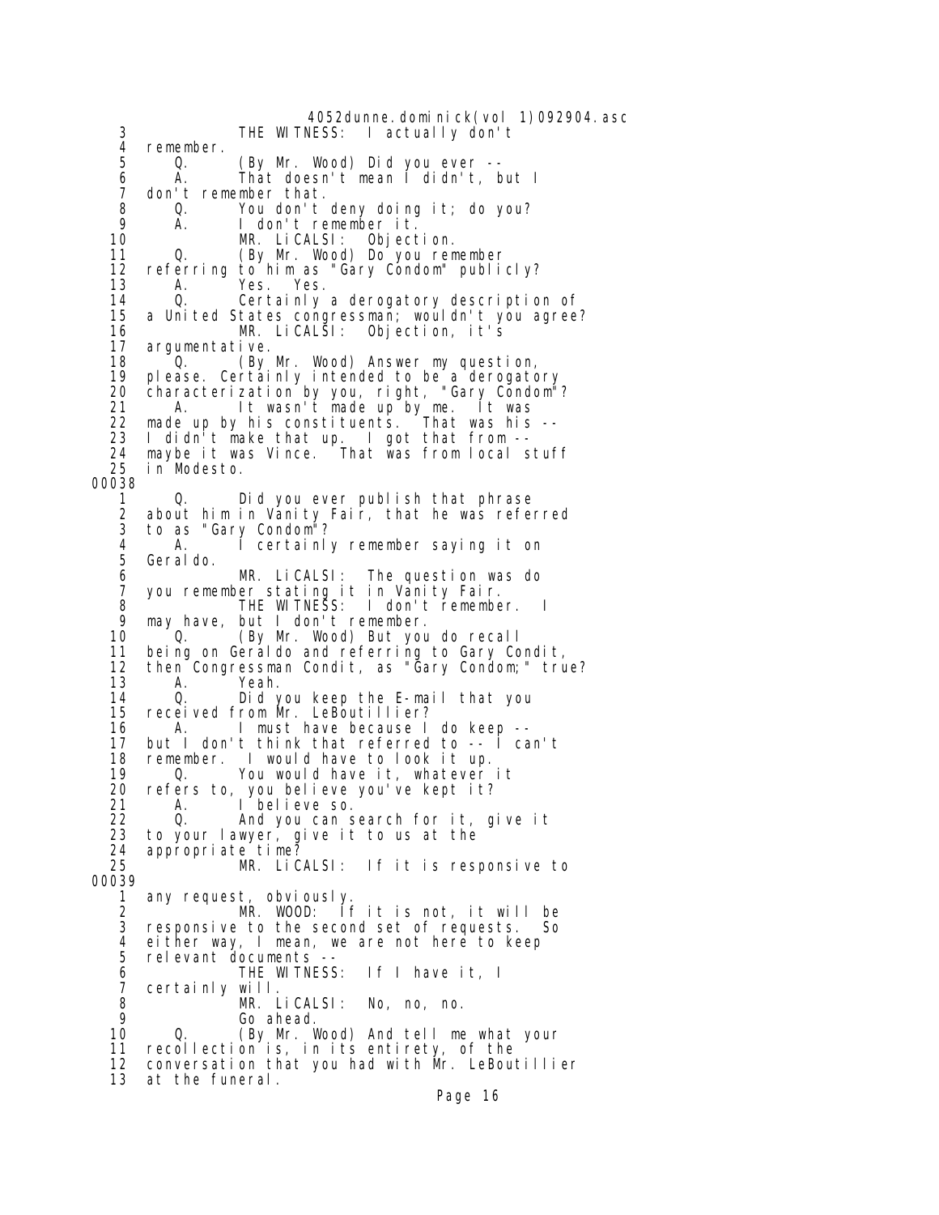```
3              THE WITNESS:  I actually don't
4    remember.
5       Q.     (By Mr. Wood) Did you ever --
6       A.     That doesn't mean I didn't, but I
7    don't remember that.
8       Q.     You don't deny doing it; do you?
9       A.     I don't remember it.
10             MR. LiCALSI:  Objection.
11      Q.     (By Mr. Wood) Do you remember
12   referring to him as "Gary Condom" publicly?
13      A.     Yes.  Yes.
14      Q.     Certainly a derogatory description of
15   a United States congressman; wouldn't you agree?
16             MR. LiCALSI:  Objection, it's
17   argumentative.
18      Q.     (By Mr. Wood) Answer my question,
19   please. Certainly intended to be a derogatory
20   characterization by you, right, "Gary Condom"?
21      A.     It wasn't made up by me.  It was
22   made up by his constituents.  That was his --
23   I didn't make that up.  I got that from --
24   maybe it was Vince.  That was from local stuff
25   in Modesto.
00038
1       Q.     Did you ever publish that phrase
2    about him in Vanity Fair, that he was referred
3    to as "Gary Condom"?
4       A.     I certainly remember saying it on
5    Geraldo.
6              MR. LiCALSI:  The question was do
7    you remember stating it in Vanity Fair.
8              THE WITNESS:  I don't remember.  I
9    may have, but I don't remember.
10      Q.     (By Mr. Wood) But you do recall
11   being on Geraldo and referring to Gary Condit,
12   then Congressman Condit, as "Gary Condom;" true?
13      A.     Yeah.
14      Q.     Did you keep the E-mail that you
15   received from Mr. LeBoutillier?
16      A.     I must have because I do keep --
17   but I don't think that referred to -- I can't
18   remember.  I would have to look it up.
19      Q.     You would have it, whatever it
20   refers to, you believe you've kept it?
21      A.     I believe so.
22      Q.     And you can search for it, give it
23   to your lawyer, give it to us at the
24   appropriate time?
25             MR. LiCALSI:  If it is responsive to
00039
1    any request, obviously.
2              MR. WOOD:  If it is not, it will be
3    responsive to the second set of requests.  So
4    either way, I mean, we are not here to keep
5    relevant documents --
6              THE WITNESS:  If I have it, I
7    certainly will.
8              MR. LiCALSI:  No, no, no.
9              Go ahead.
10      Q.     (By Mr. Wood) And tell me what your
11   recollection is, in its entirety, of the
12   conversation that you had with Mr. LeBoutillier
13   at the funeral.
```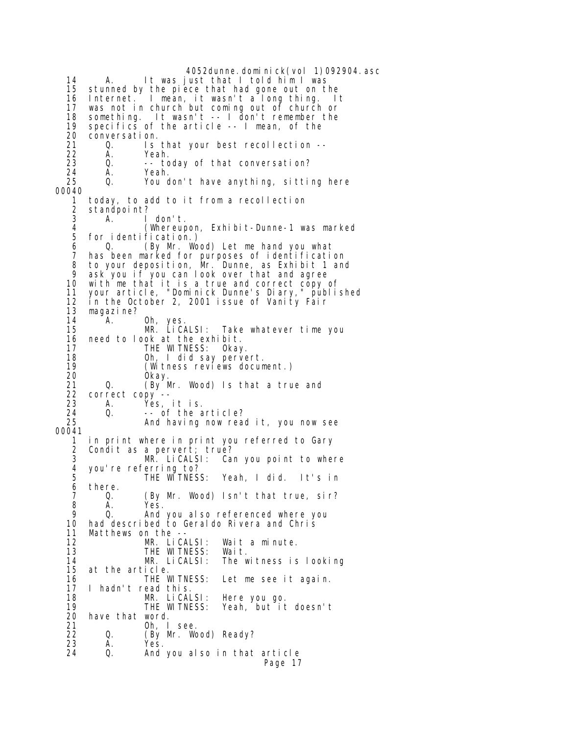```
14        A.      It was just that I told him I was
15   stunned by the piece that had gone out on the
16   Internet.  I mean, it wasn't a long thing.  It
17   was not in church but coming out of church or
18   something.  It wasn't -- I don't remember the
19   specifics of the article -- I mean, of the
20   conversation.
21        Q.      Is that your best recollection --
22        A.      Yeah.
23        Q.      -- today of that conversation?
24        A.      Yeah.
25        Q.      You don't have anything, sitting here
00040
 1   today, to add to it from a recollection
 2   standpoint?
 3        A.      I don't.
 4                (Whereupon, Exhibit-Dunne-1 was marked
 5   for identification.)
 6        Q.      (By Mr. Wood) Let me hand you what
 7   has been marked for purposes of identification
 8   to your deposition, Mr. Dunne, as Exhibit 1 and
 9   ask you if you can look over that and agree
10   with me that it is a true and correct copy of
11   your article, "Dominick Dunne's Diary," published
12   in the October 2, 2001 issue of Vanity Fair
13   magazine?
14        A.      Oh, yes.
15                MR. LiCALSI:  Take whatever time you
16   need to look at the exhibit.
17                THE WITNESS:  Okay.
18                Oh, I did say pervert.
19                (Witness reviews document.)
20                Okay.
21        Q.      (By Mr. Wood) Is that a true and
22   correct copy --
23        A.      Yes, it is.
24        Q.      -- of the article?
25                And having now read it, you now see
00041
 1   in print where in print you referred to Gary
 2   Condit as a pervert; true?
 3                MR. LiCALSI:  Can you point to where
 4   you're referring to?
 5                THE WITNESS:  Yeah, I did.  It's in
 6   there.
 7        Q.      (By Mr. Wood) Isn't that true, sir?
 8        A.      Yes.
 9        Q.      And you also referenced where you
10   had described to Geraldo Rivera and Chris
11   Matthews on the --
12                MR. LiCALSI:  Wait a minute.
13                THE WITNESS:  Wait.
14                MR. LiCALSI:  The witness is looking
15   at the article.
16                THE WITNESS:  Let me see it again.
17   I hadn't read this.
18                MR. LiCALSI:  Here you go.
19                THE WITNESS:  Yeah, but it doesn't
20   have that word.
21                Oh, I see.
22        Q.      (By Mr. Wood) Ready?
23        A.      Yes.
24        Q.      And you also in that article
```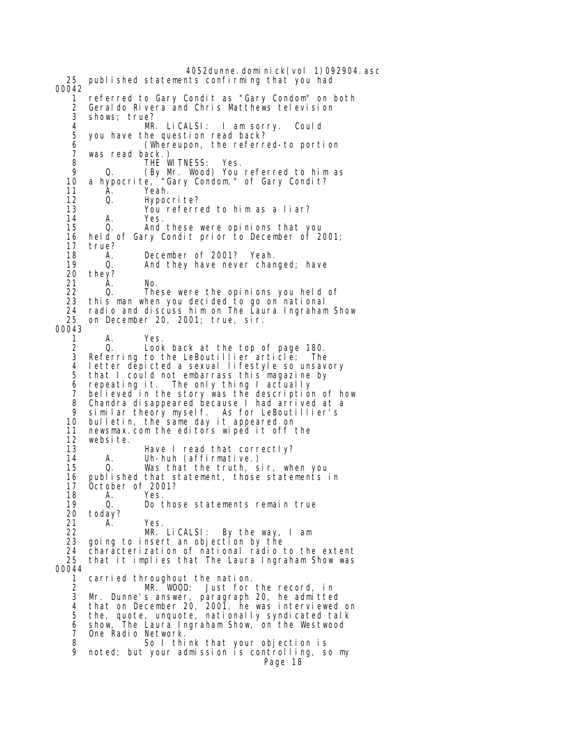25 published statements confirming that you had

00042

1 referred to Gary Condit as "Gary Condom" on both
2 Geraldo Rivera and Chris Matthews television
3 shows; true?
4 MR. LiCALSI: I am sorry. Could
5 you have the question read back?
6 (Whereupon, the referred-to portion
7 was read back.)
8 THE WITNESS: Yes.
9 Q. (By Mr. Wood) You referred to him as
10 a hypocrite, "Gary Condom," of Gary Condit?
11 A. Yeah.
12 Q. Hypocrite?
13 You referred to him as a liar?
14 A. Yes.
15 Q. And these were opinions that you
16 held of Gary Condit prior to December of 2001;
17 true?
18 A. December of 2001? Yeah.
19 Q. And they have never changed; have
20 they?
21 A. No.
22 Q. These were the opinions you held of
23 this man when you decided to go on national
24 radio and discuss him on The Laura Ingraham Show
25 on December 20, 2001; true, sir.

00043

1 A. Yes.
2 Q. Look back at the top of page 180.
3 Referring to the LeBoutillier article: The
4 letter depicted a sexual lifestyle so unsavory
5 that I could not embarrass this magazine by
6 repeating it. The only thing I actually
7 believed in the story was the description of how
8 Chandra disappeared because I had arrived at a
9 similar theory myself. As for LeBoutillier's
10 bulletin, the same day it appeared on
11 newsmax.com the editors wiped it off the
12 website.
13 Have I read that correctly?
14 A. Uh-huh (affirmative.)
15 Q. Was that the truth, sir, when you
16 published that statement, those statements in
17 October of 2001?
18 A. Yes.
19 Q. Do those statements remain true
20 today?
21 A. Yes.
22 MR. LiCALSI: By the way, I am
23 going to insert an objection by the
24 characterization of national radio to the extent
25 that it implies that The Laura Ingraham Show was

00044

1 carried throughout the nation.
2 MR. WOOD: Just for the record, in
3 Mr. Dunne's answer, paragraph 20, he admitted
4 that on December 20, 2001, he was interviewed on
5 the, quote, unquote, nationally syndicated talk
6 show, The Laura Ingraham Show, on the Westwood
7 One Radio Network.
8 So I think that your objection is
9 noted; but your admission is controlling, so my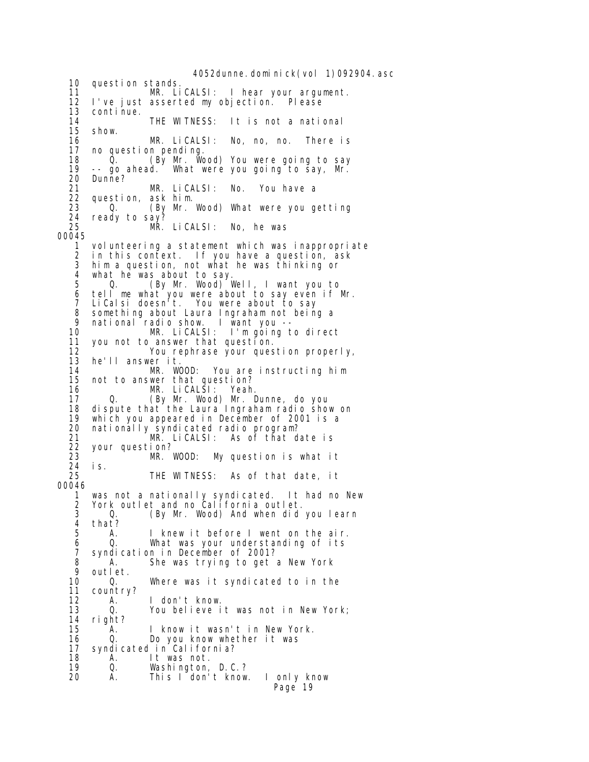10 question stands.
11 MR. LiCALSI: I hear your argument.
12 I've just asserted my objection. Please
13 continue.
14 THE WITNESS: It is not a national
15 show.
16 MR. LiCALSI: No, no, no. There is
17 no question pending.
18 Q. (By Mr. Wood) You were going to say
19 -- go ahead. What were you going to say, Mr.
20 Dunne?
21 MR. LiCALSI: No. You have a
22 question, ask him.
23 Q. (By Mr. Wood) What were you getting
24 ready to say?
25 MR. LiCALSI: No, he was

00045

1 volunteering a statement which was inappropriate
2 in this context. If you have a question, ask
3 him a question, not what he was thinking or
4 what he was about to say.
5 Q. (By Mr. Wood) Well, I want you to
6 tell me what you were about to say even if Mr.
7 LiCalsi doesn't. You were about to say
8 something about Laura Ingraham not being a
9 national radio show. I want you --
10 MR. LiCALSI: I'm going to direct
11 you not to answer that question.
12 You rephrase your question properly,
13 he'll answer it.
14 MR. WOOD: You are instructing him
15 not to answer that question?
16 MR. LiCALSI: Yeah.
17 Q. (By Mr. Wood) Mr. Dunne, do you
18 dispute that the Laura Ingraham radio show on
19 which you appeared in December of 2001 is a
20 nationally syndicated radio program?
21 MR. LiCALSI: As of that date is
22 your question?
23 MR. WOOD: My question is what it
24 is.
25 THE WITNESS: As of that date, it

00046

1 was not a nationally syndicated. It had no New
2 York outlet and no California outlet.
3 Q. (By Mr. Wood) And when did you learn
4 that?
5 A. I knew it before I went on the air.
6 Q. What was your understanding of its
7 syndication in December of 2001?
8 A. She was trying to get a New York
9 outlet.
10 Q. Where was it syndicated to in the
11 country?
12 A. I don't know.
13 Q. You believe it was not in New York;
14 right?
15 A. I know it wasn't in New York.
16 Q. Do you know whether it was
17 syndicated in California?
18 A. It was not.
19 Q. Washington, D.C.?
20 A. This I don't know. I only know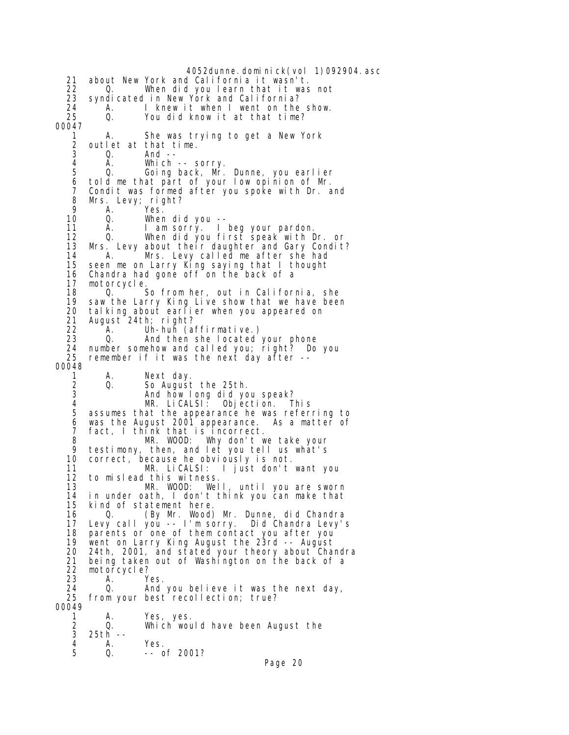4052dunne.dominick(vol 1)092904.asc

21 about New York and California it wasn't.
22 Q. When did you learn that it was not
23 syndicated in New York and California?
24 A. I knew it when I went on the show.
25 Q. You did know it at that time?

00047

1 A. She was trying to get a New York
2 outlet at that time.
3 Q. And --
4 A. Which -- sorry.
5 Q. Going back, Mr. Dunne, you earlier
6 told me that part of your low opinion of Mr.
7 Condit was formed after you spoke with Dr. and
8 Mrs. Levy; right?
9 A. Yes.
10 Q. When did you --
11 A. I am sorry. I beg your pardon.
12 Q. When did you first speak with Dr. or
13 Mrs. Levy about their daughter and Gary Condit?
14 A. Mrs. Levy called me after she had
15 seen me on Larry King saying that I thought
16 Chandra had gone off on the back of a
17 motorcycle.
18 Q. So from her, out in California, she
19 saw the Larry King Live show that we have been
20 talking about earlier when you appeared on
21 August 24th; right?
22 A. Uh-huh (affirmative.)
23 Q. And then she located your phone
24 number somehow and called you; right? Do you
25 remember if it was the next day after --

00048

1 A. Next day.
2 Q. So August the 25th.
3 And how long did you speak?
4 MR. LiCALSI: Objection. This
5 assumes that the appearance he was referring to
6 was the August 2001 appearance. As a matter of
7 fact, I think that is incorrect.
8 MR. WOOD: Why don't we take your
9 testimony, then, and let you tell us what's
10 correct, because he obviously is not.
11 MR. LiCALSI: I just don't want you
12 to mislead this witness.
13 MR. WOOD: Well, until you are sworn
14 in under oath, I don't think you can make that
15 kind of statement here.
16 Q. (By Mr. Wood) Mr. Dunne, did Chandra
17 Levy call you -- I'm sorry. Did Chandra Levy's
18 parents or one of them contact you after you
19 went on Larry King August the 23rd -- August
20 24th, 2001, and stated your theory about Chandra
21 being taken out of Washington on the back of a
22 motorcycle?
23 A. Yes.
24 Q. And you believe it was the next day,
25 from your best recollection; true?

00049

1 A. Yes, yes.
2 Q. Which would have been August the
3 25th --
4 A. Yes.
5 Q. -- of 2001?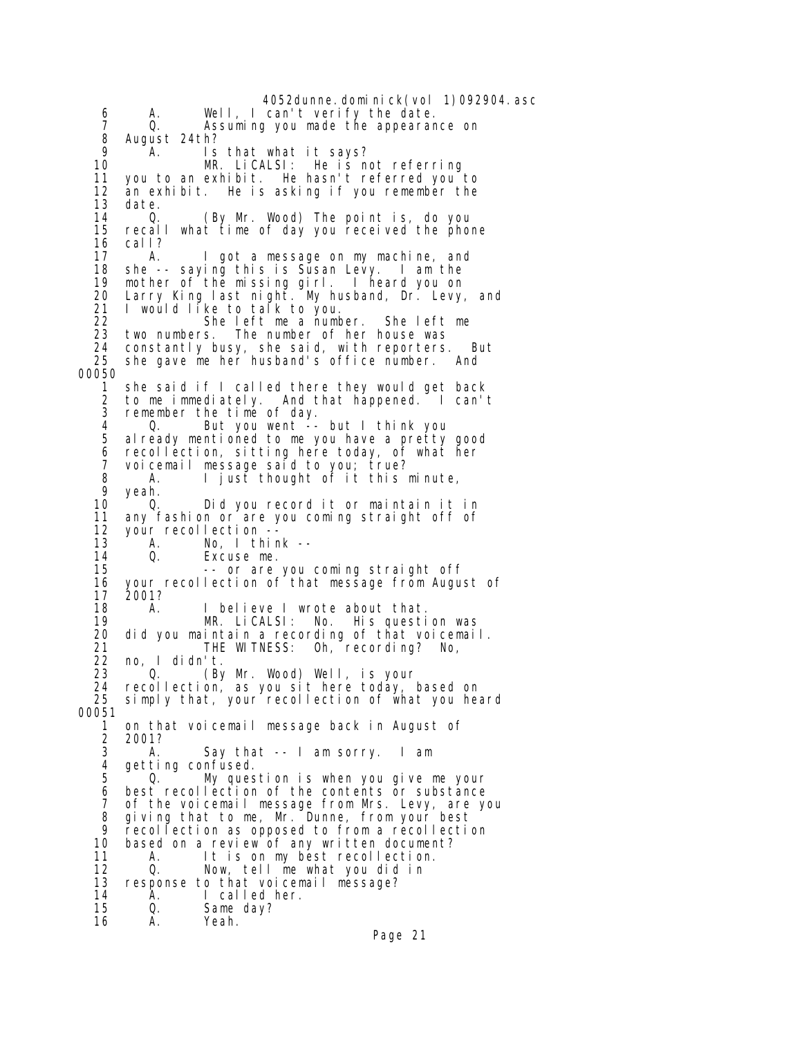6 A. Well, I can't verify the date.
7 Q. Assuming you made the appearance on
8 August 24th?
9 A. Is that what it says?
10 MR. LiCALSI: He is not referring
11 you to an exhibit. He hasn't referred you to
12 an exhibit. He is asking if you remember the
13 date.
14 Q. (By Mr. Wood) The point is, do you
15 recall what time of day you received the phone
16 call?
17 A. I got a message on my machine, and
18 she -- saying this is Susan Levy. I am the
19 mother of the missing girl. I heard you on
20 Larry King last night. My husband, Dr. Levy, and
21 I would like to talk to you.
22 She left me a number. She left me
23 two numbers. The number of her house was
24 constantly busy, she said, with reporters. But
25 she gave me her husband's office number. And

00050

1 she said if I called there they would get back
2 to me immediately. And that happened. I can't
3 remember the time of day.
4 Q. But you went -- but I think you
5 already mentioned to me you have a pretty good
6 recollection, sitting here today, of what her
7 voicemail message said to you; true?
8 A. I just thought of it this minute,
9 yeah.
10 Q. Did you record it or maintain it in
11 any fashion or are you coming straight off of
12 your recollection --
13 A. No, I think --
14 Q. Excuse me.
15 -- or are you coming straight off
16 your recollection of that message from August of
17 2001?
18 A. I believe I wrote about that.
19 MR. LiCALSI: No. His question was
20 did you maintain a recording of that voicemail.
21 THE WITNESS: Oh, recording? No,
22 no, I didn't.
23 Q. (By Mr. Wood) Well, is your
24 recollection, as you sit here today, based on
25 simply that, your recollection of what you heard

00051

1 on that voicemail message back in August of
2 2001?
3 A. Say that -- I am sorry. I am
4 getting confused.
5 Q. My question is when you give me your
6 best recollection of the contents or substance
7 of the voicemail message from Mrs. Levy, are you
8 giving that to me, Mr. Dunne, from your best
9 recollection as opposed to from a recollection
10 based on a review of any written document?
11 A. It is on my best recollection.
12 Q. Now, tell me what you did in
13 response to that voicemail message?
14 A. I called her.
15 Q. Same day?
16 A. Yeah.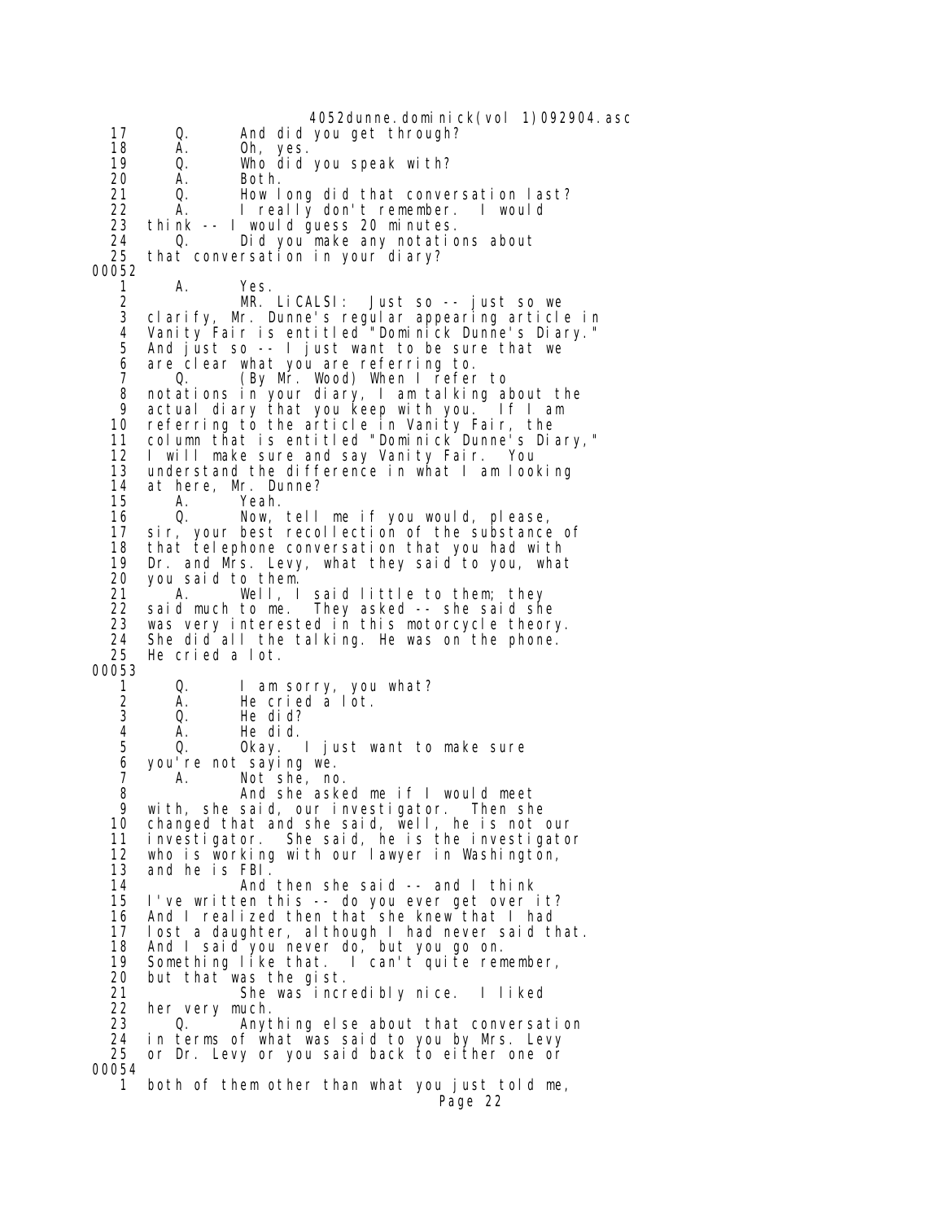17 Q. And did you get through?
18 A. Oh, yes.
19 Q. Who did you speak with?
20 A. Both.
21 Q. How long did that conversation last?
22 A. I really don't remember. I would
23 think -- I would guess 20 minutes.
24 Q. Did you make any notations about
25 that conversation in your diary?

00052

1 A. Yes.
2 MR. LiCALSI: Just so -- just so we
3 clarify, Mr. Dunne's regular appearing article in
4 Vanity Fair is entitled "Dominick Dunne's Diary."
5 And just so -- I just want to be sure that we
6 are clear what you are referring to.
7 Q. (By Mr. Wood) When I refer to
8 notations in your diary, I am talking about the
9 actual diary that you keep with you. If I am
10 referring to the article in Vanity Fair, the
11 column that is entitled "Dominick Dunne's Diary,"
12 I will make sure and say Vanity Fair. You
13 understand the difference in what I am looking
14 at here, Mr. Dunne?
15 A. Yeah.
16 Q. Now, tell me if you would, please,
17 sir, your best recollection of the substance of
18 that telephone conversation that you had with
19 Dr. and Mrs. Levy, what they said to you, what
20 you said to them.
21 A. Well, I said little to them; they
22 said much to me. They asked -- she said she
23 was very interested in this motorcycle theory.
24 She did all the talking. He was on the phone.
25 He cried a lot.

00053

1 Q. I am sorry, you what?
2 A. He cried a lot.
3 Q. He did?
4 A. He did.
5 Q. Okay. I just want to make sure
6 you're not saying we.
7 A. Not she, no.
8 And she asked me if I would meet
9 with, she said, our investigator. Then she
10 changed that and she said, well, he is not our
11 investigator. She said, he is the investigator
12 who is working with our lawyer in Washington,
13 and he is FBI.
14 And then she said -- and I think
15 I've written this -- do you ever get over it?
16 And I realized then that she knew that I had
17 lost a daughter, although I had never said that.
18 And I said you never do, but you go on.
19 Something like that. I can't quite remember,
20 but that was the gist.
21 She was incredibly nice. I liked
22 her very much.
23 Q. Anything else about that conversation
24 in terms of what was said to you by Mrs. Levy
25 or Dr. Levy or you said back to either one or

00054

1 both of them other than what you just told me,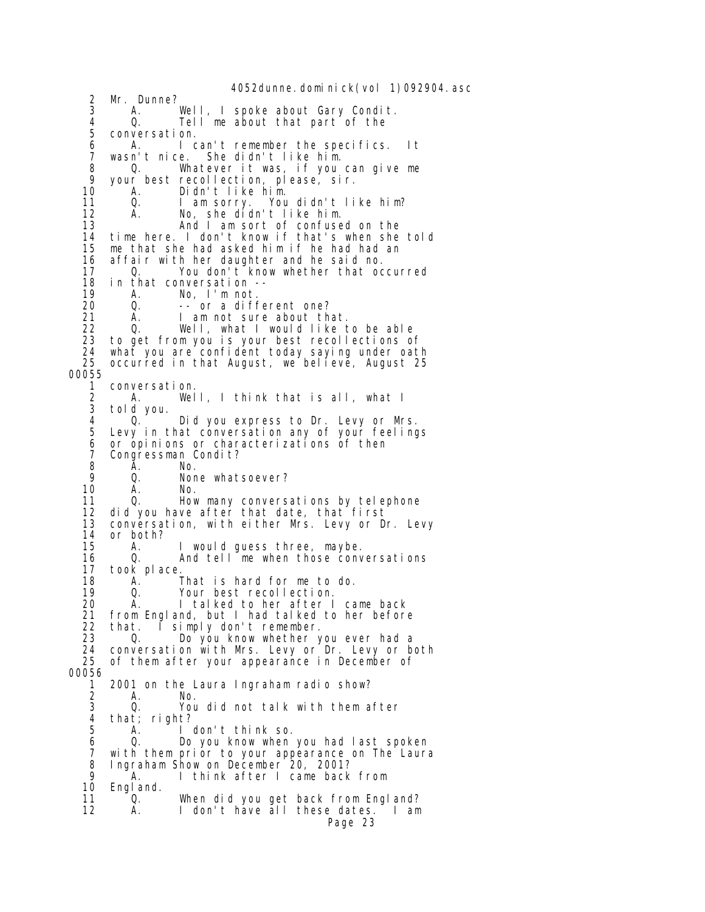2 Mr. Dunne?
3 A. Well, I spoke about Gary Condit.
4 Q. Tell me about that part of the
5 conversation.
6 A. I can't remember the specifics. It
7 wasn't nice. She didn't like him.
8 Q. Whatever it was, if you can give me
9 your best recollection, please, sir.
10 A. Didn't like him.
11 Q. I am sorry. You didn't like him?
12 A. No, she didn't like him.
13 And I am sort of confused on the
14 time here. I don't know if that's when she told
15 me that she had asked him if he had had an
16 affair with her daughter and he said no.
17 Q. You don't know whether that occurred
18 in that conversation --
19 A. No, I'm not.
20 Q. -- or a different one?
21 A. I am not sure about that.
22 Q. Well, what I would like to be able
23 to get from you is your best recollections of
24 what you are confident today saying under oath
25 occurred in that August, we believe, August 25

00055

1 conversation.
2 A. Well, I think that is all, what I
3 told you.
4 Q. Did you express to Dr. Levy or Mrs.
5 Levy in that conversation any of your feelings
6 or opinions or characterizations of then
7 Congressman Condit?
8 A. No.
9 Q. None whatsoever?
10 A. No.
11 Q. How many conversations by telephone
12 did you have after that date, that first
13 conversation, with either Mrs. Levy or Dr. Levy
14 or both?
15 A. I would guess three, maybe.
16 Q. And tell me when those conversations
17 took place.
18 A. That is hard for me to do.
19 Q. Your best recollection.
20 A. I talked to her after I came back
21 from England, but I had talked to her before
22 that. I simply don't remember.
23 Q. Do you know whether you ever had a
24 conversation with Mrs. Levy or Dr. Levy or both
25 of them after your appearance in December of

00056

1 2001 on the Laura Ingraham radio show?
2 A. No.
3 Q. You did not talk with them after
4 that; right?
5 A. I don't think so.
6 Q. Do you know when you had last spoken
7 with them prior to your appearance on The Laura
8 Ingraham Show on December 20, 2001?
9 A. I think after I came back from
10 England.
11 Q. When did you get back from England?
12 A. I don't have all these dates. I am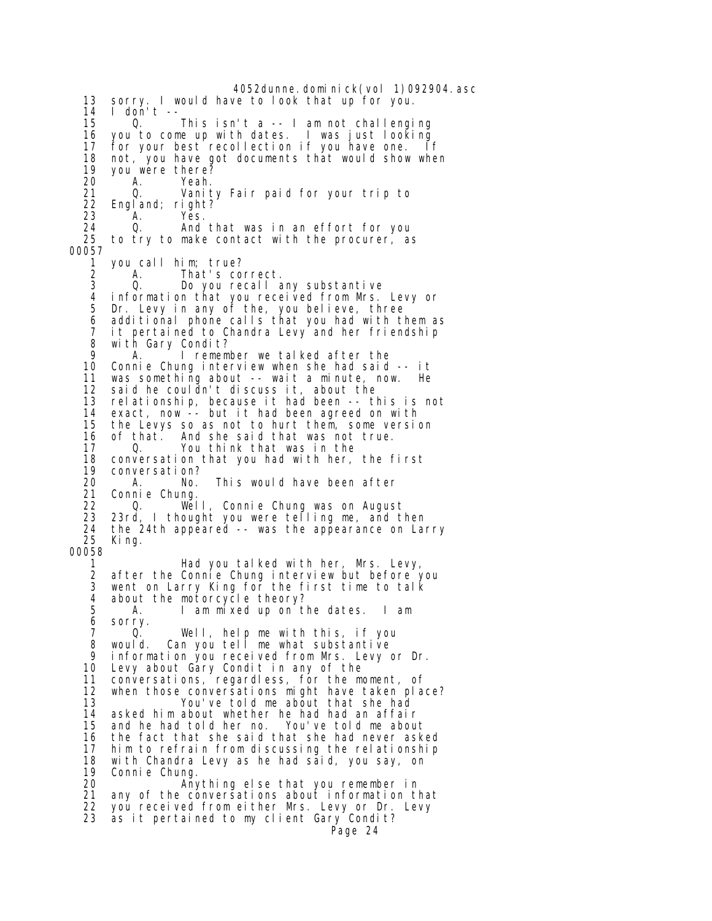13 sorry. I would have to look that up for you.
14 I don't --
15 Q. This isn't a -- I am not challenging
16 you to come up with dates. I was just looking
17 for your best recollection if you have one. If
18 not, you have got documents that would show when
19 you were there?
20 A. Yeah.
21 Q. Vanity Fair paid for your trip to
22 England; right?
23 A. Yes.
24 Q. And that was in an effort for you
25 to try to make contact with the procurer, as
00057
1 you call him; true?
2 A. That's correct.
3 Q. Do you recall any substantive
4 information that you received from Mrs. Levy or
5 Dr. Levy in any of the, you believe, three
6 additional phone calls that you had with them as
7 it pertained to Chandra Levy and her friendship
8 with Gary Condit?
9 A. I remember we talked after the
10 Connie Chung interview when she had said -- it
11 was something about -- wait a minute, now. He
12 said he couldn't discuss it, about the
13 relationship, because it had been -- this is not
14 exact, now -- but it had been agreed on with
15 the Levys so as not to hurt them, some version
16 of that. And she said that was not true.
17 Q. You think that was in the
18 conversation that you had with her, the first
19 conversation?
20 A. No. This would have been after
21 Connie Chung.
22 Q. Well, Connie Chung was on August
23 23rd, I thought you were telling me, and then
24 the 24th appeared -- was the appearance on Larry
25 King.
00058
1 Had you talked with her, Mrs. Levy,
2 after the Connie Chung interview but before you
3 went on Larry King for the first time to talk
4 about the motorcycle theory?
5 A. I am mixed up on the dates. I am
6 sorry.
7 Q. Well, help me with this, if you
8 would. Can you tell me what substantive
9 information you received from Mrs. Levy or Dr.
10 Levy about Gary Condit in any of the
11 conversations, regardless, for the moment, of
12 when those conversations might have taken place?
13 You've told me about that she had
14 asked him about whether he had had an affair
15 and he had told her no. You've told me about
16 the fact that she said that she had never asked
17 him to refrain from discussing the relationship
18 with Chandra Levy as he had said, you say, on
19 Connie Chung.
20 Anything else that you remember in
21 any of the conversations about information that
22 you received from either Mrs. Levy or Dr. Levy
23 as it pertained to my client Gary Condit?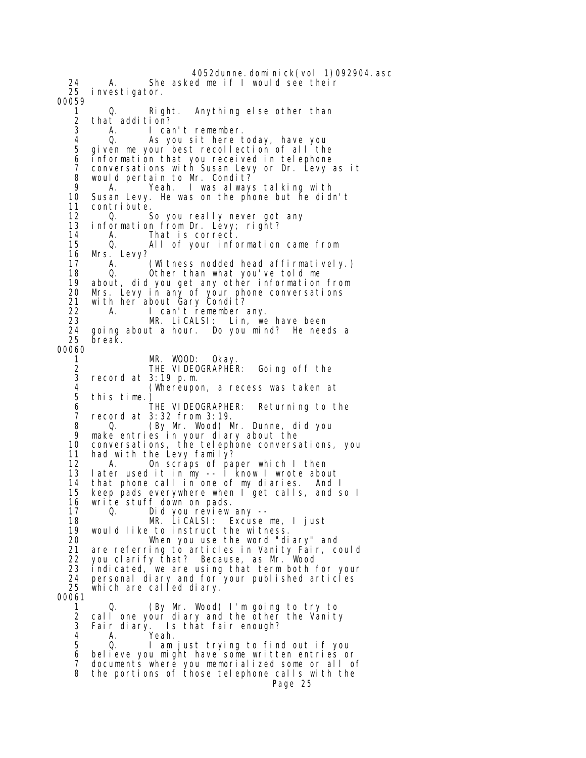```
24      A.      She asked me if I would see their
25   investigator.
00059
 1      Q.      Right.  Anything else other than
 2   that addition?
 3      A.      I can't remember.
 4      Q.      As you sit here today, have you
 5   given me your best recollection of all the
 6   information that you received in telephone
 7   conversations with Susan Levy or Dr. Levy as it
 8   would pertain to Mr. Condit?
 9      A.      Yeah.  I was always talking with
10   Susan Levy. He was on the phone but he didn't
11   contribute.
12      Q.      So you really never got any
13   information from Dr. Levy; right?
14      A.      That is correct.
15      Q.      All of your information came from
16   Mrs. Levy?
17      A.      (Witness nodded head affirmatively.)
18      Q.      Other than what you've told me
19   about, did you get any other information from
20   Mrs. Levy in any of your phone conversations
21   with her about Gary Condit?
22      A.      I can't remember any.
23              MR. LiCALSI:  Lin, we have been
24   going about a hour.  Do you mind?  He needs a
25   break.
00060
 1              MR. WOOD:  Okay.
 2              THE VIDEOGRAPHER:  Going off the
 3   record at 3:19 p.m.
 4              (Whereupon, a recess was taken at
 5   this time.)
 6              THE VIDEOGRAPHER:  Returning to the
 7   record at 3:32 from 3:19.
 8      Q.      (By Mr. Wood) Mr. Dunne, did you
 9   make entries in your diary about the
10   conversations, the telephone conversations, you
11   had with the Levy family?
12      A.      On scraps of paper which I then
13   later used it in my -- I know I wrote about
14   that phone call in one of my diaries.  And I
15   keep pads everywhere when I get calls, and so I
16   write stuff down on pads.
17      Q.      Did you review any --
18              MR. LiCALSI:  Excuse me, I just
19   would like to instruct the witness.
20              When you use the word "diary" and
21   are referring to articles in Vanity Fair, could
22   you clarify that?  Because, as Mr. Wood
23   indicated, we are using that term both for your
24   personal diary and for your published articles
25   which are called diary.
00061
 1      Q.      (By Mr. Wood) I'm going to try to
 2   call one your diary and the other the Vanity
 3   Fair diary.  Is that fair enough?
 4      A.      Yeah.
 5      Q.      I am just trying to find out if you
 6   believe you might have some written entries or
 7   documents where you memorialized some or all of
 8   the portions of those telephone calls with the
```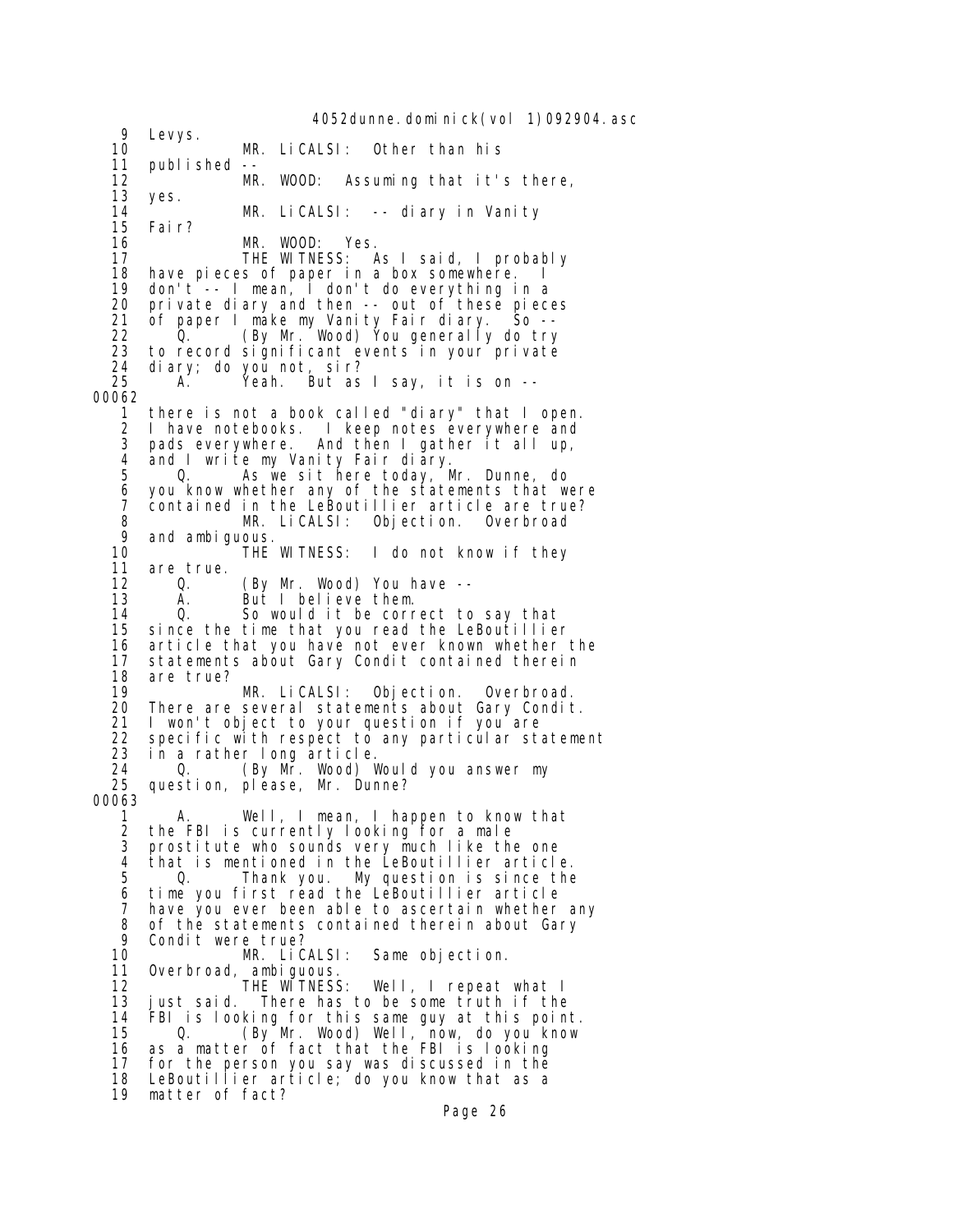9 Levys.
10 MR. LiCALSI: Other than his
11 published --
12 MR. WOOD: Assuming that it's there,
13 yes.
14 MR. LiCALSI: -- diary in Vanity
15 Fair?
16 MR. WOOD: Yes.
17 THE WITNESS: As I said, I probably
18 have pieces of paper in a box somewhere. I
19 don't -- I mean, I don't do everything in a
20 private diary and then -- out of these pieces
21 of paper I make my Vanity Fair diary. So --
22 Q. (By Mr. Wood) You generally do try
23 to record significant events in your private
24 diary; do you not, sir?
25 A. Yeah. But as I say, it is on --
00062
1 there is not a book called "diary" that I open.
2 I have notebooks. I keep notes everywhere and
3 pads everywhere. And then I gather it all up,
4 and I write my Vanity Fair diary.
5 Q. As we sit here today, Mr. Dunne, do
6 you know whether any of the statements that were
7 contained in the LeBoutillier article are true?
8 MR. LiCALSI: Objection. Overbroad
9 and ambiguous.
10 THE WITNESS: I do not know if they
11 are true.
12 Q. (By Mr. Wood) You have --
13 A. But I believe them.
14 Q. So would it be correct to say that
15 since the time that you read the LeBoutillier
16 article that you have not ever known whether the
17 statements about Gary Condit contained therein
18 are true?
19 MR. LiCALSI: Objection. Overbroad.
20 There are several statements about Gary Condit.
21 I won't object to your question if you are
22 specific with respect to any particular statement
23 in a rather long article.
24 Q. (By Mr. Wood) Would you answer my
25 question, please, Mr. Dunne?
00063
1 A. Well, I mean, I happen to know that
2 the FBI is currently looking for a male
3 prostitute who sounds very much like the one
4 that is mentioned in the LeBoutillier article.
5 Q. Thank you. My question is since the
6 time you first read the LeBoutillier article
7 have you ever been able to ascertain whether any
8 of the statements contained therein about Gary
9 Condit were true?
10 MR. LiCALSI: Same objection.
11 Overbroad, ambiguous.
12 THE WITNESS: Well, I repeat what I
13 just said. There has to be some truth if the
14 FBI is looking for this same guy at this point.
15 Q. (By Mr. Wood) Well, now, do you know
16 as a matter of fact that the FBI is looking
17 for the person you say was discussed in the
18 LeBoutillier article; do you know that as a
19 matter of fact?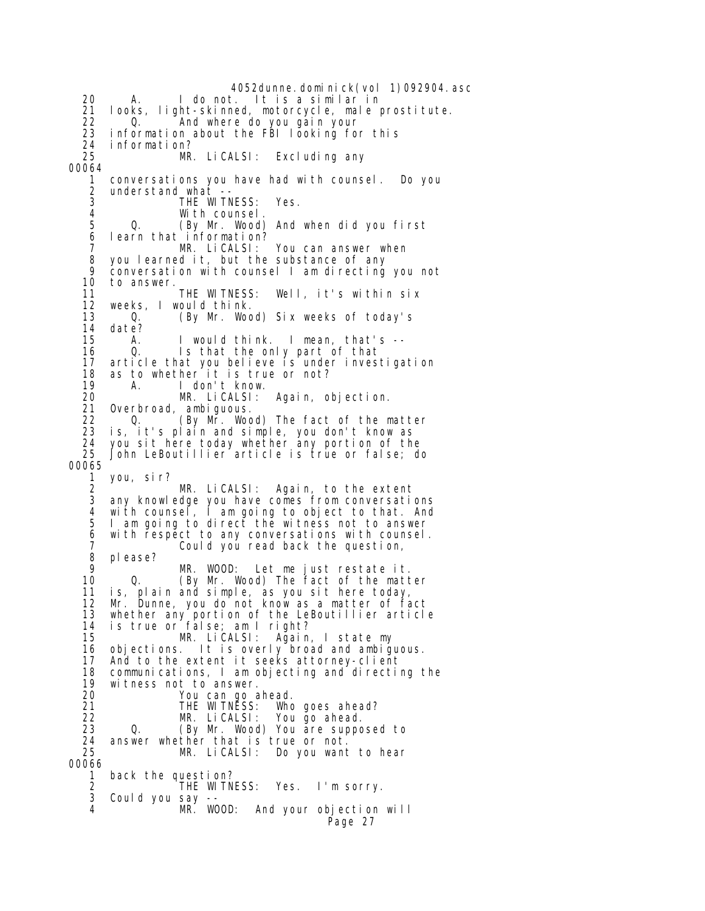```
20      A.      I do not.  It is a similar in
21   looks, light-skinned, motorcycle, male prostitute.
22      Q.      And where do you gain your
23   information about the FBI looking for this
24   information?
25              MR. LiCALSI:  Excluding any
00064
 1   conversations you have had with counsel.  Do you
 2   understand what --
 3              THE WITNESS:  Yes.
 4              With counsel.
 5      Q.      (By Mr. Wood) And when did you first
 6   learn that information?
 7              MR. LiCALSI:  You can answer when
 8   you learned it, but the substance of any
 9   conversation with counsel I am directing you not
10   to answer.
11              THE WITNESS:  Well, it's within six
12   weeks, I would think.
13      Q.      (By Mr. Wood) Six weeks of today's
14   date?
15      A.      I would think.  I mean, that's --
16      Q.      Is that the only part of that
17   article that you believe is under investigation
18   as to whether it is true or not?
19      A.      I don't know.
20              MR. LiCALSI:  Again, objection.
21   Overbroad, ambiguous.
22      Q.      (By Mr. Wood) The fact of the matter
23   is, it's plain and simple, you don't know as
24   you sit here today whether any portion of the
25   John LeBoutillier article is true or false; do
00065
 1   you, sir?
 2              MR. LiCALSI:  Again, to the extent
 3   any knowledge you have comes from conversations
 4   with counsel, I am going to object to that. And
 5   I am going to direct the witness not to answer
 6   with respect to any conversations with counsel.
 7              Could you read back the question,
 8   please?
 9              MR. WOOD:  Let me just restate it.
10      Q.      (By Mr. Wood) The fact of the matter
11   is, plain and simple, as you sit here today,
12   Mr. Dunne, you do not know as a matter of fact
13   whether any portion of the LeBoutillier article
14   is true or false; am I right?
15              MR. LiCALSI:  Again, I state my
16   objections.  It is overly broad and ambiguous.
17   And to the extent it seeks attorney-client
18   communications, I am objecting and directing the
19   witness not to answer.
20              You can go ahead.
21              THE WITNESS:  Who goes ahead?
22              MR. LiCALSI:  You go ahead.
23      Q.      (By Mr. Wood) You are supposed to
24   answer whether that is true or not.
25              MR. LiCALSI:  Do you want to hear
00066
 1   back the question?
 2              THE WITNESS:  Yes.  I'm sorry.
 3   Could you say --
 4              MR. WOOD:  And your objection will
```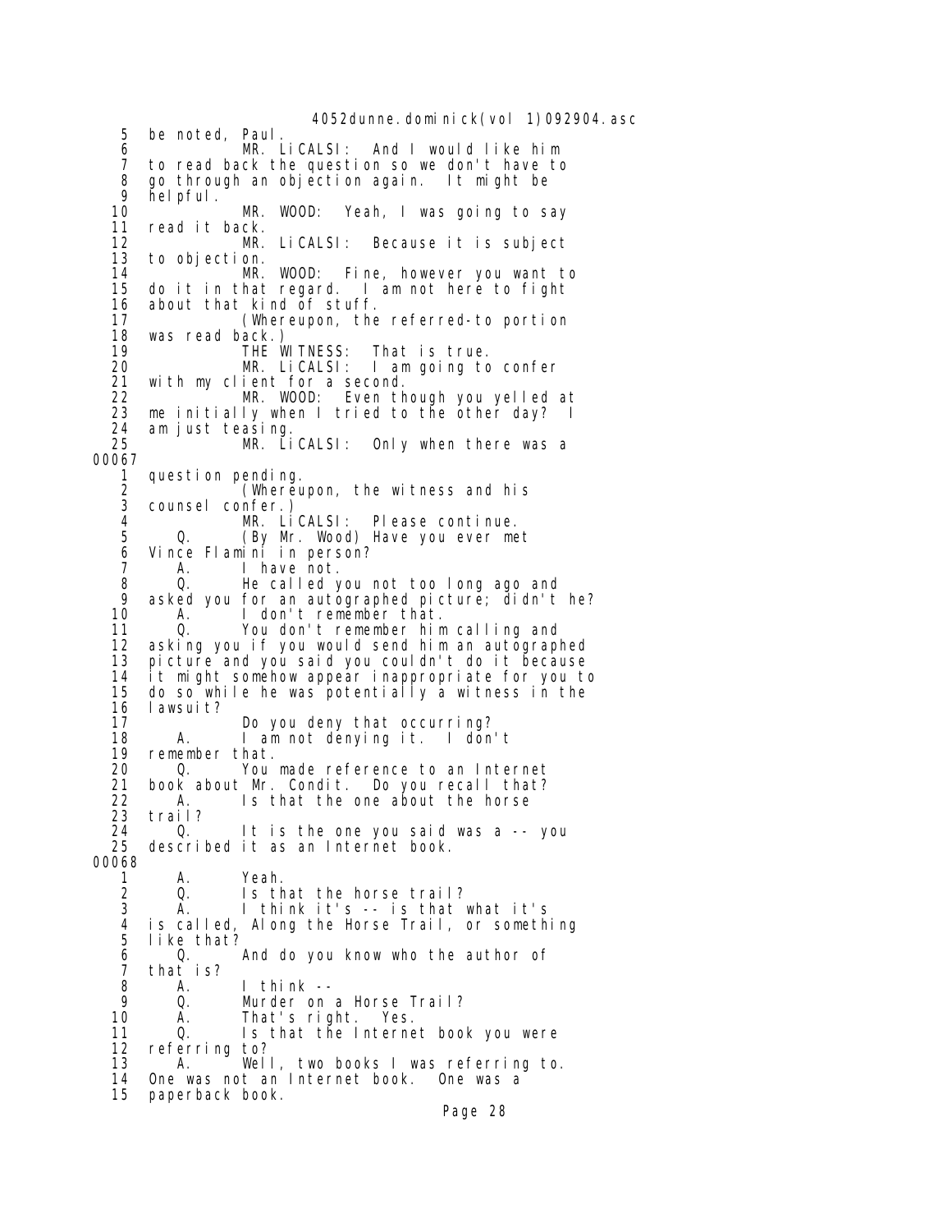5 be noted, Paul.
6 MR. LiCALSI: And I would like him
7 to read back the question so we don't have to
8 go through an objection again. It might be
9 helpful.
10 MR. WOOD: Yeah, I was going to say
11 read it back.
12 MR. LiCALSI: Because it is subject
13 to objection.
14 MR. WOOD: Fine, however you want to
15 do it in that regard. I am not here to fight
16 about that kind of stuff.
17 (Whereupon, the referred-to portion
18 was read back.)
19 THE WITNESS: That is true.
20 MR. LiCALSI: I am going to confer
21 with my client for a second.
22 MR. WOOD: Even though you yelled at
23 me initially when I tried to the other day? I
24 am just teasing.
25 MR. LiCALSI: Only when there was a

00067

1 question pending.
2 (Whereupon, the witness and his
3 counsel confer.)
4 MR. LiCALSI: Please continue.
5 Q. (By Mr. Wood) Have you ever met
6 Vince Flamini in person?
7 A. I have not.
8 Q. He called you not too long ago and
9 asked you for an autographed picture; didn't he?
10 A. I don't remember that.
11 Q. You don't remember him calling and
12 asking you if you would send him an autographed
13 picture and you said you couldn't do it because
14 it might somehow appear inappropriate for you to
15 do so while he was potentially a witness in the
16 lawsuit?
17 Do you deny that occurring?
18 A. I am not denying it. I don't
19 remember that.
20 Q. You made reference to an Internet
21 book about Mr. Condit. Do you recall that?
22 A. Is that the one about the horse
23 trail?
24 Q. It is the one you said was a -- you
25 described it as an Internet book.

00068

1 A. Yeah.
2 Q. Is that the horse trail?
3 A. I think it's -- is that what it's
4 is called, Along the Horse Trail, or something
5 like that?
6 Q. And do you know who the author of
7 that is?
8 A. I think --
9 Q. Murder on a Horse Trail?
10 A. That's right. Yes.
11 Q. Is that the Internet book you were
12 referring to?
13 A. Well, two books I was referring to.
14 One was not an Internet book. One was a
15 paperback book.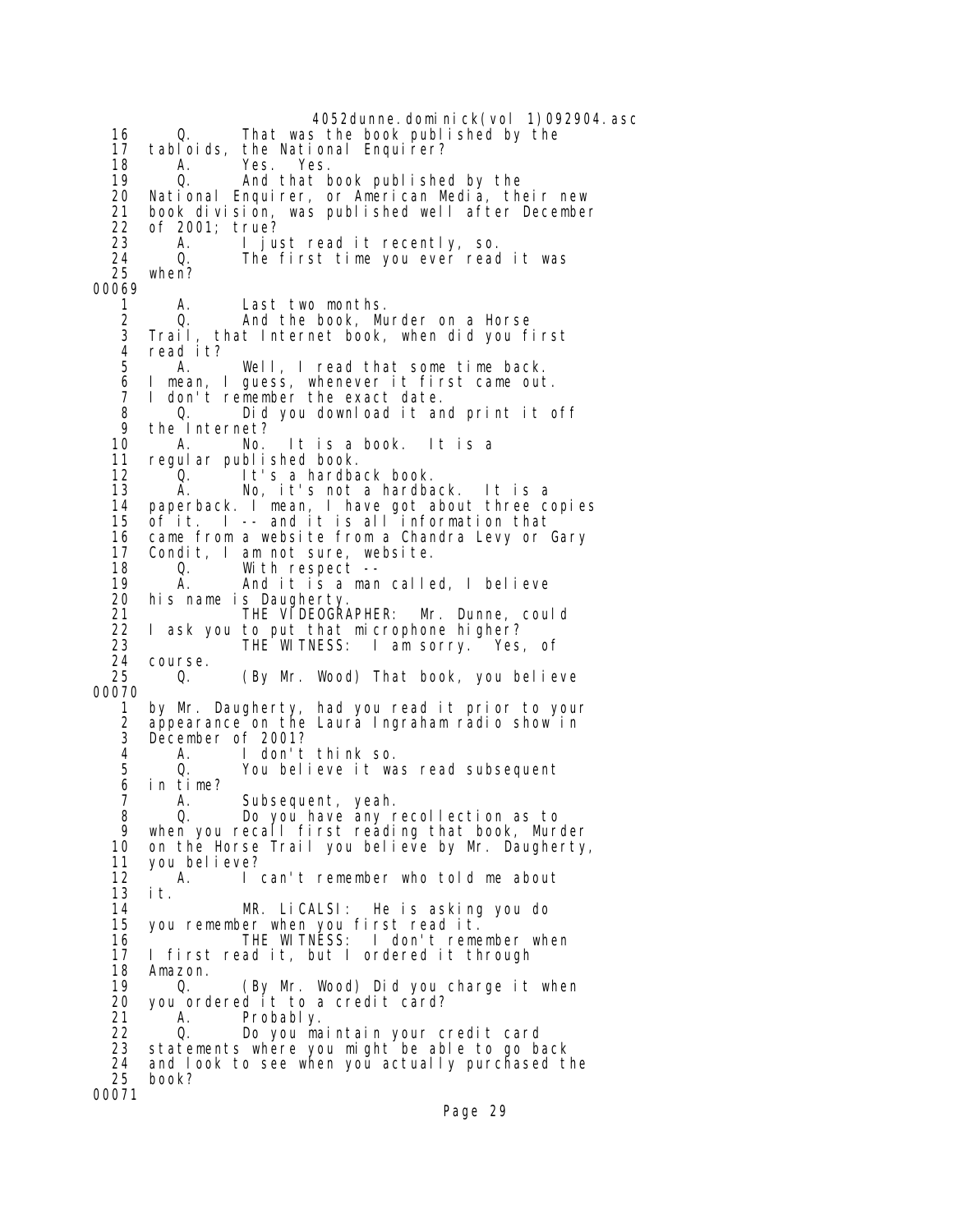4052dunne.dominick(vol 1)092904.asc

16 Q. That was the book published by the
17 tabloids, the National Enquirer?
18 A. Yes. Yes.
19 Q. And that book published by the
20 National Enquirer, or American Media, their new
21 book division, was published well after December
22 of 2001; true?
23 A. I just read it recently, so.
24 Q. The first time you ever read it was
25 when?

00069

1 A. Last two months.
2 Q. And the book, Murder on a Horse
3 Trail, that Internet book, when did you first
4 read it?
5 A. Well, I read that some time back.
6 I mean, I guess, whenever it first came out.
7 I don't remember the exact date.
8 Q. Did you download it and print it off
9 the Internet?
10 A. No. It is a book. It is a
11 regular published book.
12 Q. It's a hardback book.
13 A. No, it's not a hardback. It is a
14 paperback. I mean, I have got about three copies
15 of it. I -- and it is all information that
16 came from a website from a Chandra Levy or Gary
17 Condit, I am not sure, website.
18 Q. With respect --
19 A. And it is a man called, I believe
20 his name is Daugherty.
21 THE VIDEOGRAPHER: Mr. Dunne, could
22 I ask you to put that microphone higher?
23 THE WITNESS: I am sorry. Yes, of
24 course.
25 Q. (By Mr. Wood) That book, you believe

00070

1 by Mr. Daugherty, had you read it prior to your
2 appearance on the Laura Ingraham radio show in
3 December of 2001?
4 A. I don't think so.
5 Q. You believe it was read subsequent
6 in time?
7 A. Subsequent, yeah.
8 Q. Do you have any recollection as to
9 when you recall first reading that book, Murder
10 on the Horse Trail you believe by Mr. Daugherty,
11 you believe?
12 A. I can't remember who told me about
13 it.
14 MR. LiCALSI: He is asking you do
15 you remember when you first read it.
16 THE WITNESS: I don't remember when
17 I first read it, but I ordered it through
18 Amazon.
19 Q. (By Mr. Wood) Did you charge it when
20 you ordered it to a credit card?
21 A. Probably.
22 Q. Do you maintain your credit card
23 statements where you might be able to go back
24 and look to see when you actually purchased the
25 book?

00071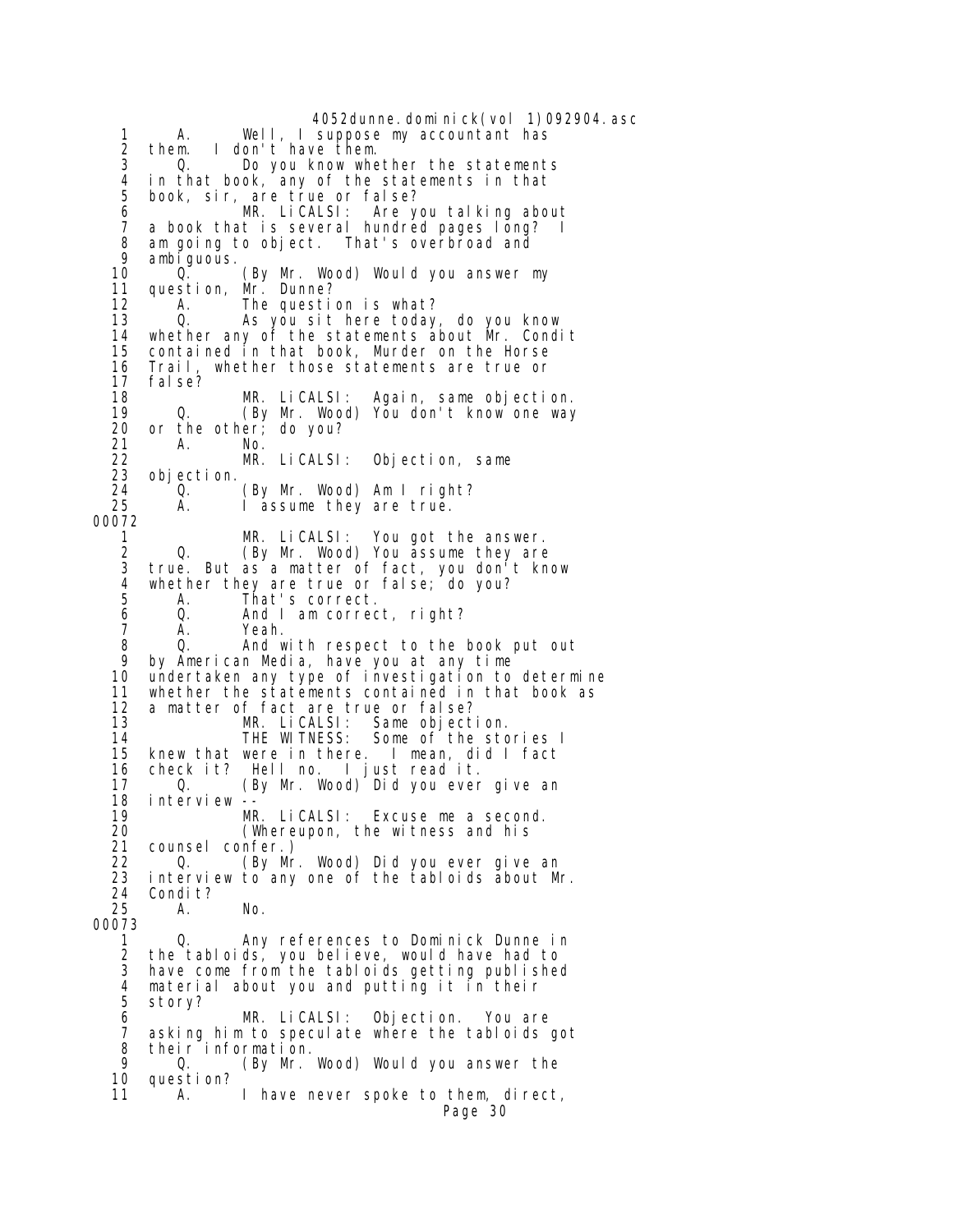```
1        A.      Well, I suppose my accountant has
2     them.  I don't have them.
3        Q.      Do you know whether the statements
4     in that book, any of the statements in that
5     book, sir, are true or false?
6                MR. LiCALSI:  Are you talking about
7     a book that is several hundred pages long?  I
8     am going to object.  That's overbroad and
9     ambiguous.
10       Q.      (By Mr. Wood) Would you answer my
11    question, Mr. Dunne?
12       A.      The question is what?
13       Q.      As you sit here today, do you know
14    whether any of the statements about Mr. Condit
15    contained in that book, Murder on the Horse
16    Trail, whether those statements are true or
17    false?
18               MR. LiCALSI:  Again, same objection.
19       Q.      (By Mr. Wood) You don't know one way
20    or the other; do you?
21       A.      No.
22               MR. LiCALSI:  Objection, same
23    objection.
24       Q.      (By Mr. Wood) Am I right?
25       A.      I assume they are true.
00072
1                MR. LiCALSI:  You got the answer.
2        Q.      (By Mr. Wood) You assume they are
3     true. But as a matter of fact, you don't know
4     whether they are true or false; do you?
5        A.      That's correct.
6        Q.      And I am correct, right?
7        A.      Yeah.
8        Q.      And with respect to the book put out
9     by American Media, have you at any time
10    undertaken any type of investigation to determine
11    whether the statements contained in that book as
12    a matter of fact are true or false?
13               MR. LiCALSI:  Same objection.
14               THE WITNESS:  Some of the stories I
15    knew that were in there.  I mean, did I fact
16    check it?  Hell no.  I just read it.
17       Q.      (By Mr. Wood) Did you ever give an
18    interview --
19               MR. LiCALSI:  Excuse me a second.
20               (Whereupon, the witness and his
21    counsel confer.)
22       Q.      (By Mr. Wood) Did you ever give an
23    interview to any one of the tabloids about Mr.
24    Condit?
25       A.      No.
00073
1        Q.      Any references to Dominick Dunne in
2     the tabloids, you believe, would have had to
3     have come from the tabloids getting published
4     material about you and putting it in their
5     story?
6                MR. LiCALSI:  Objection.  You are
7     asking him to speculate where the tabloids got
8     their information.
9        Q.      (By Mr. Wood) Would you answer the
10    question?
11       A.      I have never spoke to them, direct,
```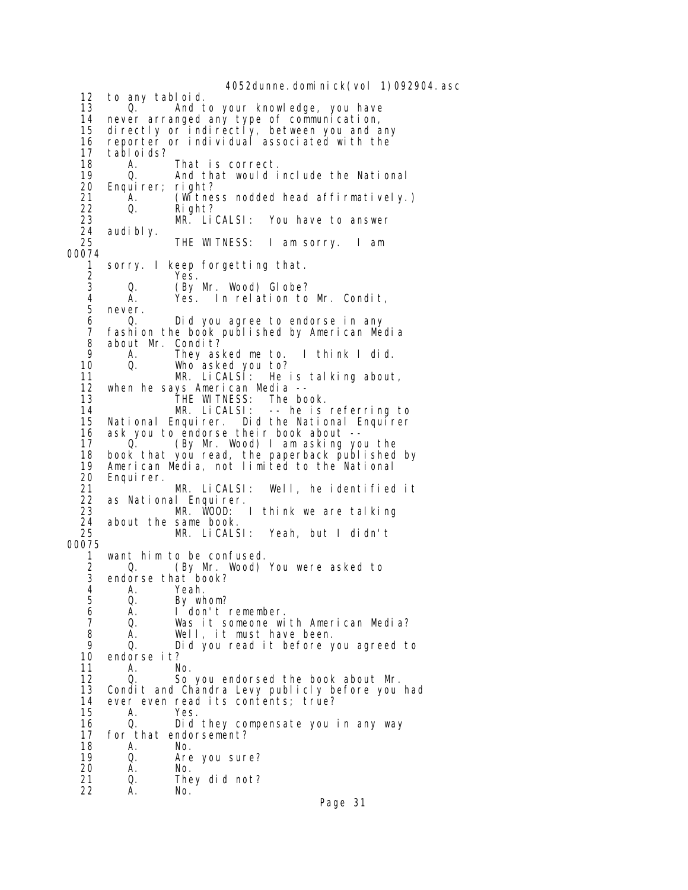12 to any tabloid.
13 Q. And to your knowledge, you have
14 never arranged any type of communication,
15 directly or indirectly, between you and any
16 reporter or individual associated with the
17 tabloids?
18 A. That is correct.
19 Q. And that would include the National
20 Enquirer; right?
21 A. (Witness nodded head affirmatively.)
22 Q. Right?
23 MR. LiCALSI: You have to answer
24 audibly.
25 THE WITNESS: I am sorry. I am

00074

1 sorry. I keep forgetting that.
2 Yes.
3 Q. (By Mr. Wood) Globe?
4 A. Yes. In relation to Mr. Condit,
5 never.
6 Q. Did you agree to endorse in any
7 fashion the book published by American Media
8 about Mr. Condit?
9 A. They asked me to. I think I did.
10 Q. Who asked you to?
11 MR. LiCALSI: He is talking about,
12 when he says American Media --
13 THE WITNESS: The book.
14 MR. LiCALSI: -- he is referring to
15 National Enquirer. Did the National Enquirer
16 ask you to endorse their book about --
17 Q. (By Mr. Wood) I am asking you the
18 book that you read, the paperback published by
19 American Media, not limited to the National
20 Enquirer.
21 MR. LiCALSI: Well, he identified it
22 as National Enquirer.
23 MR. WOOD: I think we are talking
24 about the same book.
25 MR. LiCALSI: Yeah, but I didn't

00075

1 want him to be confused.
2 Q. (By Mr. Wood) You were asked to
3 endorse that book?
4 A. Yeah.
5 Q. By whom?
6 A. I don't remember.
7 Q. Was it someone with American Media?
8 A. Well, it must have been.
9 Q. Did you read it before you agreed to
10 endorse it?
11 A. No.
12 Q. So you endorsed the book about Mr.
13 Condit and Chandra Levy publicly before you had
14 ever even read its contents; true?
15 A. Yes.
16 Q. Did they compensate you in any way
17 for that endorsement?
18 A. No.
19 Q. Are you sure?
20 A. No.
21 Q. They did not?
22 A. No.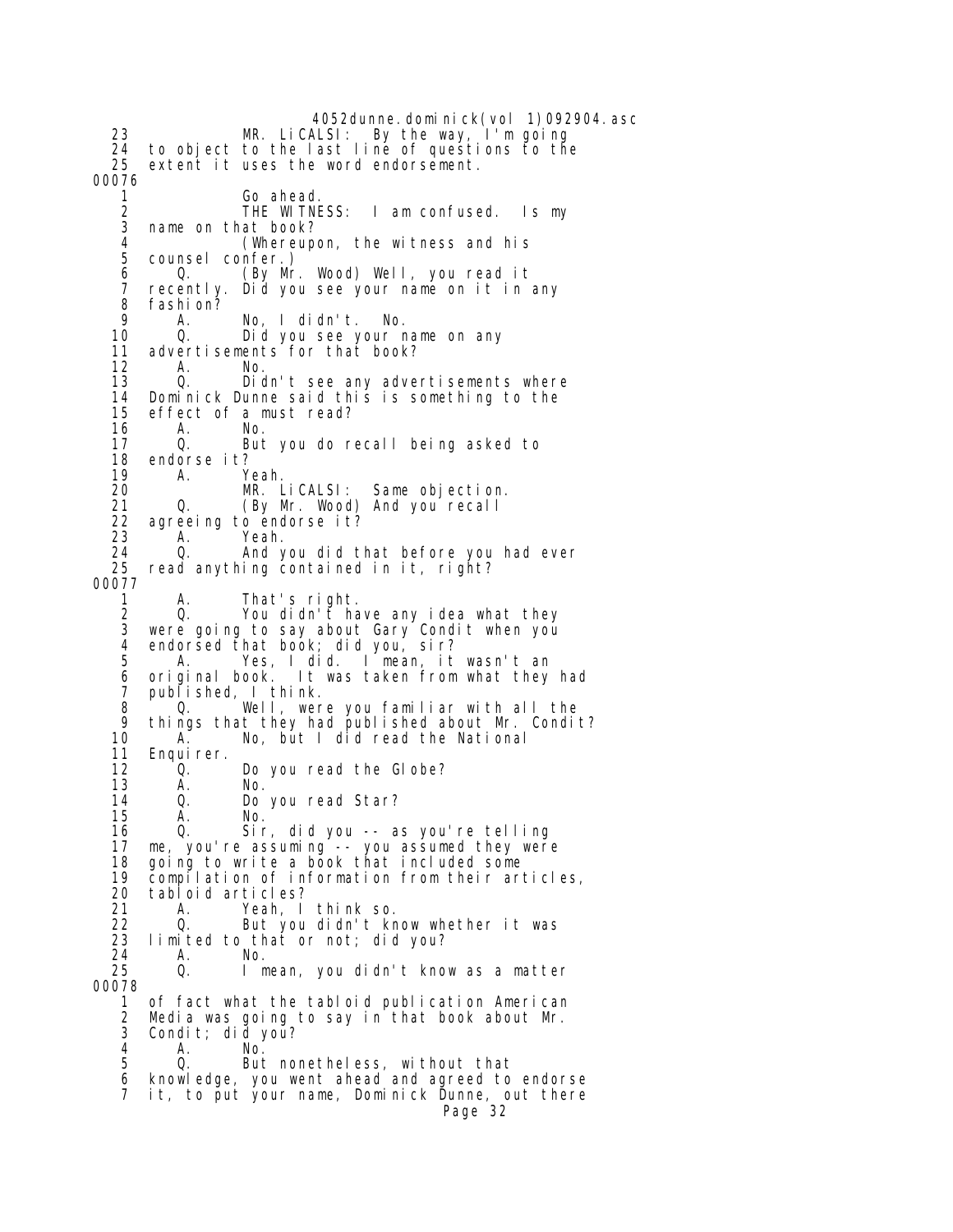```
23              MR. LiCALSI:  By the way, I'm going
24   to object to the last line of questions to the
25   extent it uses the word endorsement.
00076
 1              Go ahead.
 2              THE WITNESS:  I am confused.  Is my
 3   name on that book?
 4              (Whereupon, the witness and his
 5   counsel confer.)
 6       Q.     (By Mr. Wood) Well, you read it
 7   recently. Did you see your name on it in any
 8   fashion?
 9       A.     No, I didn't.  No.
10       Q.     Did you see your name on any
11   advertisements for that book?
12       A.     No.
13       Q.     Didn't see any advertisements where
14   Dominick Dunne said this is something to the
15   effect of a must read?
16       A.     No.
17       Q.     But you do recall being asked to
18   endorse it?
19       A.     Yeah.
20              MR. LiCALSI:  Same objection.
21       Q.     (By Mr. Wood) And you recall
22   agreeing to endorse it?
23       A.     Yeah.
24       Q.     And you did that before you had ever
25   read anything contained in it, right?
00077
 1       A.     That's right.
 2       Q.     You didn't have any idea what they
 3   were going to say about Gary Condit when you
 4   endorsed that book; did you, sir?
 5       A.     Yes, I did.  I mean, it wasn't an
 6   original book.  It was taken from what they had
 7   published, I think.
 8       Q.     Well, were you familiar with all the
 9   things that they had published about Mr. Condit?
10       A.     No, but I did read the National
11   Enquirer.
12       Q.     Do you read the Globe?
13       A.     No.
14       Q.     Do you read Star?
15       A.     No.
16       Q.     Sir, did you -- as you're telling
17   me, you're assuming -- you assumed they were
18   going to write a book that included some
19   compilation of information from their articles,
20   tabloid articles?
21       A.     Yeah, I think so.
22       Q.     But you didn't know whether it was
23   limited to that or not; did you?
24       A.     No.
25       Q.     I mean, you didn't know as a matter
00078
 1   of fact what the tabloid publication American
 2   Media was going to say in that book about Mr.
 3   Condit; did you?
 4       A.     No.
 5       Q.     But nonetheless, without that
 6   knowledge, you went ahead and agreed to endorse
 7   it, to put your name, Dominick Dunne, out there
```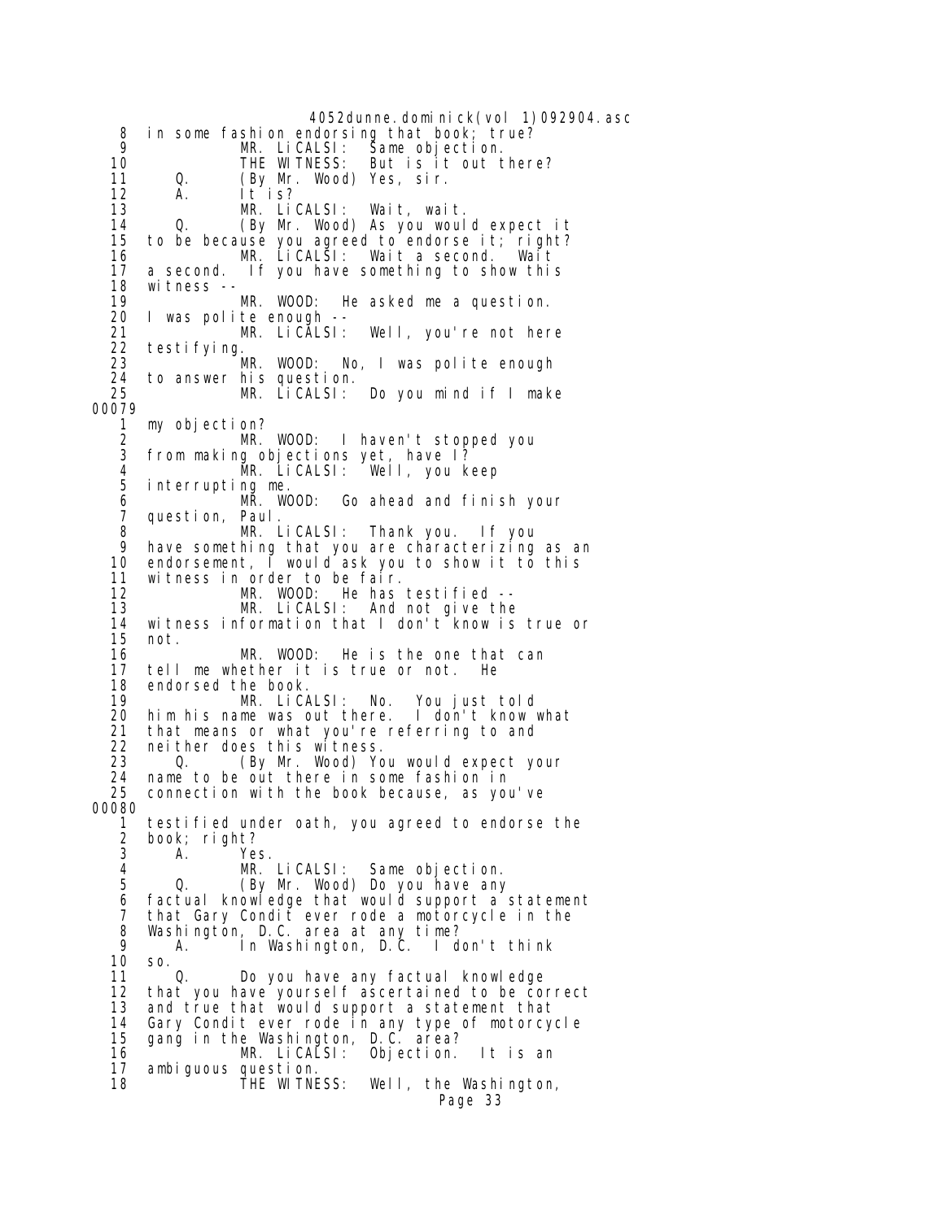```
 8   in some fashion endorsing that book; true?
 9             MR. LiCALSI:  Same objection.
10             THE WITNESS:  But is it out there?
11       Q.     (By Mr. Wood) Yes, sir.
12       A.     It is?
13             MR. LiCALSI:  Wait, wait.
14       Q.     (By Mr. Wood) As you would expect it
15   to be because you agreed to endorse it; right?
16             MR. LiCALSI:  Wait a second.  Wait
17   a second.  If you have something to show this
18   witness --
19             MR. WOOD:  He asked me a question.
20   I was polite enough --
21             MR. LiCALSI:  Well, you're not here
22   testifying.
23             MR. WOOD:  No, I was polite enough
24   to answer his question.
25             MR. LiCALSI:  Do you mind if I make
00079
 1   my objection?
 2             MR. WOOD:  I haven't stopped you
 3   from making objections yet, have I?
 4             MR. LiCALSI:  Well, you keep
 5   interrupting me.
 6             MR. WOOD:  Go ahead and finish your
 7   question, Paul.
 8             MR. LiCALSI:  Thank you.  If you
 9   have something that you are characterizing as an
10   endorsement, I would ask you to show it to this
11   witness in order to be fair.
12             MR. WOOD:  He has testified --
13             MR. LiCALSI:  And not give the
14   witness information that I don't know is true or
15   not.
16             MR. WOOD:  He is the one that can
17   tell me whether it is true or not.  He
18   endorsed the book.
19             MR. LiCALSI:  No.  You just told
20   him his name was out there.  I don't know what
21   that means or what you're referring to and
22   neither does this witness.
23       Q.     (By Mr. Wood) You would expect your
24   name to be out there in some fashion in
25   connection with the book because, as you've
00080
 1   testified under oath, you agreed to endorse the
 2   book; right?
 3       A.     Yes.
 4             MR. LiCALSI:  Same objection.
 5       Q.     (By Mr. Wood) Do you have any
 6   factual knowledge that would support a statement
 7   that Gary Condit ever rode a motorcycle in the
 8   Washington, D.C. area at any time?
 9       A.     In Washington, D.C.  I don't think
10   so.
11       Q.     Do you have any factual knowledge
12   that you have yourself ascertained to be correct
13   and true that would support a statement that
14   Gary Condit ever rode in any type of motorcycle
15   gang in the Washington, D.C. area?
16             MR. LiCALSI:  Objection.  It is an
17   ambiguous question.
18             THE WITNESS:  Well, the Washington,
```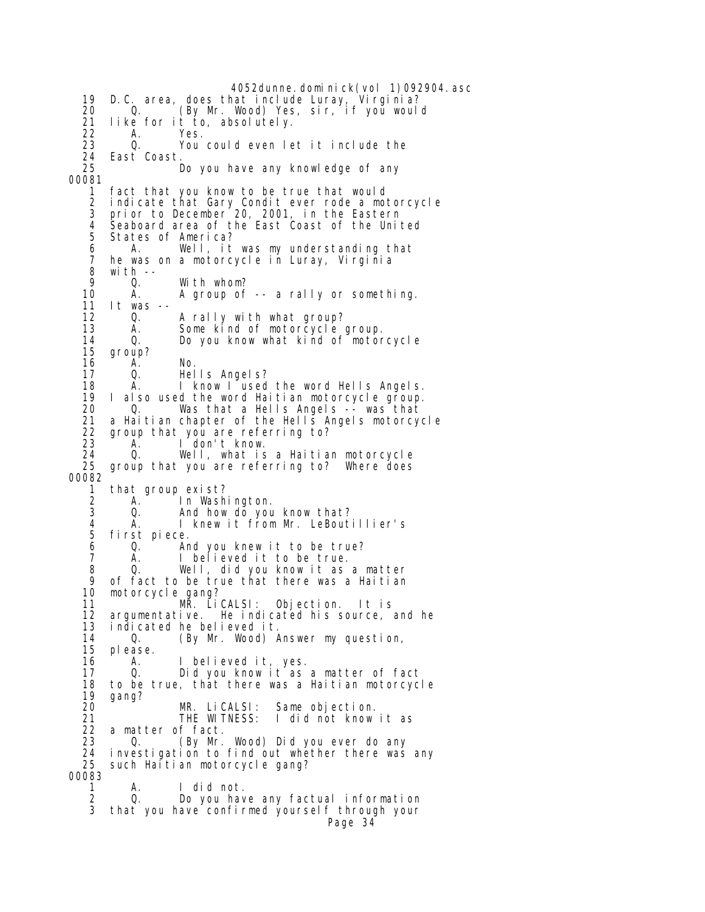19 D.C. area, does that include Luray, Virginia?
20 Q. (By Mr. Wood) Yes, sir, if you would
21 like for it to, absolutely.
22 A. Yes.
23 Q. You could even let it include the
24 East Coast.
25 Do you have any knowledge of any

00081

1 fact that you know to be true that would
2 indicate that Gary Condit ever rode a motorcycle
3 prior to December 20, 2001, in the Eastern
4 Seaboard area of the East Coast of the United
5 States of America?
6 A. Well, it was my understanding that
7 he was on a motorcycle in Luray, Virginia
8 with --
9 Q. With whom?
10 A. A group of -- a rally or something.
11 It was --
12 Q. A rally with what group?
13 A. Some kind of motorcycle group.
14 Q. Do you know what kind of motorcycle
15 group?
16 A. No.
17 Q. Hells Angels?
18 A. I know I used the word Hells Angels.
19 I also used the word Haitian motorcycle group.
20 Q. Was that a Hells Angels -- was that
21 a Haitian chapter of the Hells Angels motorcycle
22 group that you are referring to?
23 A. I don't know.
24 Q. Well, what is a Haitian motorcycle
25 group that you are referring to? Where does

00082

1 that group exist?
2 A. In Washington.
3 Q. And how do you know that?
4 A. I knew it from Mr. LeBoutillier's
5 first piece.
6 Q. And you knew it to be true?
7 A. I believed it to be true.
8 Q. Well, did you know it as a matter
9 of fact to be true that there was a Haitian
10 motorcycle gang?
11 MR. LiCALSI: Objection. It is
12 argumentative. He indicated his source, and he
13 indicated he believed it.
14 Q. (By Mr. Wood) Answer my question,
15 please.
16 A. I believed it, yes.
17 Q. Did you know it as a matter of fact
18 to be true, that there was a Haitian motorcycle
19 gang?
20 MR. LiCALSI: Same objection.
21 THE WITNESS: I did not know it as
22 a matter of fact.
23 Q. (By Mr. Wood) Did you ever do any
24 investigation to find out whether there was any
25 such Haitian motorcycle gang?

00083

1 A. I did not.
2 Q. Do you have any factual information
3 that you have confirmed yourself through your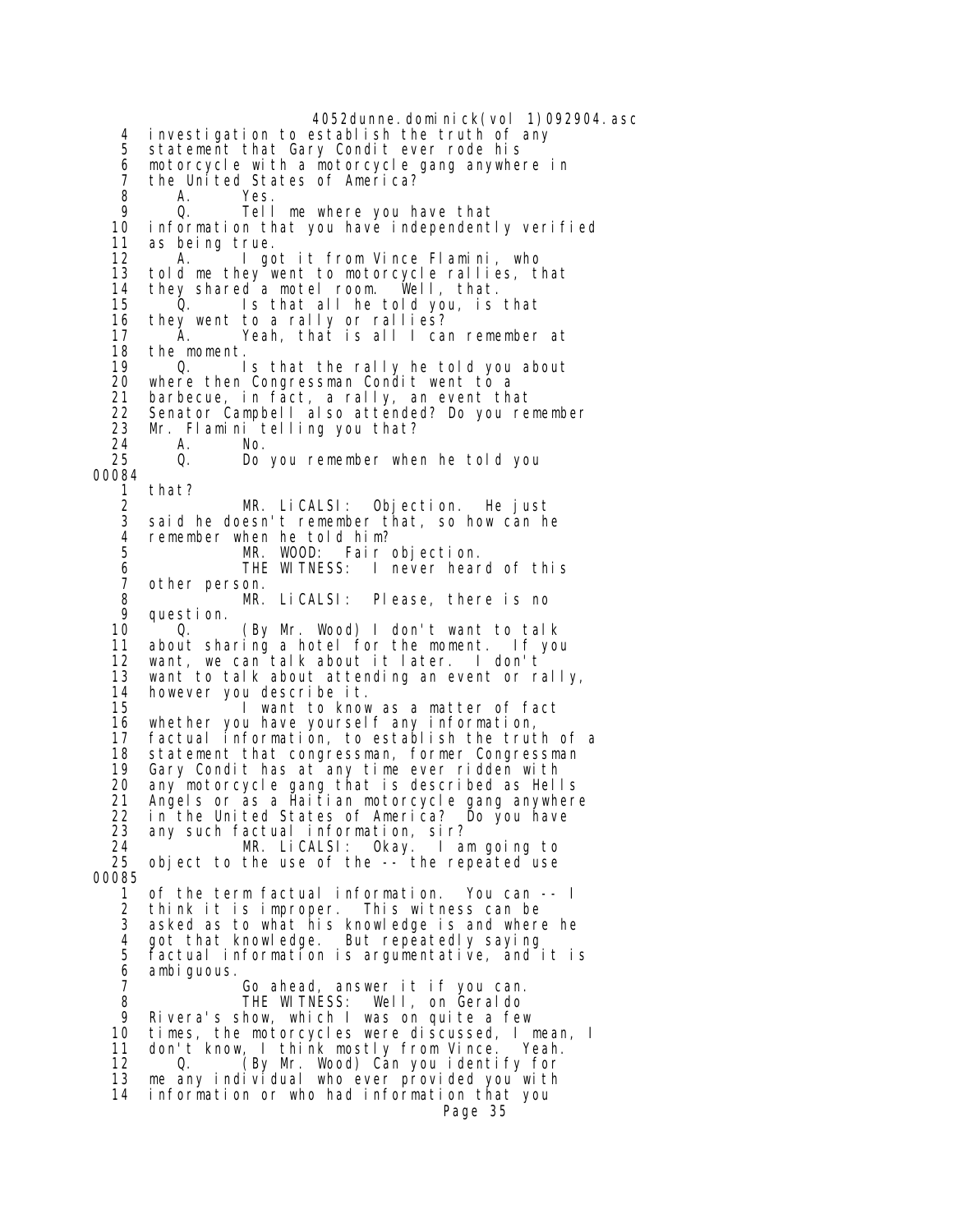4 investigation to establish the truth of any
5 statement that Gary Condit ever rode his
6 motorcycle with a motorcycle gang anywhere in
7 the United States of America?
8 A. Yes.
9 Q. Tell me where you have that
10 information that you have independently verified
11 as being true.
12 A. I got it from Vince Flamini, who
13 told me they went to motorcycle rallies, that
14 they shared a motel room. Well, that.
15 Q. Is that all he told you, is that
16 they went to a rally or rallies?
17 A. Yeah, that is all I can remember at
18 the moment.
19 Q. Is that the rally he told you about
20 where then Congressman Condit went to a
21 barbecue, in fact, a rally, an event that
22 Senator Campbell also attended? Do you remember
23 Mr. Flamini telling you that?
24 A. No.
25 Q. Do you remember when he told you

00084

1 that?
2 MR. LiCALSI: Objection. He just
3 said he doesn't remember that, so how can he
4 remember when he told him?
5 MR. WOOD: Fair objection.
6 THE WITNESS: I never heard of this
7 other person.
8 MR. LiCALSI: Please, there is no
9 question.
10 Q. (By Mr. Wood) I don't want to talk
11 about sharing a hotel for the moment. If you
12 want, we can talk about it later. I don't
13 want to talk about attending an event or rally,
14 however you describe it.
15 I want to know as a matter of fact
16 whether you have yourself any information,
17 factual information, to establish the truth of a
18 statement that congressman, former Congressman
19 Gary Condit has at any time ever ridden with
20 any motorcycle gang that is described as Hells
21 Angels or as a Haitian motorcycle gang anywhere
22 in the United States of America? Do you have
23 any such factual information, sir?
24 MR. LiCALSI: Okay. I am going to
25 object to the use of the -- the repeated use

00085

1 of the term factual information. You can -- I
2 think it is improper. This witness can be
3 asked as to what his knowledge is and where he
4 got that knowledge. But repeatedly saying
5 factual information is argumentative, and it is
6 ambiguous.
7 Go ahead, answer it if you can.
8 THE WITNESS: Well, on Geraldo
9 Rivera's show, which I was on quite a few
10 times, the motorcycles were discussed, I mean, I
11 don't know, I think mostly from Vince. Yeah.
12 Q. (By Mr. Wood) Can you identify for
13 me any individual who ever provided you with
14 information or who had information that you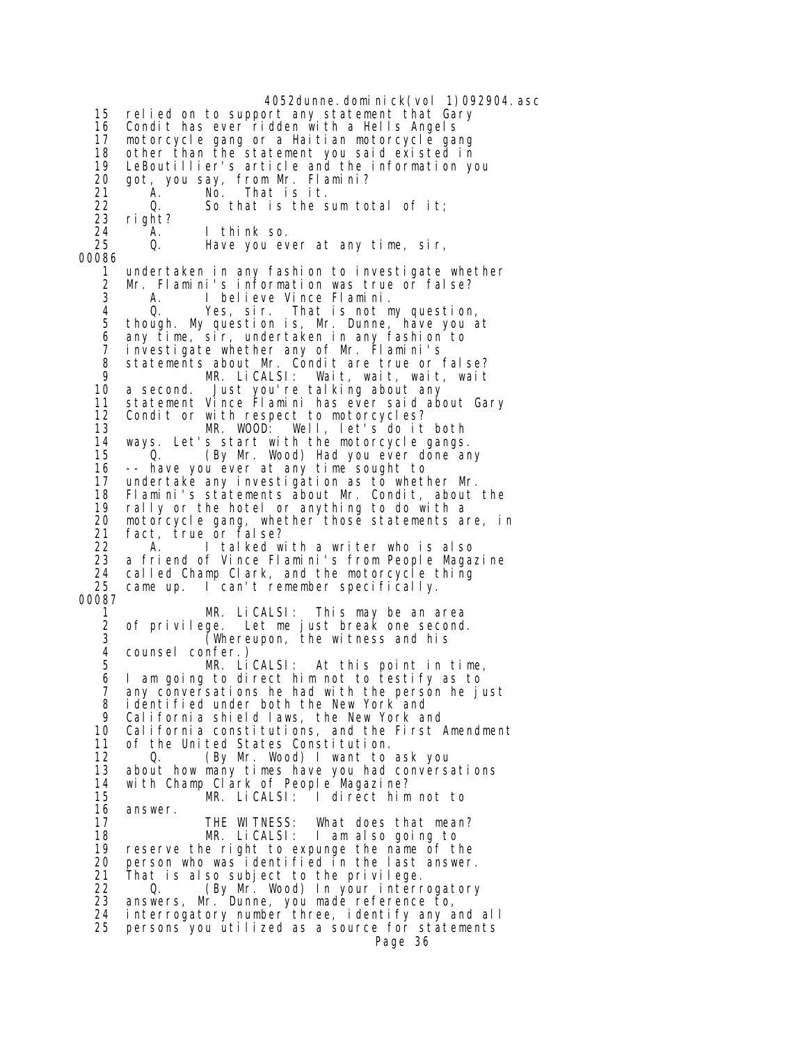15 relied on to support any statement that Gary
16 Condit has ever ridden with a Hells Angels
17 motorcycle gang or a Haitian motorcycle gang
18 other than the statement you said existed in
19 LeBoutillier's article and the information you
20 got, you say, from Mr. Flamini?
21 A. No. That is it.
22 Q. So that is the sum total of it;
23 right?
24 A. I think so.
25 Q. Have you ever at any time, sir,

00086

1 undertaken in any fashion to investigate whether
2 Mr. Flamini's information was true or false?
3 A. I believe Vince Flamini.
4 Q. Yes, sir. That is not my question,
5 though. My question is, Mr. Dunne, have you at
6 any time, sir, undertaken in any fashion to
7 investigate whether any of Mr. Flamini's
8 statements about Mr. Condit are true or false?
9 MR. LiCALSI: Wait, wait, wait, wait
10 a second. Just you're talking about any
11 statement Vince Flamini has ever said about Gary
12 Condit or with respect to motorcycles?
13 MR. WOOD: Well, let's do it both
14 ways. Let's start with the motorcycle gangs.
15 Q. (By Mr. Wood) Had you ever done any
16 -- have you ever at any time sought to
17 undertake any investigation as to whether Mr.
18 Flamini's statements about Mr. Condit, about the
19 rally or the hotel or anything to do with a
20 motorcycle gang, whether those statements are, in
21 fact, true or false?
22 A. I talked with a writer who is also
23 a friend of Vince Flamini's from People Magazine
24 called Champ Clark, and the motorcycle thing
25 came up. I can't remember specifically.

00087

1 MR. LiCALSI: This may be an area
2 of privilege. Let me just break one second.
3 (Whereupon, the witness and his
4 counsel confer.)
5 MR. LiCALSI: At this point in time,
6 I am going to direct him not to testify as to
7 any conversations he had with the person he just
8 identified under both the New York and
9 California shield laws, the New York and
10 California constitutions, and the First Amendment
11 of the United States Constitution.
12 Q. (By Mr. Wood) I want to ask you
13 about how many times have you had conversations
14 with Champ Clark of People Magazine?
15 MR. LiCALSI: I direct him not to
16 answer.
17 THE WITNESS: What does that mean?
18 MR. LiCALSI: I am also going to
19 reserve the right to expunge the name of the
20 person who was identified in the last answer.
21 That is also subject to the privilege.
22 Q. (By Mr. Wood) In your interrogatory
23 answers, Mr. Dunne, you made reference to,
24 interrogatory number three, identify any and all
25 persons you utilized as a source for statements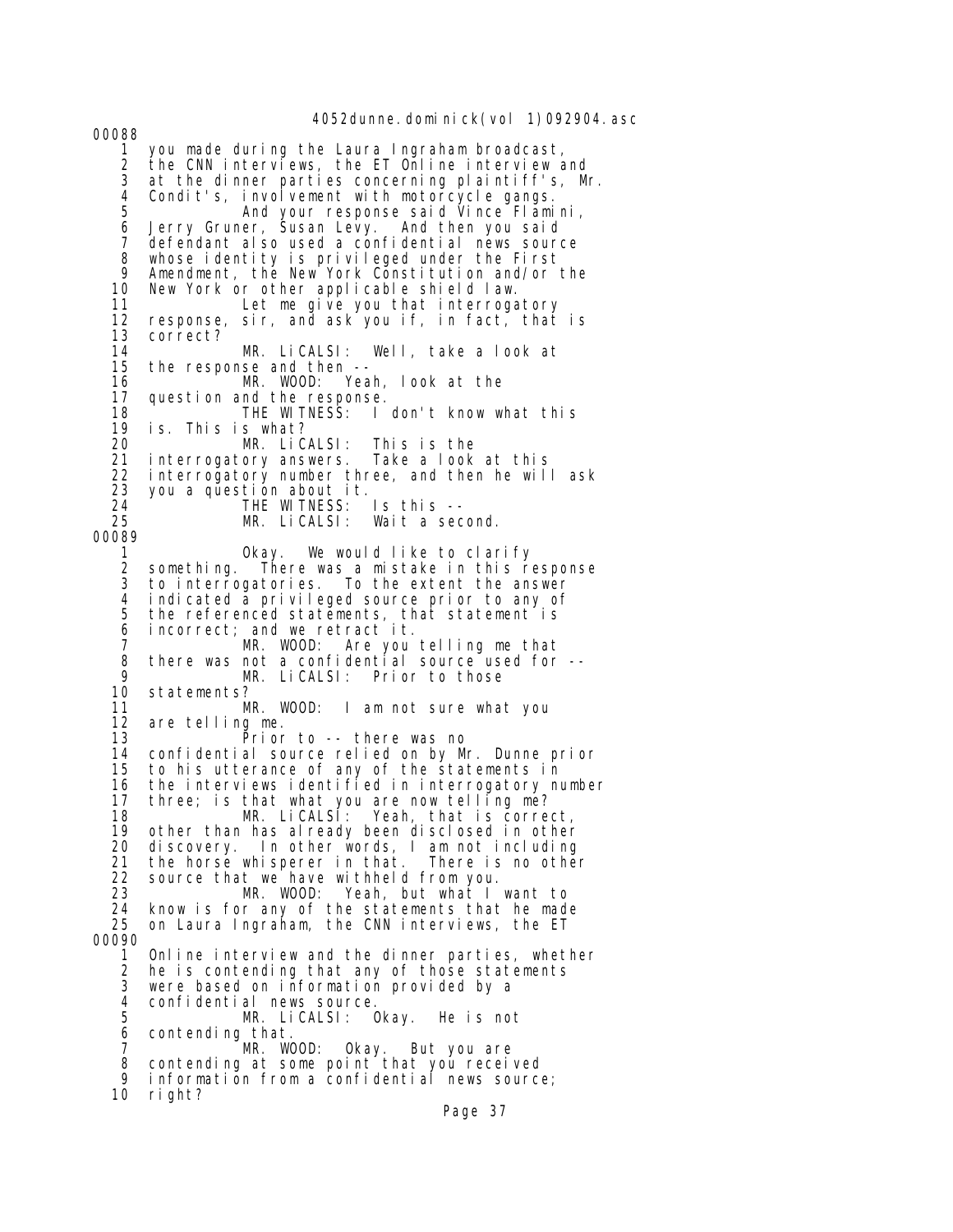00088

1 you made during the Laura Ingraham broadcast,
2 the CNN interviews, the ET Online interview and
3 at the dinner parties concerning plaintiff's, Mr.
4 Condit's, involvement with motorcycle gangs.
5 And your response said Vince Flamini,
6 Jerry Gruner, Susan Levy. And then you said
7 defendant also used a confidential news source
8 whose identity is privileged under the First
9 Amendment, the New York Constitution and/or the
10 New York or other applicable shield law.
11 Let me give you that interrogatory
12 response, sir, and ask you if, in fact, that is
13 correct?
14 MR. LiCALSI: Well, take a look at
15 the response and then --
16 MR. WOOD: Yeah, look at the
17 question and the response.
18 THE WITNESS: I don't know what this
19 is. This is what?
20 MR. LiCALSI: This is the
21 interrogatory answers. Take a look at this
22 interrogatory number three, and then he will ask
23 you a question about it.
24 THE WITNESS: Is this --
25 MR. LiCALSI: Wait a second.

00089

1 Okay. We would like to clarify
2 something. There was a mistake in this response
3 to interrogatories. To the extent the answer
4 indicated a privileged source prior to any of
5 the referenced statements, that statement is
6 incorrect; and we retract it.
7 MR. WOOD: Are you telling me that
8 there was not a confidential source used for --
9 MR. LiCALSI: Prior to those
10 statements?
11 MR. WOOD: I am not sure what you
12 are telling me.
13 Prior to -- there was no
14 confidential source relied on by Mr. Dunne prior
15 to his utterance of any of the statements in
16 the interviews identified in interrogatory number
17 three; is that what you are now telling me?
18 MR. LiCALSI: Yeah, that is correct,
19 other than has already been disclosed in other
20 discovery. In other words, I am not including
21 the horse whisperer in that. There is no other
22 source that we have withheld from you.
23 MR. WOOD: Yeah, but what I want to
24 know is for any of the statements that he made
25 on Laura Ingraham, the CNN interviews, the ET

00090

1 Online interview and the dinner parties, whether
2 he is contending that any of those statements
3 were based on information provided by a
4 confidential news source.
5 MR. LiCALSI: Okay. He is not
6 contending that.
7 MR. WOOD: Okay. But you are
8 contending at some point that you received
9 information from a confidential news source;
10 right?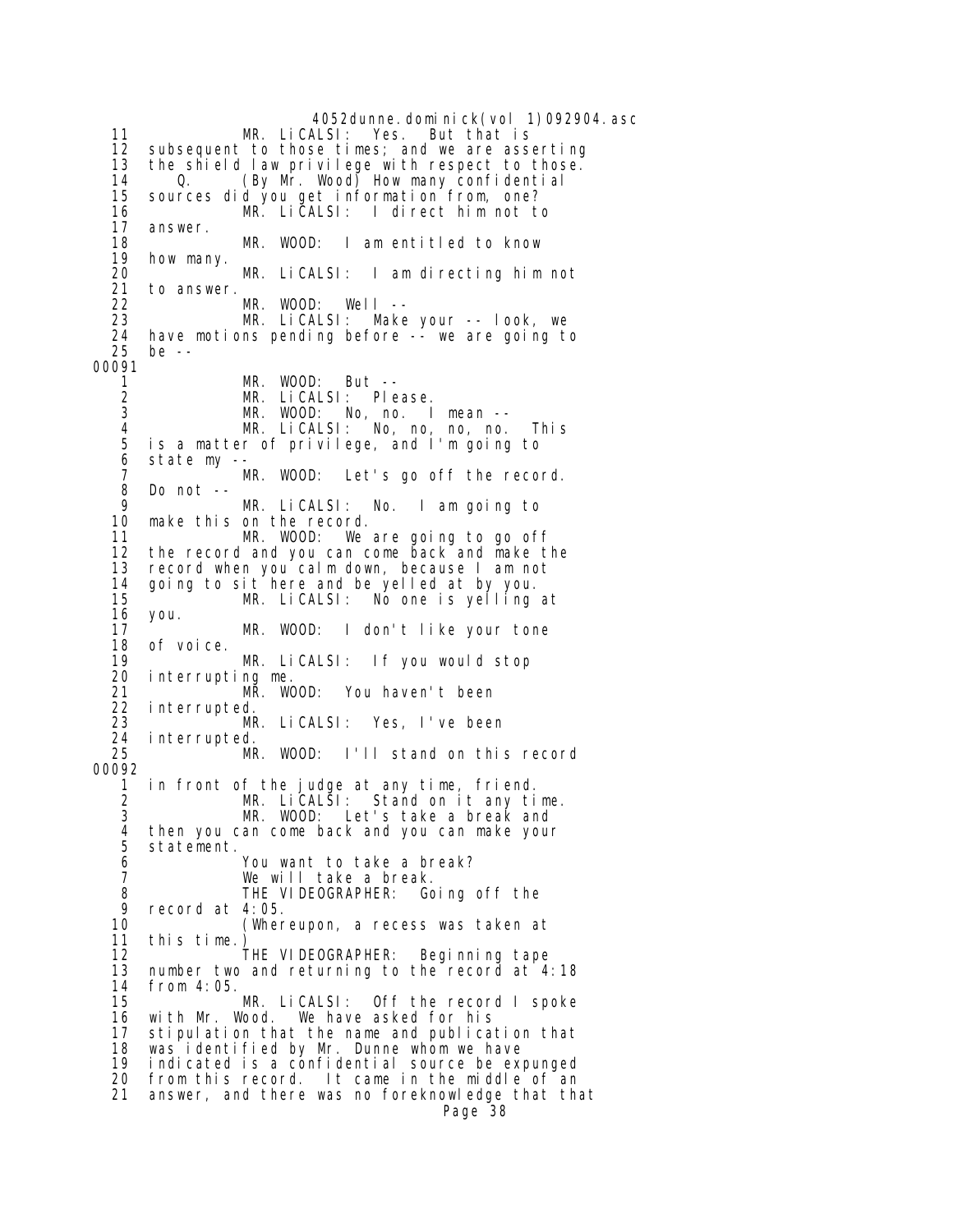11 MR. LiCALSI: Yes. But that is
12 subsequent to those times; and we are asserting
13 the shield law privilege with respect to those.
14 Q. (By Mr. Wood) How many confidential
15 sources did you get information from, one?
16 MR. LiCALSI: I direct him not to
17 answer.
18 MR. WOOD: I am entitled to know
19 how many.
20 MR. LiCALSI: I am directing him not
21 to answer.
22 MR. WOOD: Well --
23 MR. LiCALSI: Make your -- look, we
24 have motions pending before -- we are going to
25 be --

00091

1 MR. WOOD: But --
2 MR. LiCALSI: Please.
3 MR. WOOD: No, no. I mean --
4 MR. LiCALSI: No, no, no, no. This
5 is a matter of privilege, and I'm going to
6 state my --
7 MR. WOOD: Let's go off the record.
8 Do not --
9 MR. LiCALSI: No. I am going to
10 make this on the record.
11 MR. WOOD: We are going to go off
12 the record and you can come back and make the
13 record when you calm down, because I am not
14 going to sit here and be yelled at by you.
15 MR. LiCALSI: No one is yelling at
16 you.
17 MR. WOOD: I don't like your tone
18 of voice.
19 MR. LiCALSI: If you would stop
20 interrupting me.
21 MR. WOOD: You haven't been
22 interrupted.
23 MR. LiCALSI: Yes, I've been
24 interrupted.
25 MR. WOOD: I'll stand on this record

00092

1 in front of the judge at any time, friend.
2 MR. LiCALSI: Stand on it any time.
3 MR. WOOD: Let's take a break and
4 then you can come back and you can make your
5 statement.
6 You want to take a break?
7 We will take a break.
8 THE VIDEOGRAPHER: Going off the
9 record at 4:05.
10 (Whereupon, a recess was taken at
11 this time.)
12 THE VIDEOGRAPHER: Beginning tape
13 number two and returning to the record at 4:18
14 from 4:05.
15 MR. LiCALSI: Off the record I spoke
16 with Mr. Wood. We have asked for his
17 stipulation that the name and publication that
18 was identified by Mr. Dunne whom we have
19 indicated is a confidential source be expunged
20 from this record. It came in the middle of an
21 answer, and there was no foreknowledge that that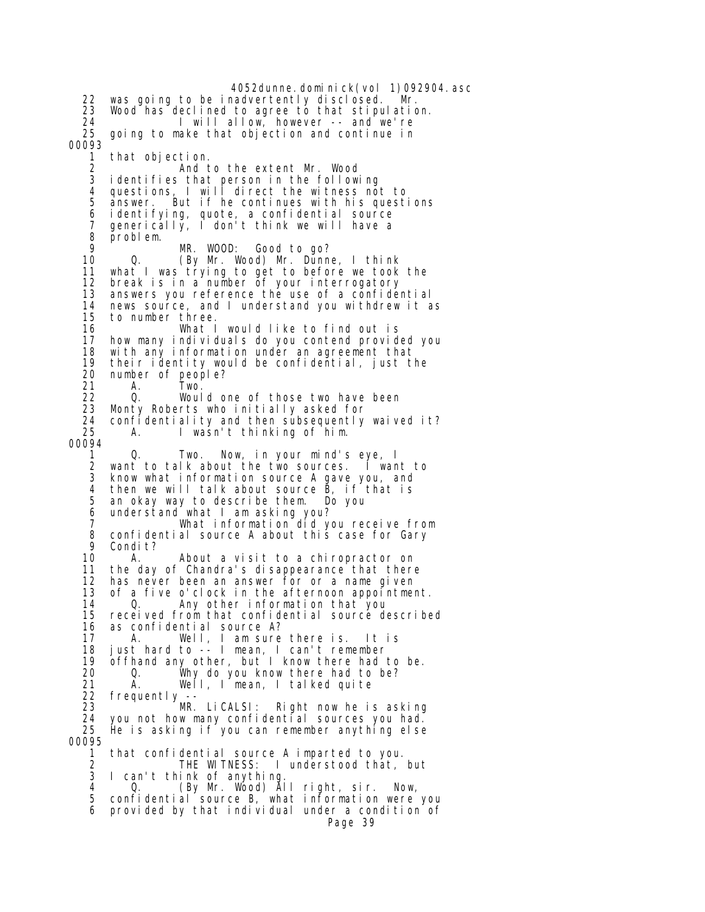22 was going to be inadvertently disclosed. Mr.
23 Wood has declined to agree to that stipulation.
24 I will allow, however -- and we're
25 going to make that objection and continue in

00093

1 that objection.
2 And to the extent Mr. Wood
3 identifies that person in the following
4 questions, I will direct the witness not to
5 answer. But if he continues with his questions
6 identifying, quote, a confidential source
7 generically, I don't think we will have a
8 problem.
9 MR. WOOD: Good to go?
10 Q. (By Mr. Wood) Mr. Dunne, I think
11 what I was trying to get to before we took the
12 break is in a number of your interrogatory
13 answers you reference the use of a confidential
14 news source, and I understand you withdrew it as
15 to number three.
16 What I would like to find out is
17 how many individuals do you contend provided you
18 with any information under an agreement that
19 their identity would be confidential, just the
20 number of people?
21 A. Two.
22 Q. Would one of those two have been
23 Monty Roberts who initially asked for
24 confidentiality and then subsequently waived it?
25 A. I wasn't thinking of him.

00094

1 Q. Two. Now, in your mind's eye, I
2 want to talk about the two sources. I want to
3 know what information source A gave you, and
4 then we will talk about source B, if that is
5 an okay way to describe them. Do you
6 understand what I am asking you?
7 What information did you receive from
8 confidential source A about this case for Gary
9 Condit?
10 A. About a visit to a chiropractor on
11 the day of Chandra's disappearance that there
12 has never been an answer for or a name given
13 of a five o'clock in the afternoon appointment.
14 Q. Any other information that you
15 received from that confidential source described
16 as confidential source A?
17 A. Well, I am sure there is. It is
18 just hard to -- I mean, I can't remember
19 offhand any other, but I know there had to be.
20 Q. Why do you know there had to be?
21 A. Well, I mean, I talked quite
22 frequently --
23 MR. LiCALSI: Right now he is asking
24 you not how many confidential sources you had.
25 He is asking if you can remember anything else

00095

1 that confidential source A imparted to you.
2 THE WITNESS: I understood that, but
3 I can't think of anything.
4 Q. (By Mr. Wood) All right, sir. Now,
5 confidential source B, what information were you
6 provided by that individual under a condition of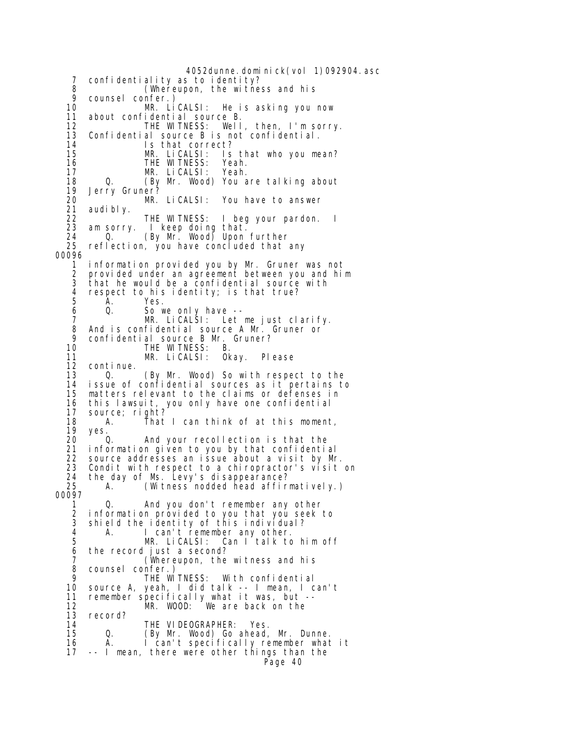7 confidentiality as to identity?
8 (Whereupon, the witness and his
9 counsel confer.)
10 MR. LiCALSI: He is asking you now
11 about confidential source B.
12 THE WITNESS: Well, then, I'm sorry.
13 Confidential source B is not confidential.
14 Is that correct?
15 MR. LiCALSI: Is that who you mean?
16 THE WITNESS: Yeah.
17 MR. LiCALSI: Yeah.
18 Q. (By Mr. Wood) You are talking about
19 Jerry Gruner?
20 MR. LiCALSI: You have to answer
21 audibly.
22 THE WITNESS: I beg your pardon. I
23 am sorry. I keep doing that.
24 Q. (By Mr. Wood) Upon further
25 reflection, you have concluded that any

00096

1 information provided you by Mr. Gruner was not
2 provided under an agreement between you and him
3 that he would be a confidential source with
4 respect to his identity; is that true?
5 A. Yes.
6 Q. So we only have --
7 MR. LiCALSI: Let me just clarify.
8 And is confidential source A Mr. Gruner or
9 confidential source B Mr. Gruner?
10 THE WITNESS: B.
11 MR. LiCALSI: Okay. Please
12 continue.
13 Q. (By Mr. Wood) So with respect to the
14 issue of confidential sources as it pertains to
15 matters relevant to the claims or defenses in
16 this lawsuit, you only have one confidential
17 source; right?
18 A. That I can think of at this moment,
19 yes.
20 Q. And your recollection is that the
21 information given to you by that confidential
22 source addresses an issue about a visit by Mr.
23 Condit with respect to a chiropractor's visit on
24 the day of Ms. Levy's disappearance?
25 A. (Witness nodded head affirmatively.)

00097

1 Q. And you don't remember any other
2 information provided to you that you seek to
3 shield the identity of this individual?
4 A. I can't remember any other.
5 MR. LiCALSI: Can I talk to him off
6 the record just a second?
7 (Whereupon, the witness and his
8 counsel confer.)
9 THE WITNESS: With confidential
10 source A, yeah, I did talk -- I mean, I can't
11 remember specifically what it was, but --
12 MR. WOOD: We are back on the
13 record?
14 THE VIDEOGRAPHER: Yes.
15 Q. (By Mr. Wood) Go ahead, Mr. Dunne.
16 A. I can't specifically remember what it
17 -- I mean, there were other things than the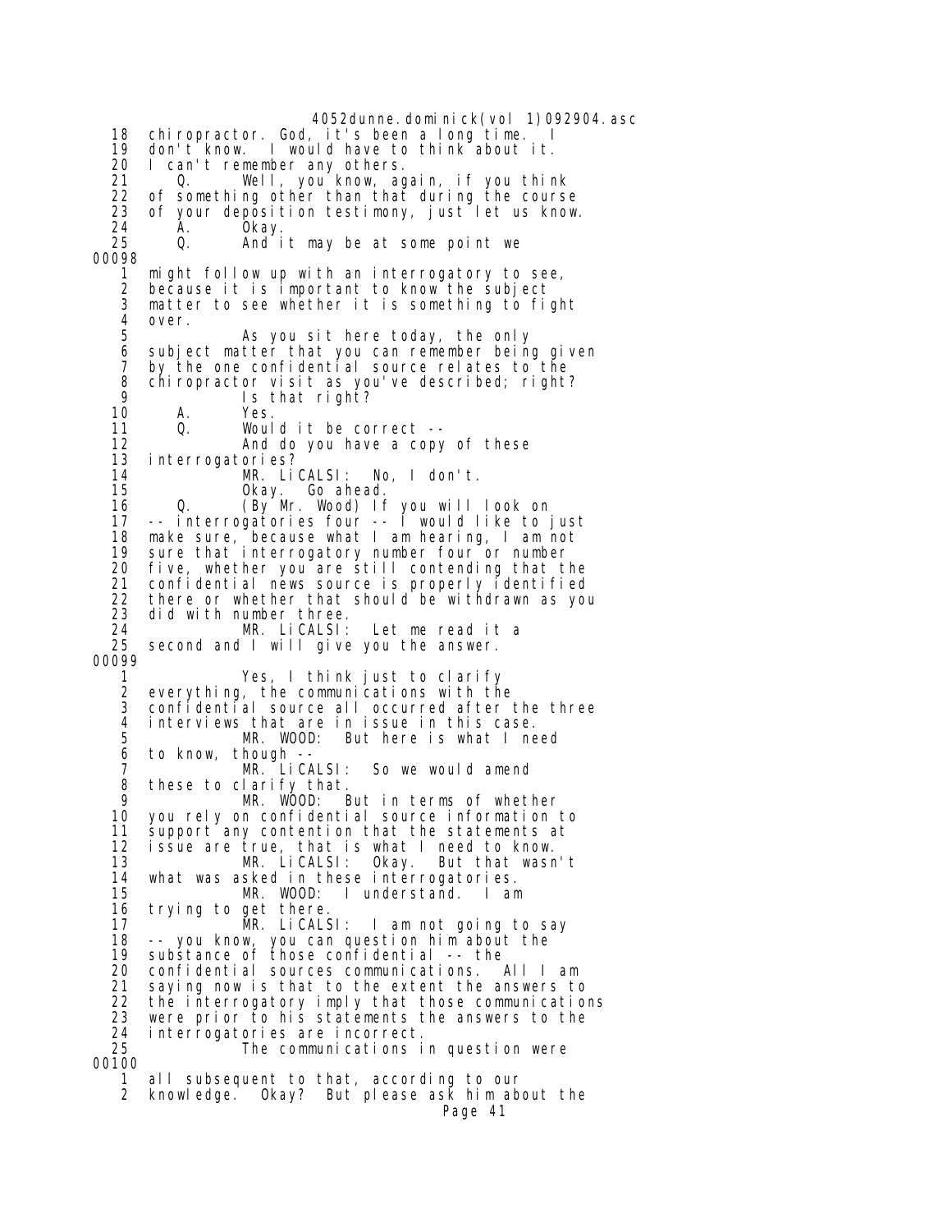chiropractor. God, it's been a long time. I don't know. I would have to think about it. I can't remember any others.

Q. Well, you know, again, if you think of something other than that during the course of your deposition testimony, just let us know.

A. Okay.

Q. And it may be at some point we

00098

might follow up with an interrogatory to see, because it is important to know the subject matter to see whether it is something to fight over.

As you sit here today, the only subject matter that you can remember being given by the one confidential source relates to the chiropractor visit as you've described; right? Is that right?

A. Yes.

Q. Would it be correct --

And do you have a copy of these interrogatories?

MR. LiCALSI: No, I don't.

Okay. Go ahead.

Q. (By Mr. Wood) If you will look on -- interrogatories four -- I would like to just make sure, because what I am hearing, I am not sure that interrogatory number four or number five, whether you are still contending that the confidential news source is properly identified there or whether that should be withdrawn as you did with number three.

MR. LiCALSI: Let me read it a second and I will give you the answer.

00099

Yes, I think just to clarify everything, the communications with the confidential source all occurred after the three interviews that are in issue in this case.

MR. WOOD: But here is what I need to know, though --

MR. LiCALSI: So we would amend these to clarify that.

MR. WOOD: But in terms of whether you rely on confidential source information to support any contention that the statements at issue are true, that is what I need to know.

MR. LiCALSI: Okay. But that wasn't what was asked in these interrogatories.

MR. WOOD: I understand. I am trying to get there.

MR. LiCALSI: I am not going to say -- you know, you can question him about the substance of those confidential -- the confidential sources communications. All I am saying now is that to the extent the answers to the interrogatory imply that those communications were prior to his statements the answers to the interrogatories are incorrect.

The communications in question were

00100

all subsequent to that, according to our knowledge. Okay? But please ask him about the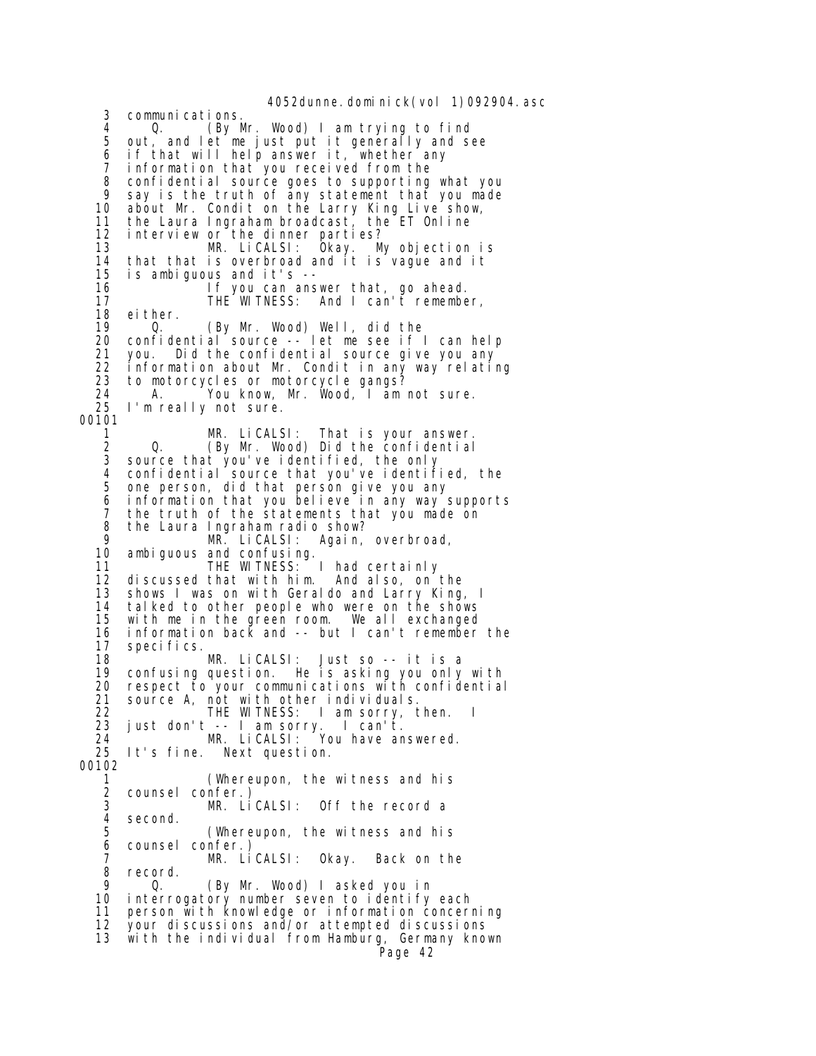3 communications.
4 Q. (By Mr. Wood) I am trying to find
5 out, and let me just put it generally and see
6 if that will help answer it, whether any
7 information that you received from the
8 confidential source goes to supporting what you
9 say is the truth of any statement that you made
10 about Mr. Condit on the Larry King Live show,
11 the Laura Ingraham broadcast, the ET Online
12 interview or the dinner parties?
13 MR. LiCALSI: Okay. My objection is
14 that that is overbroad and it is vague and it
15 is ambiguous and it's --
16 If you can answer that, go ahead.
17 THE WITNESS: And I can't remember,
18 either.
19 Q. (By Mr. Wood) Well, did the
20 confidential source -- let me see if I can help
21 you. Did the confidential source give you any
22 information about Mr. Condit in any way relating
23 to motorcycles or motorcycle gangs?
24 A. You know, Mr. Wood, I am not sure.
25 I'm really not sure.

00101

1 MR. LiCALSI: That is your answer.
2 Q. (By Mr. Wood) Did the confidential
3 source that you've identified, the only
4 confidential source that you've identified, the
5 one person, did that person give you any
6 information that you believe in any way supports
7 the truth of the statements that you made on
8 the Laura Ingraham radio show?
9 MR. LiCALSI: Again, overbroad,
10 ambiguous and confusing.
11 THE WITNESS: I had certainly
12 discussed that with him. And also, on the
13 shows I was on with Geraldo and Larry King, I
14 talked to other people who were on the shows
15 with me in the green room. We all exchanged
16 information back and -- but I can't remember the
17 specifics.
18 MR. LiCALSI: Just so -- it is a
19 confusing question. He is asking you only with
20 respect to your communications with confidential
21 source A, not with other individuals.
22 THE WITNESS: I am sorry, then. I
23 just don't -- I am sorry. I can't.
24 MR. LiCALSI: You have answered.
25 It's fine. Next question.

00102

1 (Whereupon, the witness and his
2 counsel confer.)
3 MR. LiCALSI: Off the record a
4 second.
5 (Whereupon, the witness and his
6 counsel confer.)
7 MR. LiCALSI: Okay. Back on the
8 record.
9 Q. (By Mr. Wood) I asked you in
10 interrogatory number seven to identify each
11 person with knowledge or information concerning
12 your discussions and/or attempted discussions
13 with the individual from Hamburg, Germany known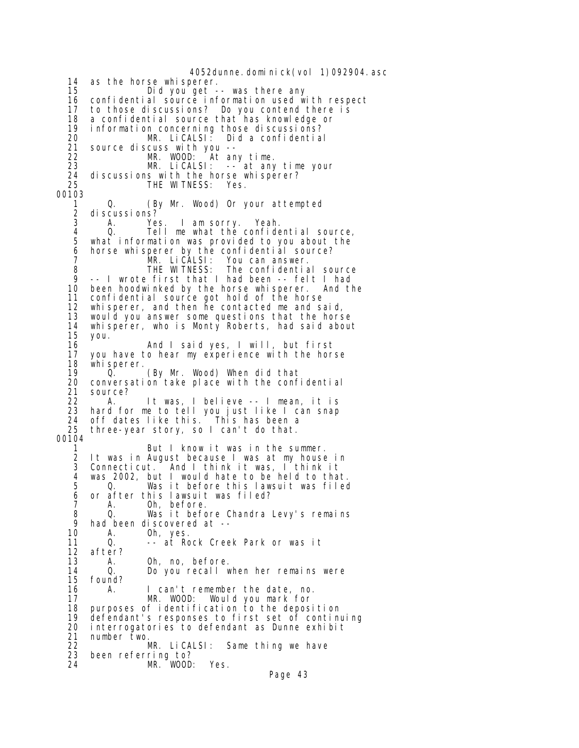14 as the horse whisperer.
15 Did you get -- was there any
16 confidential source information used with respect
17 to those discussions? Do you contend there is
18 a confidential source that has knowledge or
19 information concerning those discussions?
20 MR. LiCALSI: Did a confidential
21 source discuss with you --
22 MR. WOOD: At any time.
23 MR. LiCALSI: -- at any time your
24 discussions with the horse whisperer?
25 THE WITNESS: Yes.

00103

1 Q. (By Mr. Wood) Or your attempted
2 discussions?
3 A. Yes. I am sorry. Yeah.
4 Q. Tell me what the confidential source,
5 what information was provided to you about the
6 horse whisperer by the confidential source?
7 MR. LiCALSI: You can answer.
8 THE WITNESS: The confidential source
9 -- I wrote first that I had been -- felt I had
10 been hoodwinked by the horse whisperer. And the
11 confidential source got hold of the horse
12 whisperer, and then he contacted me and said,
13 would you answer some questions that the horse
14 whisperer, who is Monty Roberts, had said about
15 you.
16 And I said yes, I will, but first
17 you have to hear my experience with the horse
18 whisperer.
19 Q. (By Mr. Wood) When did that
20 conversation take place with the confidential
21 source?
22 A. It was, I believe -- I mean, it is
23 hard for me to tell you just like I can snap
24 off dates like this. This has been a
25 three-year story, so I can't do that.

00104

1 But I know it was in the summer.
2 It was in August because I was at my house in
3 Connecticut. And I think it was, I think it
4 was 2002, but I would hate to be held to that.
5 Q. Was it before this lawsuit was filed
6 or after this lawsuit was filed?
7 A. Oh, before.
8 Q. Was it before Chandra Levy's remains
9 had been discovered at --
10 A. Oh, yes.
11 Q. -- at Rock Creek Park or was it
12 after?
13 A. Oh, no, before.
14 Q. Do you recall when her remains were
15 found?
16 A. I can't remember the date, no.
17 MR. WOOD: Would you mark for
18 purposes of identification to the deposition
19 defendant's responses to first set of continuing
20 interrogatories to defendant as Dunne exhibit
21 number two.
22 MR. LiCALSI: Same thing we have
23 been referring to?
24 MR. WOOD: Yes.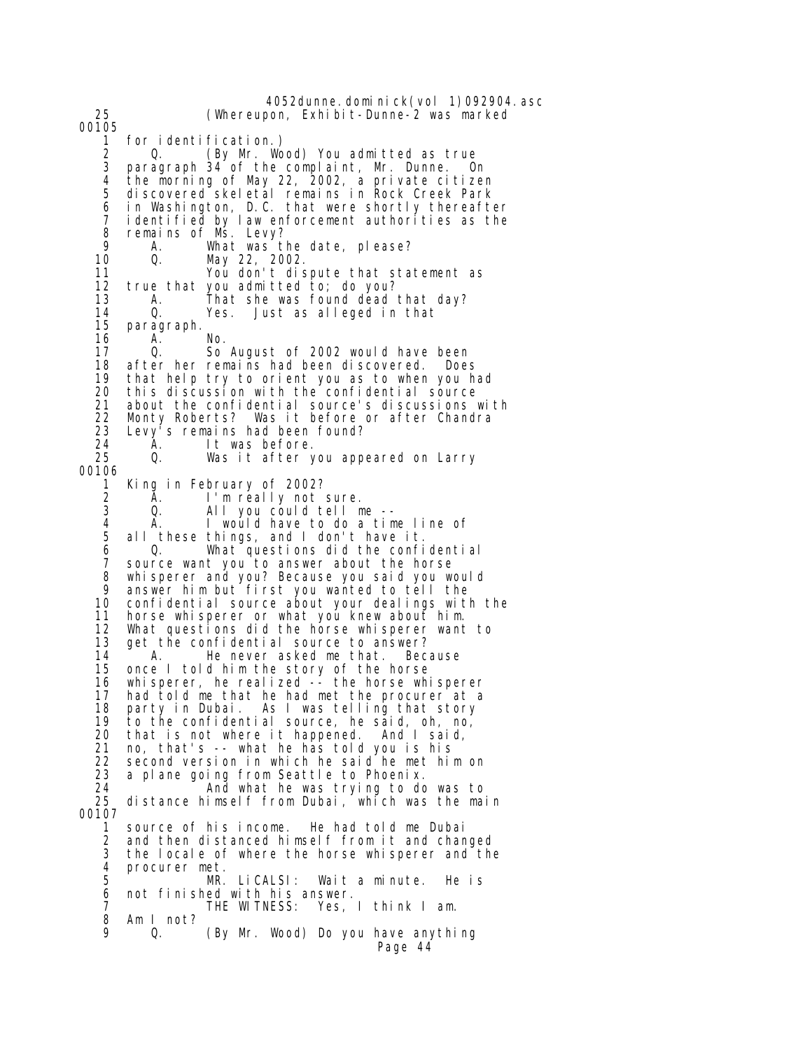25 (Whereupon, Exhibit-Dunne-2 was marked

00105

1 for identification.)
2 Q. (By Mr. Wood) You admitted as true
3 paragraph 34 of the complaint, Mr. Dunne. On
4 the morning of May 22, 2002, a private citizen
5 discovered skeletal remains in Rock Creek Park
6 in Washington, D.C. that were shortly thereafter
7 identified by law enforcement authorities as the
8 remains of Ms. Levy?
9 A. What was the date, please?
10 Q. May 22, 2002.
11 You don't dispute that statement as
12 true that you admitted to; do you?
13 A. That she was found dead that day?
14 Q. Yes. Just as alleged in that
15 paragraph.
16 A. No.
17 Q. So August of 2002 would have been
18 after her remains had been discovered. Does
19 that help try to orient you as to when you had
20 this discussion with the confidential source
21 about the confidential source's discussions with
22 Monty Roberts? Was it before or after Chandra
23 Levy's remains had been found?
24 A. It was before.
25 Q. Was it after you appeared on Larry

00106

1 King in February of 2002?
2 A. I'm really not sure.
3 Q. All you could tell me --
4 A. I would have to do a time line of
5 all these things, and I don't have it.
6 Q. What questions did the confidential
7 source want you to answer about the horse
8 whisperer and you? Because you said you would
9 answer him but first you wanted to tell the
10 confidential source about your dealings with the
11 horse whisperer or what you knew about him.
12 What questions did the horse whisperer want to
13 get the confidential source to answer?
14 A. He never asked me that. Because
15 once I told him the story of the horse
16 whisperer, he realized -- the horse whisperer
17 had told me that he had met the procurer at a
18 party in Dubai. As I was telling that story
19 to the confidential source, he said, oh, no,
20 that is not where it happened. And I said,
21 no, that's -- what he has told you is his
22 second version in which he said he met him on
23 a plane going from Seattle to Phoenix.
24 And what he was trying to do was to
25 distance himself from Dubai, which was the main

00107

1 source of his income. He had told me Dubai
2 and then distanced himself from it and changed
3 the locale of where the horse whisperer and the
4 procurer met.
5 MR. LiCALSI: Wait a minute. He is
6 not finished with his answer.
7 THE WITNESS: Yes, I think I am.
8 Am I not?
9 Q. (By Mr. Wood) Do you have anything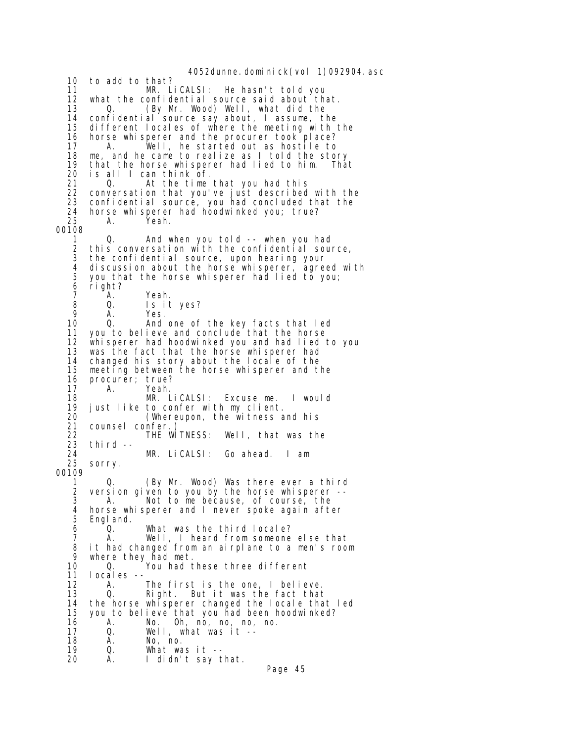10 to add to that?

11 MR. LiCALSI: He hasn't told you

12 what the confidential source said about that.

13 Q. (By Mr. Wood) Well, what did the

14 confidential source say about, I assume, the

15 different locales of where the meeting with the

16 horse whisperer and the procurer took place?

17 A. Well, he started out as hostile to

18 me, and he came to realize as I told the story

19 that the horse whisperer had lied to him. That

20 is all I can think of.

21 Q. At the time that you had this

22 conversation that you've just described with the

23 confidential source, you had concluded that the

24 horse whisperer had hoodwinked you; true?

25 A. Yeah.

00108

1 Q. And when you told -- when you had

2 this conversation with the confidential source,

3 the confidential source, upon hearing your

4 discussion about the horse whisperer, agreed with

5 you that the horse whisperer had lied to you;

6 right?

7 A. Yeah.

8 Q. Is it yes?

9 A. Yes.

10 Q. And one of the key facts that led

11 you to believe and conclude that the horse

12 whisperer had hoodwinked you and had lied to you

13 was the fact that the horse whisperer had

14 changed his story about the locale of the

15 meeting between the horse whisperer and the

16 procurer; true?

17 A. Yeah.

18 MR. LiCALSI: Excuse me. I would

19 just like to confer with my client.

20 (Whereupon, the witness and his

21 counsel confer.)

22 THE WITNESS: Well, that was the

23 third --

24 MR. LiCALSI: Go ahead. I am

25 sorry.

00109

1 Q. (By Mr. Wood) Was there ever a third

2 version given to you by the horse whisperer --

3 A. Not to me because, of course, the

4 horse whisperer and I never spoke again after

5 England.

6 Q. What was the third locale?

7 A. Well, I heard from someone else that

8 it had changed from an airplane to a men's room

9 where they had met.

10 Q. You had these three different

11 locales --

12 A. The first is the one, I believe.

13 Q. Right. But it was the fact that

14 the horse whisperer changed the locale that led

15 you to believe that you had been hoodwinked?

16 A. No. Oh, no, no, no, no.

17 Q. Well, what was it --

18 A. No, no.

19 Q. What was it --

20 A. I didn't say that.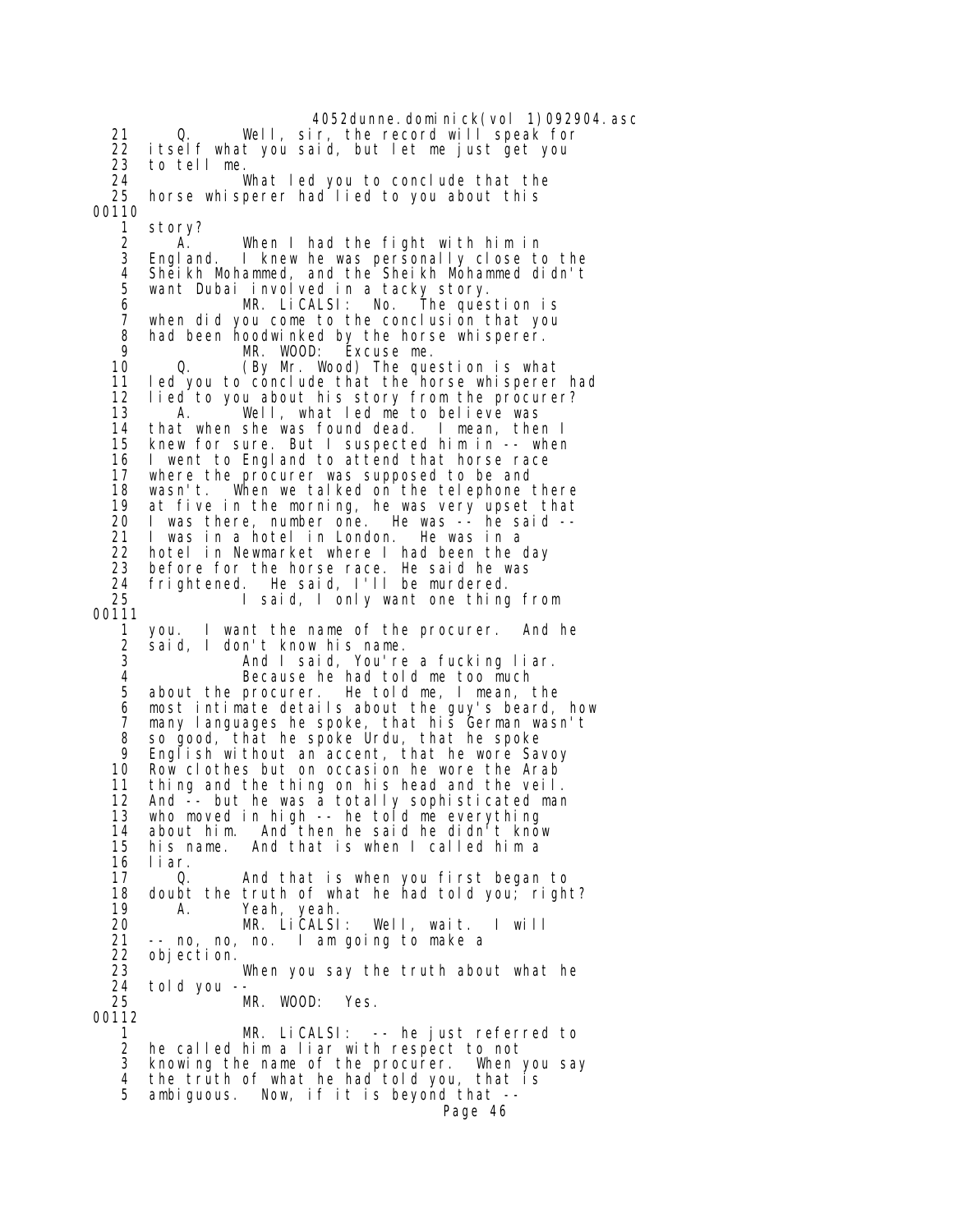21 Q. Well, sir, the record will speak for
22 itself what you said, but let me just get you
23 to tell me.
24 What led you to conclude that the
25 horse whisperer had lied to you about this
00110
1 story?
2 A. When I had the fight with him in
3 England. I knew he was personally close to the
4 Sheikh Mohammed, and the Sheikh Mohammed didn't
5 want Dubai involved in a tacky story.
6 MR. LiCALSI: No. The question is
7 when did you come to the conclusion that you
8 had been hoodwinked by the horse whisperer.
9 MR. WOOD: Excuse me.
10 Q. (By Mr. Wood) The question is what
11 led you to conclude that the horse whisperer had
12 lied to you about his story from the procurer?
13 A. Well, what led me to believe was
14 that when she was found dead. I mean, then I
15 knew for sure. But I suspected him in -- when
16 I went to England to attend that horse race
17 where the procurer was supposed to be and
18 wasn't. When we talked on the telephone there
19 at five in the morning, he was very upset that
20 I was there, number one. He was -- he said --
21 I was in a hotel in London. He was in a
22 hotel in Newmarket where I had been the day
23 before for the horse race. He said he was
24 frightened. He said, I'll be murdered.
25 I said, I only want one thing from
00111
1 you. I want the name of the procurer. And he
2 said, I don't know his name.
3 And I said, You're a fucking liar.
4 Because he had told me too much
5 about the procurer. He told me, I mean, the
6 most intimate details about the guy's beard, how
7 many languages he spoke, that his German wasn't
8 so good, that he spoke Urdu, that he spoke
9 English without an accent, that he wore Savoy
10 Row clothes but on occasion he wore the Arab
11 thing and the thing on his head and the veil.
12 And -- but he was a totally sophisticated man
13 who moved in high -- he told me everything
14 about him. And then he said he didn't know
15 his name. And that is when I called him a
16 liar.
17 Q. And that is when you first began to
18 doubt the truth of what he had told you; right?
19 A. Yeah, yeah.
20 MR. LiCALSI: Well, wait. I will
21 -- no, no, no. I am going to make a
22 objection.
23 When you say the truth about what he
24 told you --
25 MR. WOOD: Yes.
00112
1 MR. LiCALSI: -- he just referred to
2 he called him a liar with respect to not
3 knowing the name of the procurer. When you say
4 the truth of what he had told you, that is
5 ambiguous. Now, if it is beyond that --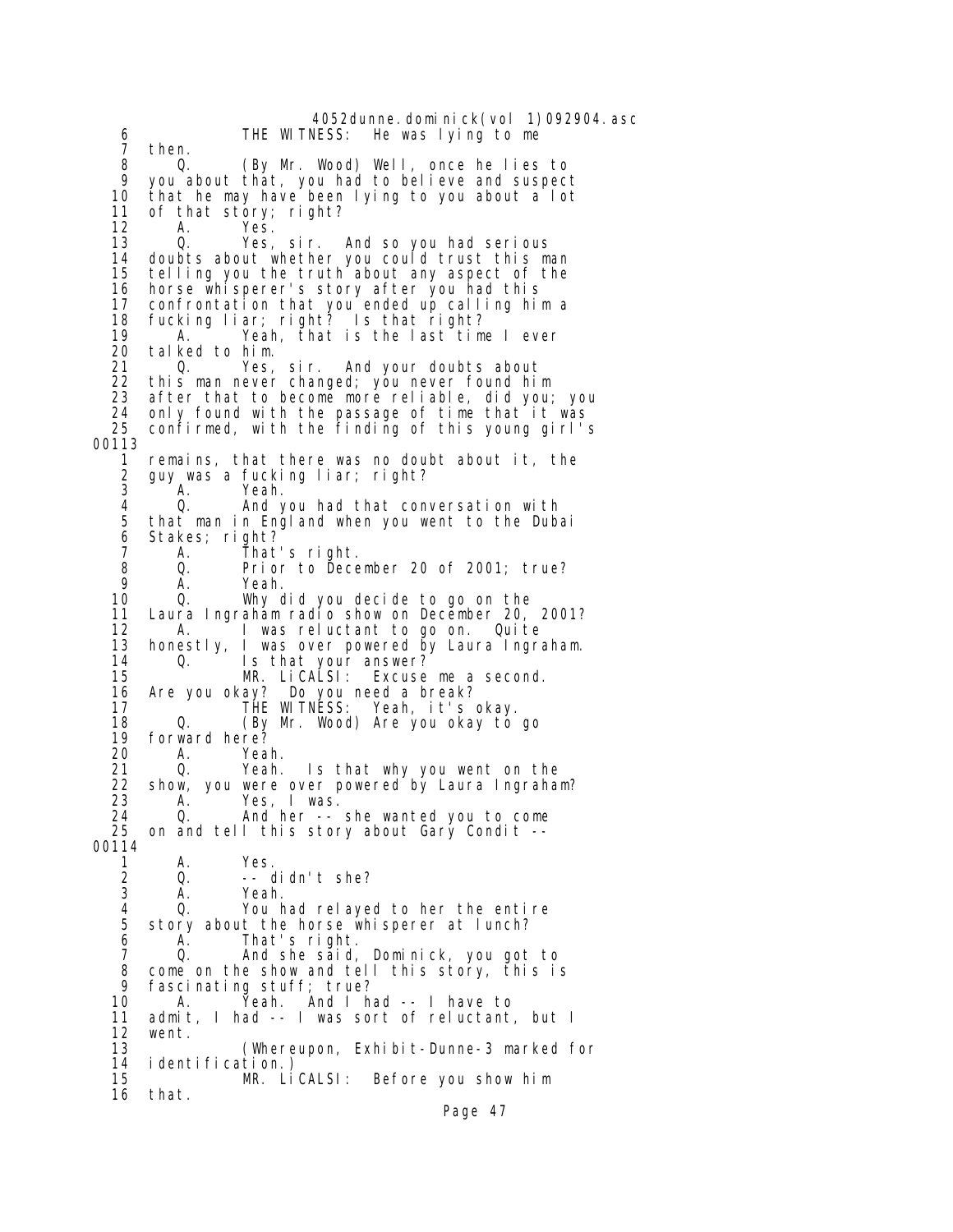6 THE WITNESS: He was lying to me
7 then.
8 Q. (By Mr. Wood) Well, once he lies to
9 you about that, you had to believe and suspect
10 that he may have been lying to you about a lot
11 of that story; right?
12 A. Yes.
13 Q. Yes, sir. And so you had serious
14 doubts about whether you could trust this man
15 telling you the truth about any aspect of the
16 horse whisperer's story after you had this
17 confrontation that you ended up calling him a
18 fucking liar; right? Is that right?
19 A. Yeah, that is the last time I ever
20 talked to him.
21 Q. Yes, sir. And your doubts about
22 this man never changed; you never found him
23 after that to become more reliable, did you; you
24 only found with the passage of time that it was
25 confirmed, with the finding of this young girl's

00113

1 remains, that there was no doubt about it, the
2 guy was a fucking liar; right?
3 A. Yeah.
4 Q. And you had that conversation with
5 that man in England when you went to the Dubai
6 Stakes; right?
7 A. That's right.
8 Q. Prior to December 20 of 2001; true?
9 A. Yeah.
10 Q. Why did you decide to go on the
11 Laura Ingraham radio show on December 20, 2001?
12 A. I was reluctant to go on. Quite
13 honestly, I was over powered by Laura Ingraham.
14 Q. Is that your answer?
15 MR. LiCALSI: Excuse me a second.
16 Are you okay? Do you need a break?
17 THE WITNESS: Yeah, it's okay.
18 Q. (By Mr. Wood) Are you okay to go
19 forward here?
20 A. Yeah.
21 Q. Yeah. Is that why you went on the
22 show, you were over powered by Laura Ingraham?
23 A. Yes, I was.
24 Q. And her -- she wanted you to come
25 on and tell this story about Gary Condit --

00114

1 A. Yes.
2 Q. -- didn't she?
3 A. Yeah.
4 Q. You had relayed to her the entire
5 story about the horse whisperer at lunch?
6 A. That's right.
7 Q. And she said, Dominick, you got to
8 come on the show and tell this story, this is
9 fascinating stuff; true?
10 A. Yeah. And I had -- I have to
11 admit, I had -- I was sort of reluctant, but I
12 went.
13 (Whereupon, Exhibit-Dunne-3 marked for
14 identification.)
15 MR. LiCALSI: Before you show him
16 that.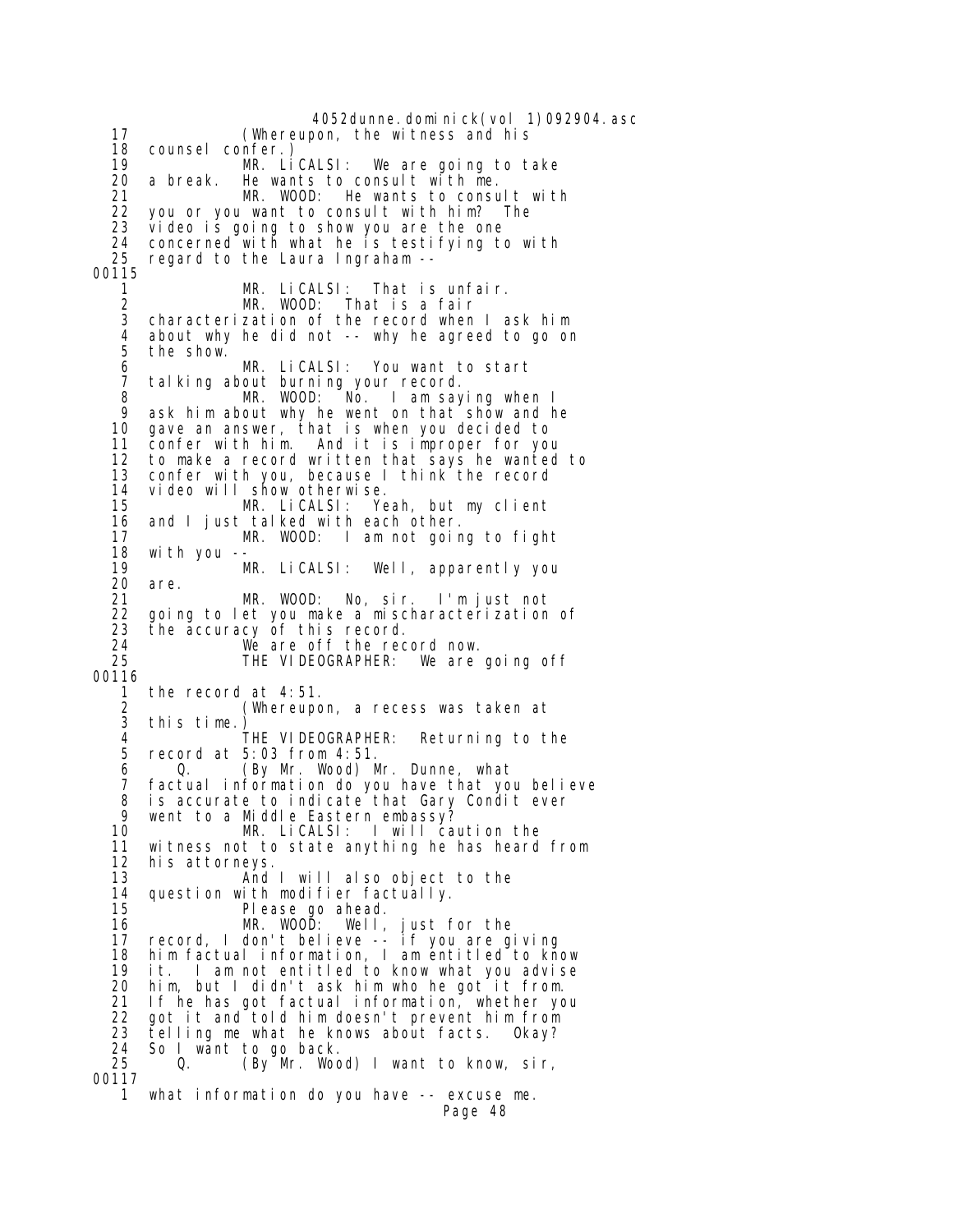17 (Whereupon, the witness and his
18 counsel confer.)
19 MR. LiCALSI: We are going to take
20 a break. He wants to consult with me.
21 MR. WOOD: He wants to consult with
22 you or you want to consult with him? The
23 video is going to show you are the one
24 concerned with what he is testifying to with
25 regard to the Laura Ingraham --

00115

1 MR. LiCALSI: That is unfair.
2 MR. WOOD: That is a fair
3 characterization of the record when I ask him
4 about why he did not -- why he agreed to go on
5 the show.
6 MR. LiCALSI: You want to start
7 talking about burning your record.
8 MR. WOOD: No. I am saying when I
9 ask him about why he went on that show and he
10 gave an answer, that is when you decided to
11 confer with him. And it is improper for you
12 to make a record written that says he wanted to
13 confer with you, because I think the record
14 video will show otherwise.
15 MR. LiCALSI: Yeah, but my client
16 and I just talked with each other.
17 MR. WOOD: I am not going to fight
18 with you --
19 MR. LiCALSI: Well, apparently you
20 are.
21 MR. WOOD: No, sir. I'm just not
22 going to let you make a mischaracterization of
23 the accuracy of this record.
24 We are off the record now.
25 THE VIDEOGRAPHER: We are going off

00116

1 the record at 4:51.
2 (Whereupon, a recess was taken at
3 this time.)
4 THE VIDEOGRAPHER: Returning to the
5 record at 5:03 from 4:51.
6 Q. (By Mr. Wood) Mr. Dunne, what
7 factual information do you have that you believe
8 is accurate to indicate that Gary Condit ever
9 went to a Middle Eastern embassy?
10 MR. LiCALSI: I will caution the
11 witness not to state anything he has heard from
12 his attorneys.
13 And I will also object to the
14 question with modifier factually.
15 Please go ahead.
16 MR. WOOD: Well, just for the
17 record, I don't believe -- if you are giving
18 him factual information, I am entitled to know
19 it. I am not entitled to know what you advise
20 him, but I didn't ask him who he got it from.
21 If he has got factual information, whether you
22 got it and told him doesn't prevent him from
23 telling me what he knows about facts. Okay?
24 So I want to go back.
25 Q. (By Mr. Wood) I want to know, sir,

00117

1 what information do you have -- excuse me.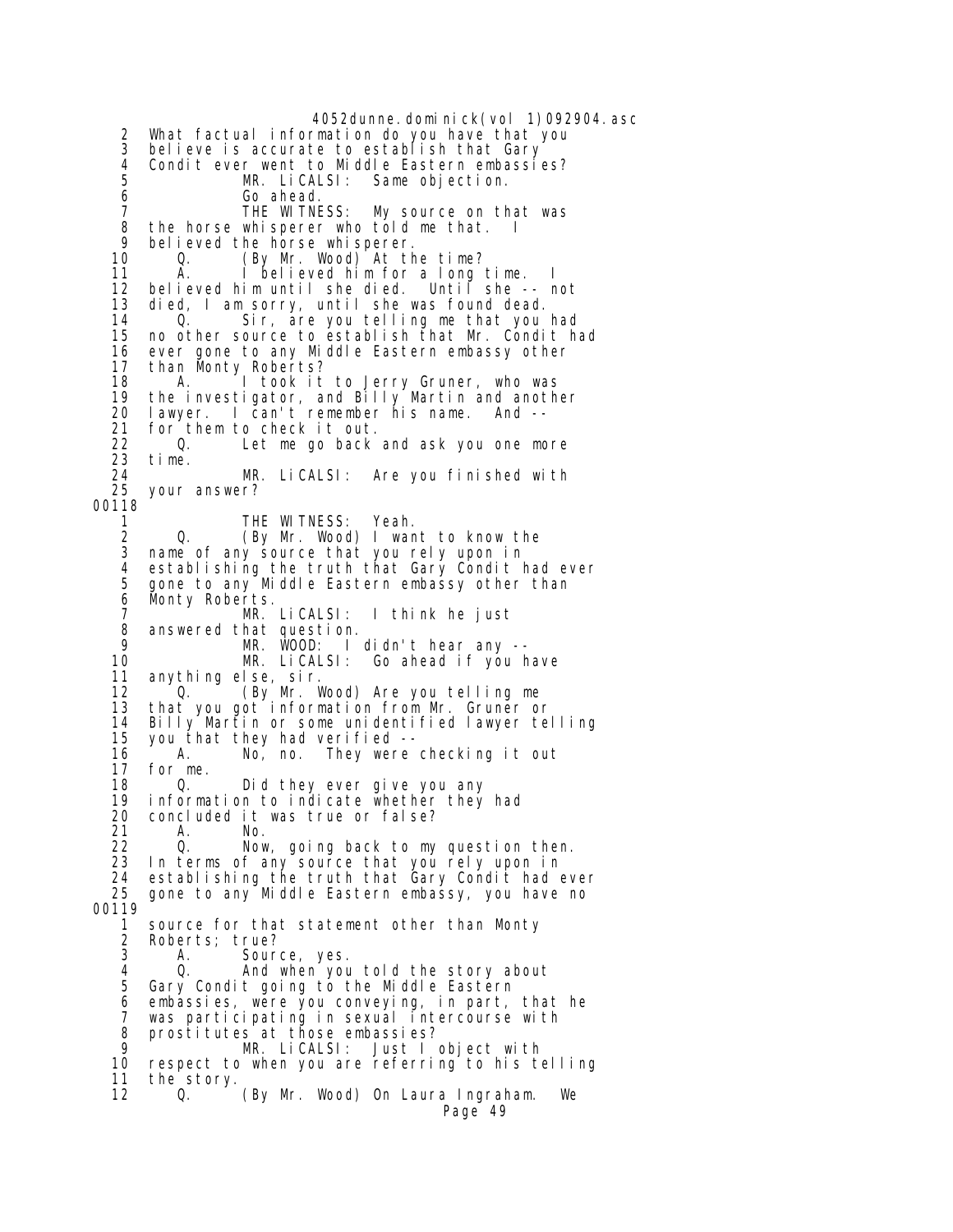```
2  What factual information do you have that you
3  believe is accurate to establish that Gary
4  Condit ever went to Middle Eastern embassies?
5            MR. LiCALSI:  Same objection.
6            Go ahead.
7            THE WITNESS:  My source on that was
8  the horse whisperer who told me that.  I
9  believed the horse whisperer.
10     Q.     (By Mr. Wood) At the time?
11     A.     I believed him for a long time.  I
12  believed him until she died.  Until she -- not
13  died, I am sorry, until she was found dead.
14     Q.     Sir, are you telling me that you had
15  no other source to establish that Mr. Condit had
16  ever gone to any Middle Eastern embassy other
17  than Monty Roberts?
18     A.     I took it to Jerry Gruner, who was
19  the investigator, and Billy Martin and another
20  lawyer.  I can't remember his name.  And --
21  for them to check it out.
22     Q.     Let me go back and ask you one more
23  time.
24            MR. LiCALSI:  Are you finished with
25  your answer?
00118
1            THE WITNESS:  Yeah.
2     Q.     (By Mr. Wood) I want to know the
3  name of any source that you rely upon in
4  establishing the truth that Gary Condit had ever
5  gone to any Middle Eastern embassy other than
6  Monty Roberts.
7            MR. LiCALSI:  I think he just
8  answered that question.
9            MR. WOOD:  I didn't hear any --
10           MR. LiCALSI:  Go ahead if you have
11  anything else, sir.
12     Q.     (By Mr. Wood) Are you telling me
13  that you got information from Mr. Gruner or
14  Billy Martin or some unidentified lawyer telling
15  you that they had verified --
16     A.     No, no.  They were checking it out
17  for me.
18     Q.     Did they ever give you any
19  information to indicate whether they had
20  concluded it was true or false?
21     A.     No.
22     Q.     Now, going back to my question then.
23  In terms of any source that you rely upon in
24  establishing the truth that Gary Condit had ever
25  gone to any Middle Eastern embassy, you have no
00119
1  source for that statement other than Monty
2  Roberts; true?
3     A.     Source, yes.
4     Q.     And when you told the story about
5  Gary Condit going to the Middle Eastern
6  embassies, were you conveying, in part, that he
7  was participating in sexual intercourse with
8  prostitutes at those embassies?
9            MR. LiCALSI:  Just I object with
10  respect to when you are referring to his telling
11  the story.
12     Q.     (By Mr. Wood) On Laura Ingraham.  We
```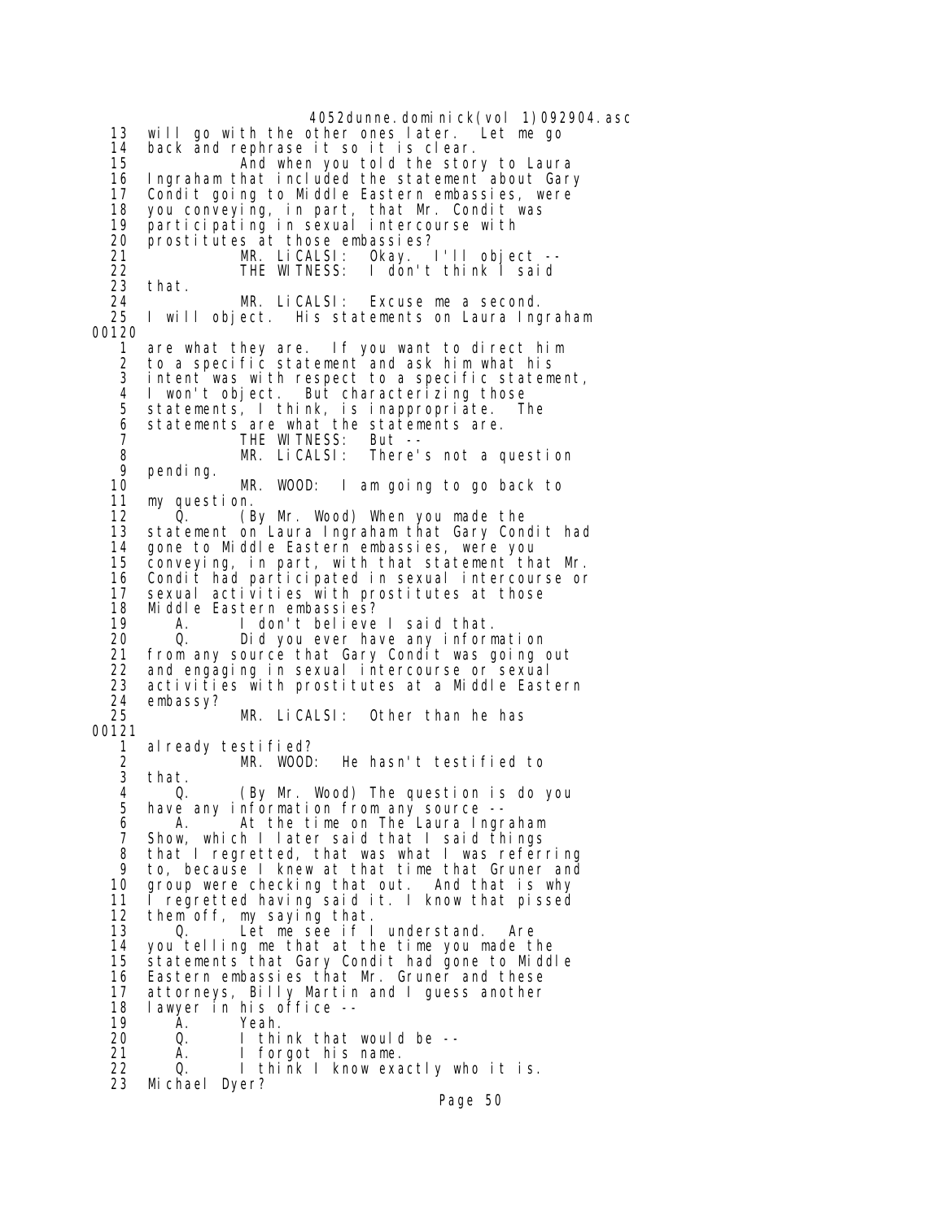13 will go with the other ones later. Let me go
14 back and rephrase it so it is clear.
15 And when you told the story to Laura
16 Ingraham that included the statement about Gary
17 Condit going to Middle Eastern embassies, were
18 you conveying, in part, that Mr. Condit was
19 participating in sexual intercourse with
20 prostitutes at those embassies?
21 MR. LiCALSI: Okay. I'll object --
22 THE WITNESS: I don't think I said
23 that.
24 MR. LiCALSI: Excuse me a second.
25 I will object. His statements on Laura Ingraham

00120

1 are what they are. If you want to direct him
2 to a specific statement and ask him what his
3 intent was with respect to a specific statement,
4 I won't object. But characterizing those
5 statements, I think, is inappropriate. The
6 statements are what the statements are.
7 THE WITNESS: But --
8 MR. LiCALSI: There's not a question
9 pending.
10 MR. WOOD: I am going to go back to
11 my question.
12 Q. (By Mr. Wood) When you made the
13 statement on Laura Ingraham that Gary Condit had
14 gone to Middle Eastern embassies, were you
15 conveying, in part, with that statement that Mr.
16 Condit had participated in sexual intercourse or
17 sexual activities with prostitutes at those
18 Middle Eastern embassies?
19 A. I don't believe I said that.
20 Q. Did you ever have any information
21 from any source that Gary Condit was going out
22 and engaging in sexual intercourse or sexual
23 activities with prostitutes at a Middle Eastern
24 embassy?
25 MR. LiCALSI: Other than he has

00121

1 already testified?
2 MR. WOOD: He hasn't testified to
3 that.
4 Q. (By Mr. Wood) The question is do you
5 have any information from any source --
6 A. At the time on The Laura Ingraham
7 Show, which I later said that I said things
8 that I regretted, that was what I was referring
9 to, because I knew at that time that Gruner and
10 group were checking that out. And that is why
11 I regretted having said it. I know that pissed
12 them off, my saying that.
13 Q. Let me see if I understand. Are
14 you telling me that at the time you made the
15 statements that Gary Condit had gone to Middle
16 Eastern embassies that Mr. Gruner and these
17 attorneys, Billy Martin and I guess another
18 lawyer in his office --
19 A. Yeah.
20 Q. I think that would be --
21 A. I forgot his name.
22 Q. I think I know exactly who it is.
23 Michael Dyer?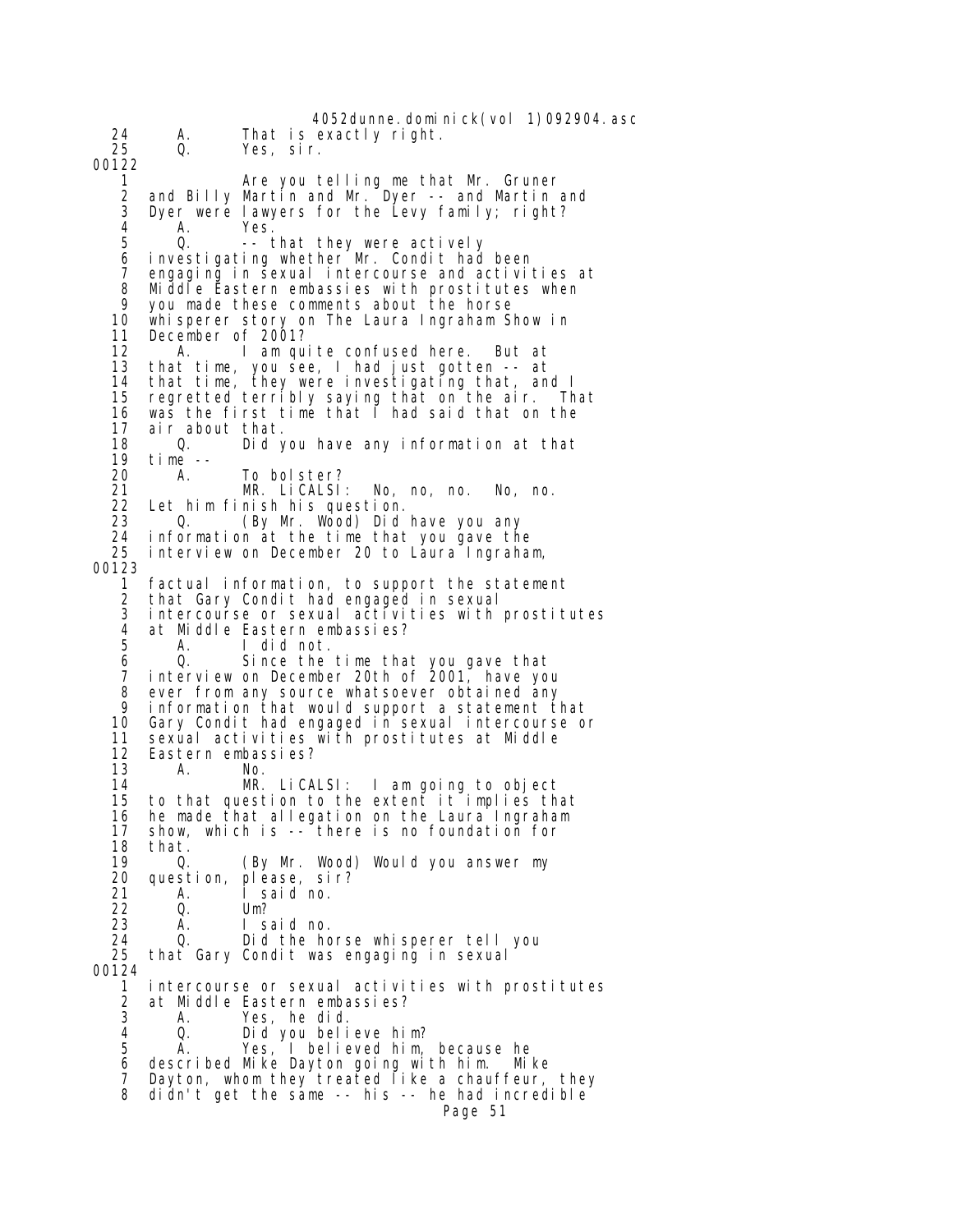24 A. That is exactly right.
25 Q. Yes, sir.

00122

1 Are you telling me that Mr. Gruner
2 and Billy Martin and Mr. Dyer -- and Martin and
3 Dyer were lawyers for the Levy family; right?
4 A. Yes.
5 Q. -- that they were actively
6 investigating whether Mr. Condit had been
7 engaging in sexual intercourse and activities at
8 Middle Eastern embassies with prostitutes when
9 you made these comments about the horse
10 whisperer story on The Laura Ingraham Show in
11 December of 2001?
12 A. I am quite confused here. But at
13 that time, you see, I had just gotten -- at
14 that time, they were investigating that, and I
15 regretted terribly saying that on the air. That
16 was the first time that I had said that on the
17 air about that.
18 Q. Did you have any information at that
19 time --
20 A. To bolster?
21 MR. LiCALSI: No, no, no. No, no.
22 Let him finish his question.
23 Q. (By Mr. Wood) Did have you any
24 information at the time that you gave the
25 interview on December 20 to Laura Ingraham,

00123

1 factual information, to support the statement
2 that Gary Condit had engaged in sexual
3 intercourse or sexual activities with prostitutes
4 at Middle Eastern embassies?
5 A. I did not.
6 Q. Since the time that you gave that
7 interview on December 20th of 2001, have you
8 ever from any source whatsoever obtained any
9 information that would support a statement that
10 Gary Condit had engaged in sexual intercourse or
11 sexual activities with prostitutes at Middle
12 Eastern embassies?
13 A. No.
14 MR. LiCALSI: I am going to object
15 to that question to the extent it implies that
16 he made that allegation on the Laura Ingraham
17 show, which is -- there is no foundation for
18 that.
19 Q. (By Mr. Wood) Would you answer my
20 question, please, sir?
21 A. I said no.
22 Q. Um?
23 A. I said no.
24 Q. Did the horse whisperer tell you
25 that Gary Condit was engaging in sexual

00124

1 intercourse or sexual activities with prostitutes
2 at Middle Eastern embassies?
3 A. Yes, he did.
4 Q. Did you believe him?
5 A. Yes, I believed him, because he
6 described Mike Dayton going with him. Mike
7 Dayton, whom they treated like a chauffeur, they
8 didn't get the same -- his -- he had incredible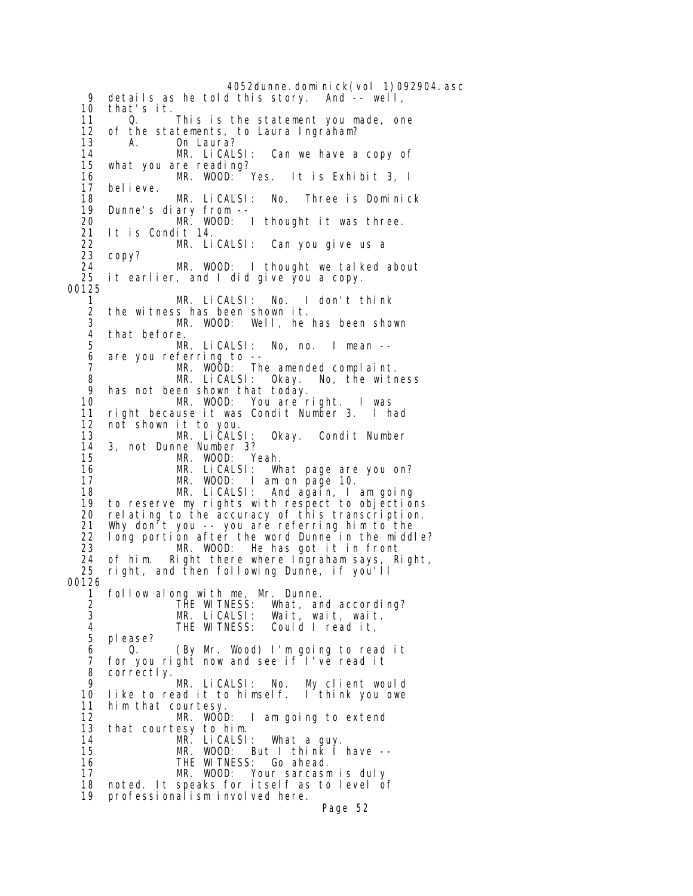```
9   details as he told this story.  And -- well,
10  that's it.
11      Q.      This is the statement you made, one
12  of the statements, to Laura Ingraham?
13      A.      On Laura?
14              MR. LiCALSI:  Can we have a copy of
15  what you are reading?
16              MR. WOOD:  Yes.  It is Exhibit 3, I
17  believe.
18              MR. LiCALSI:  No.  Three is Dominick
19  Dunne's diary from --
20              MR. WOOD:  I thought it was three.
21  It is Condit 14.
22              MR. LiCALSI:  Can you give us a
23  copy?
24              MR. WOOD:  I thought we talked about
25  it earlier, and I did give you a copy.
00125
 1              MR. LiCALSI:  No.  I don't think
 2  the witness has been shown it.
 3              MR. WOOD:  Well, he has been shown
 4  that before.
 5              MR. LiCALSI:  No, no.  I mean --
 6  are you referring to --
 7              MR. WOOD:  The amended complaint.
 8              MR. LiCALSI:  Okay.  No, the witness
 9  has not been shown that today.
10              MR. WOOD:  You are right.  I was
11  right because it was Condit Number 3.  I had
12  not shown it to you.
13              MR. LiCALSI:  Okay.  Condit Number
14  3, not Dunne Number 3?
15              MR. WOOD:  Yeah.
16              MR. LiCALSI:  What page are you on?
17              MR. WOOD:  I am on page 10.
18              MR. LiCALSI:  And again, I am going
19  to reserve my rights with respect to objections
20  relating to the accuracy of this transcription.
21  Why don't you -- you are referring him to the
22  long portion after the word Dunne in the middle?
23              MR. WOOD:  He has got it in front
24  of him.  Right there where Ingraham says, Right,
25  right, and then following Dunne, if you'll
00126
 1  follow along with me, Mr. Dunne.
 2              THE WITNESS:  What, and according?
 3              MR. LiCALSI:  Wait, wait, wait.
 4              THE WITNESS:  Could I read it,
 5  please?
 6      Q.      (By Mr. Wood) I'm going to read it
 7  for you right now and see if I've read it
 8  correctly.
 9              MR. LiCALSI:  No.  My client would
10  like to read it to himself.  I think you owe
11  him that courtesy.
12              MR. WOOD:  I am going to extend
13  that courtesy to him.
14              MR. LiCALSI:  What a guy.
15              MR. WOOD:  But I think I have --
16              THE WITNESS:  Go ahead.
17              MR. WOOD:  Your sarcasm is duly
18  noted. It speaks for itself as to level of
19  professionalism involved here.
```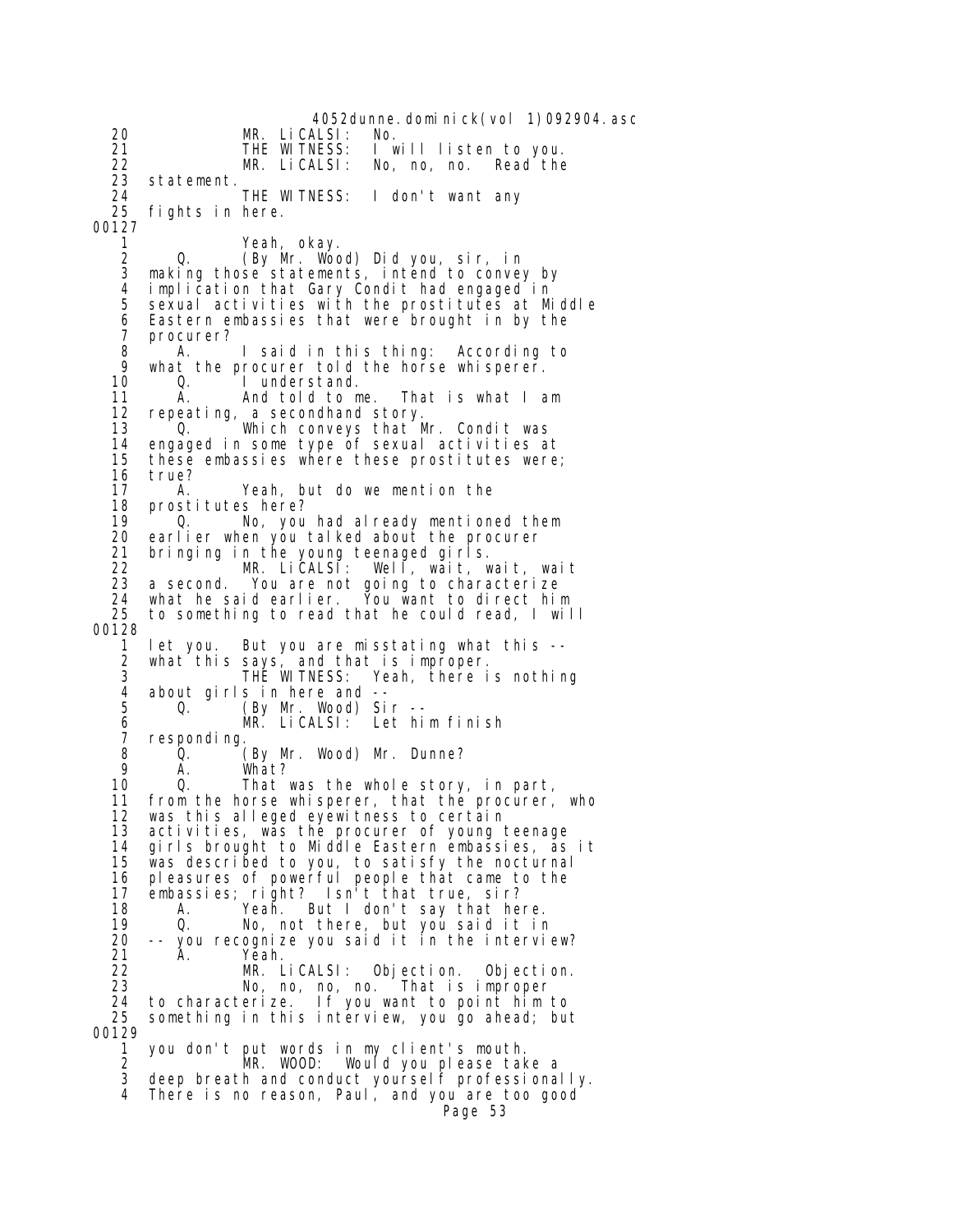```
20              MR. LiCALSI:  No.
21              THE WITNESS:  I will listen to you.
22              MR. LiCALSI:  No, no, no.  Read the
23    statement.
24              THE WITNESS:  I don't want any
25    fights in here.
00127
 1              Yeah, okay.
 2        Q.    (By Mr. Wood) Did you, sir, in
 3    making those statements, intend to convey by
 4    implication that Gary Condit had engaged in
 5    sexual activities with the prostitutes at Middle
 6    Eastern embassies that were brought in by the
 7    procurer?
 8        A.    I said in this thing:  According to
 9    what the procurer told the horse whisperer.
10        Q.    I understand.
11        A.    And told to me.  That is what I am
12    repeating, a secondhand story.
13        Q.    Which conveys that Mr. Condit was
14    engaged in some type of sexual activities at
15    these embassies where these prostitutes were;
16    true?
17        A.    Yeah, but do we mention the
18    prostitutes here?
19        Q.    No, you had already mentioned them
20    earlier when you talked about the procurer
21    bringing in the young teenaged girls.
22              MR. LiCALSI:  Well, wait, wait, wait
23    a second.  You are not going to characterize
24    what he said earlier.  You want to direct him
25    to something to read that he could read, I will
00128
 1    let you.  But you are misstating what this --
 2    what this says, and that is improper.
 3              THE WITNESS:  Yeah, there is nothing
 4    about girls in here and --
 5        Q.    (By Mr. Wood) Sir --
 6              MR. LiCALSI:  Let him finish
 7    responding.
 8        Q.    (By Mr. Wood) Mr. Dunne?
 9        A.    What?
10        Q.    That was the whole story, in part,
11    from the horse whisperer, that the procurer, who
12    was this alleged eyewitness to certain
13    activities, was the procurer of young teenage
14    girls brought to Middle Eastern embassies, as it
15    was described to you, to satisfy the nocturnal
16    pleasures of powerful people that came to the
17    embassies; right?  Isn't that true, sir?
18        A.    Yeah.  But I don't say that here.
19        Q.    No, not there, but you said it in
20    -- you recognize you said it in the interview?
21        A.    Yeah.
22              MR. LiCALSI:  Objection.  Objection.
23              No, no, no, no.  That is improper
24    to characterize.  If you want to point him to
25    something in this interview, you go ahead; but
00129
 1    you don't put words in my client's mouth.
 2              MR. WOOD:  Would you please take a
 3    deep breath and conduct yourself professionally.
 4    There is no reason, Paul, and you are too good
```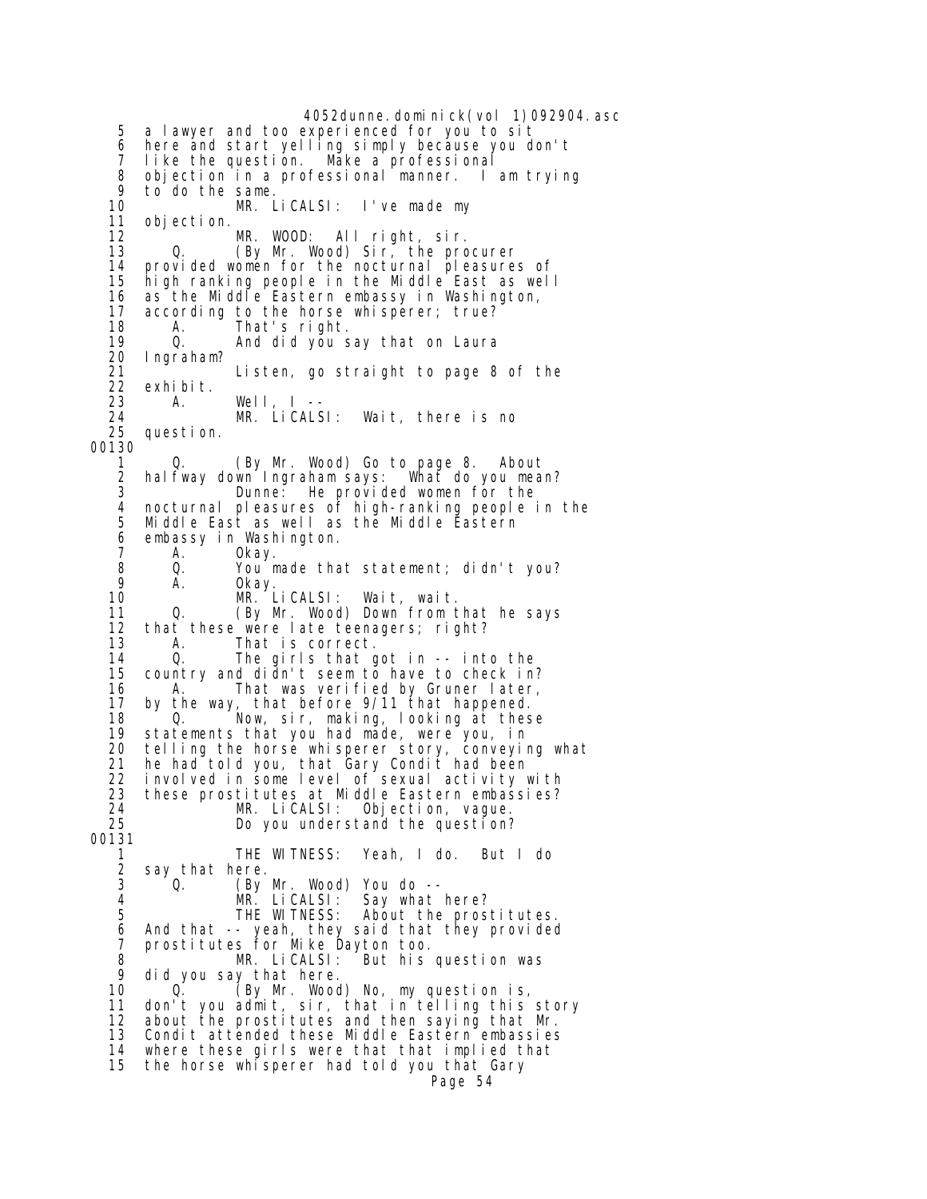```
    5   a lawyer and too experienced for you to sit
    6   here and start yelling simply because you don't
    7   like the question.  Make a professional
    8   objection in a professional manner.  I am trying
    9   to do the same.
   10            MR. LiCALSI:  I've made my
   11   objection.
   12            MR. WOOD:  All right, sir.
   13       Q.    (By Mr. Wood) Sir, the procurer
   14   provided women for the nocturnal pleasures of
   15   high ranking people in the Middle East as well
   16   as the Middle Eastern embassy in Washington,
   17   according to the horse whisperer; true?
   18       A.    That's right.
   19       Q.    And did you say that on Laura
   20   Ingraham?
   21            Listen, go straight to page 8 of the
   22   exhibit.
   23       A.    Well, I --
   24            MR. LiCALSI:  Wait, there is no
   25   question.
00130
    1       Q.    (By Mr. Wood) Go to page 8.  About
    2   halfway down Ingraham says:  What do you mean?
    3            Dunne:  He provided women for the
    4   nocturnal pleasures of high-ranking people in the
    5   Middle East as well as the Middle Eastern
    6   embassy in Washington.
    7       A.    Okay.
    8       Q.    You made that statement; didn't you?
    9       A.    Okay.
   10            MR. LiCALSI:  Wait, wait.
   11       Q.    (By Mr. Wood) Down from that he says
   12   that these were late teenagers; right?
   13       A.    That is correct.
   14       Q.    The girls that got in -- into the
   15   country and didn't seem to have to check in?
   16       A.    That was verified by Gruner later,
   17   by the way, that before 9/11 that happened.
   18       Q.    Now, sir, making, looking at these
   19   statements that you had made, were you, in
   20   telling the horse whisperer story, conveying what
   21   he had told you, that Gary Condit had been
   22   involved in some level of sexual activity with
   23   these prostitutes at Middle Eastern embassies?
   24            MR. LiCALSI:  Objection, vague.
   25            Do you understand the question?
00131
    1            THE WITNESS:  Yeah, I do.  But I do
    2   say that here.
    3       Q.    (By Mr. Wood) You do --
    4            MR. LiCALSI:  Say what here?
    5            THE WITNESS:  About the prostitutes.
    6   And that -- yeah, they said that they provided
    7   prostitutes for Mike Dayton too.
    8            MR. LiCALSI:  But his question was
    9   did you say that here.
   10       Q.    (By Mr. Wood) No, my question is,
   11   don't you admit, sir, that in telling this story
   12   about the prostitutes and then saying that Mr.
   13   Condit attended these Middle Eastern embassies
   14   where these girls were that that implied that
   15   the horse whisperer had told you that Gary
```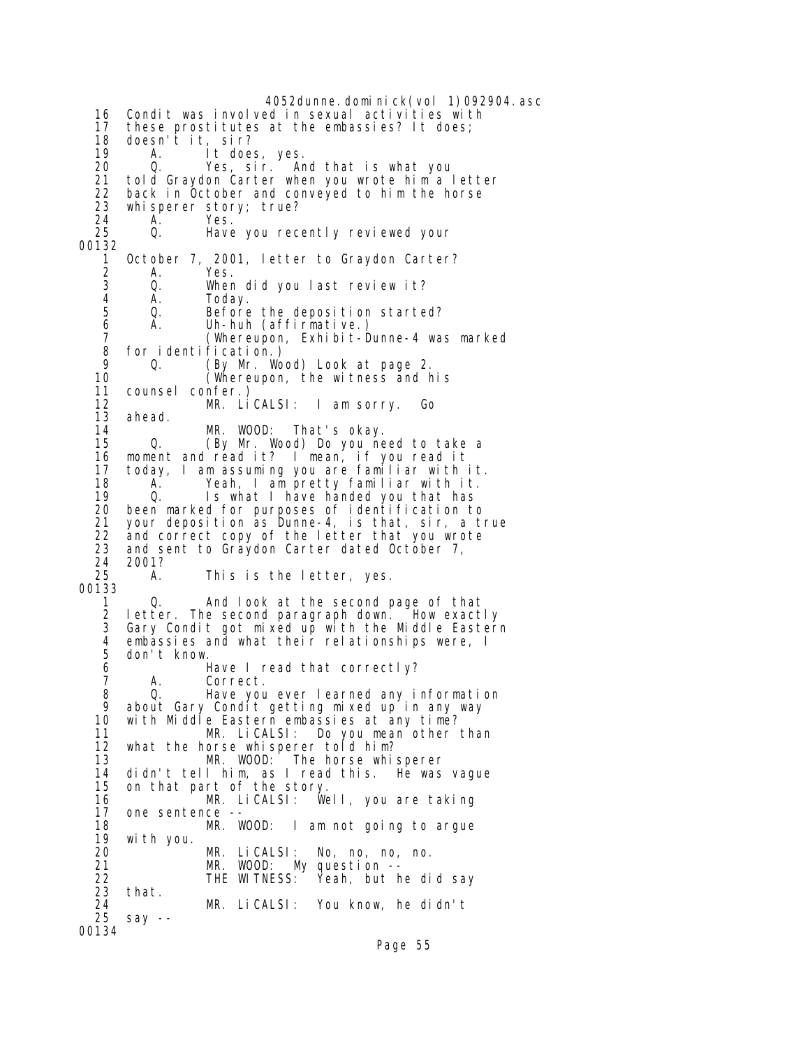```
16  Condit was involved in sexual activities with
17  these prostitutes at the embassies? It does;
18  doesn't it, sir?
19     A.     It does, yes.
20     Q.     Yes, sir.  And that is what you
21  told Graydon Carter when you wrote him a letter
22  back in October and conveyed to him the horse
23  whisperer story; true?
24     A.     Yes.
25     Q.     Have you recently reviewed your
00132
 1  October 7, 2001, letter to Graydon Carter?
 2     A.     Yes.
 3     Q.     When did you last review it?
 4     A.     Today.
 5     Q.     Before the deposition started?
 6     A.     Uh-huh (affirmative.)
 7            (Whereupon, Exhibit-Dunne-4 was marked
 8  for identification.)
 9     Q.     (By Mr. Wood) Look at page 2.
10            (Whereupon, the witness and his
11  counsel confer.)
12            MR. LiCALSI:  I am sorry.  Go
13  ahead.
14            MR. WOOD:  That's okay.
15     Q.     (By Mr. Wood) Do you need to take a
16  moment and read it?  I mean, if you read it
17  today, I am assuming you are familiar with it.
18     A.     Yeah, I am pretty familiar with it.
19     Q.     Is what I have handed you that has
20  been marked for purposes of identification to
21  your deposition as Dunne-4, is that, sir, a true
22  and correct copy of the letter that you wrote
23  and sent to Graydon Carter dated October 7,
24  2001?
25     A.     This is the letter, yes.
00133
 1     Q.     And look at the second page of that
 2  letter. The second paragraph down.  How exactly
 3  Gary Condit got mixed up with the Middle Eastern
 4  embassies and what their relationships were, I
 5  don't know.
 6            Have I read that correctly?
 7     A.     Correct.
 8     Q.     Have you ever learned any information
 9  about Gary Condit getting mixed up in any way
10  with Middle Eastern embassies at any time?
11            MR. LiCALSI:  Do you mean other than
12  what the horse whisperer told him?
13            MR. WOOD:  The horse whisperer
14  didn't tell him, as I read this.  He was vague
15  on that part of the story.
16            MR. LiCALSI:  Well, you are taking
17  one sentence --
18            MR. WOOD:  I am not going to argue
19  with you.
20            MR. LiCALSI:  No, no, no, no.
21            MR. WOOD:  My question --
22            THE WITNESS:  Yeah, but he did say
23  that.
24            MR. LiCALSI:  You know, he didn't
25  say --
00134
```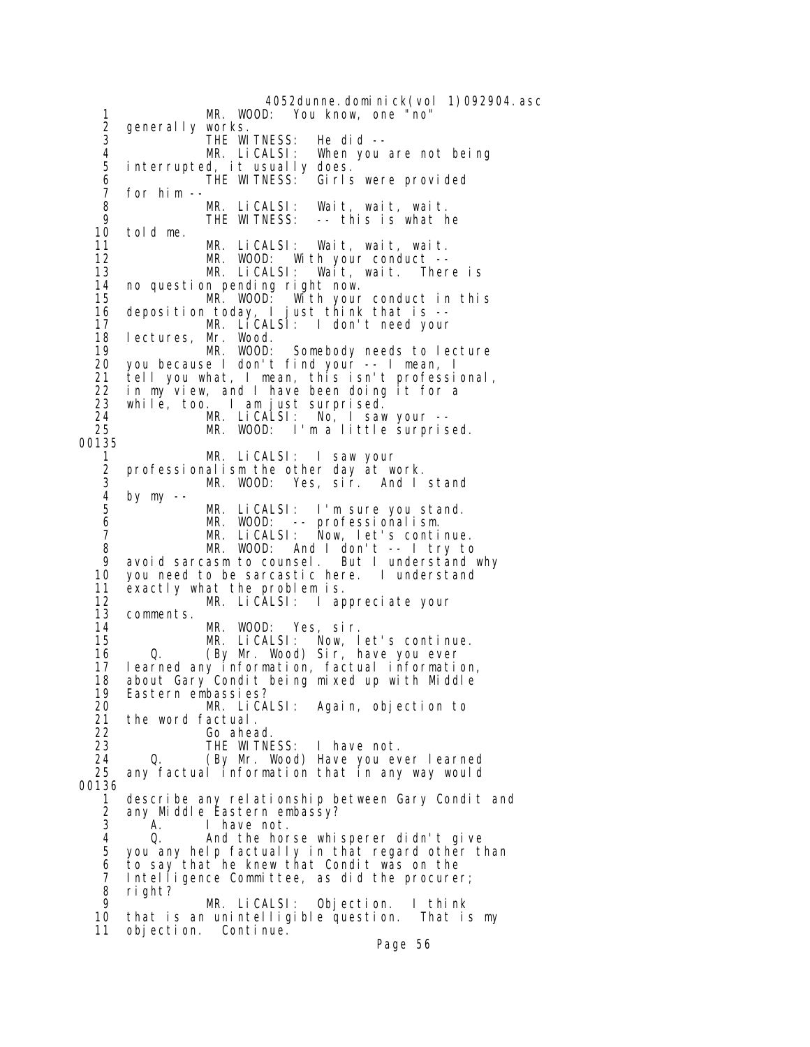4052dunne.dominick(vol 1)092904.asc

1 MR. WOOD: You know, one "no"
2 generally works.
3 THE WITNESS: He did --
4 MR. LiCALSI: When you are not being
5 interrupted, it usually does.
6 THE WITNESS: Girls were provided
7 for him --
8 MR. LiCALSI: Wait, wait, wait.
9 THE WITNESS: -- this is what he
10 told me.
11 MR. LiCALSI: Wait, wait, wait.
12 MR. WOOD: With your conduct --
13 MR. LiCALSI: Wait, wait. There is
14 no question pending right now.
15 MR. WOOD: With your conduct in this
16 deposition today, I just think that is --
17 MR. LiCALSI: I don't need your
18 lectures, Mr. Wood.
19 MR. WOOD: Somebody needs to lecture
20 you because I don't find your -- I mean, I
21 tell you what, I mean, this isn't professional,
22 in my view, and I have been doing it for a
23 while, too. I am just surprised.
24 MR. LiCALSI: No, I saw your --
25 MR. WOOD: I'm a little surprised.

00135

1 MR. LiCALSI: I saw your
2 professionalism the other day at work.
3 MR. WOOD: Yes, sir. And I stand
4 by my --
5 MR. LiCALSI: I'm sure you stand.
6 MR. WOOD: -- professionalism.
7 MR. LiCALSI: Now, let's continue.
8 MR. WOOD: And I don't -- I try to
9 avoid sarcasm to counsel. But I understand why
10 you need to be sarcastic here. I understand
11 exactly what the problem is.
12 MR. LiCALSI: I appreciate your
13 comments.
14 MR. WOOD: Yes, sir.
15 MR. LiCALSI: Now, let's continue.
16 Q. (By Mr. Wood) Sir, have you ever
17 learned any information, factual information,
18 about Gary Condit being mixed up with Middle
19 Eastern embassies?
20 MR. LiCALSI: Again, objection to
21 the word factual.
22 Go ahead.
23 THE WITNESS: I have not.
24 Q. (By Mr. Wood) Have you ever learned
25 any factual information that in any way would

00136

1 describe any relationship between Gary Condit and
2 any Middle Eastern embassy?
3 A. I have not.
4 Q. And the horse whisperer didn't give
5 you any help factually in that regard other than
6 to say that he knew that Condit was on the
7 Intelligence Committee, as did the procurer;
8 right?
9 MR. LiCALSI: Objection. I think
10 that is an unintelligible question. That is my
11 objection. Continue.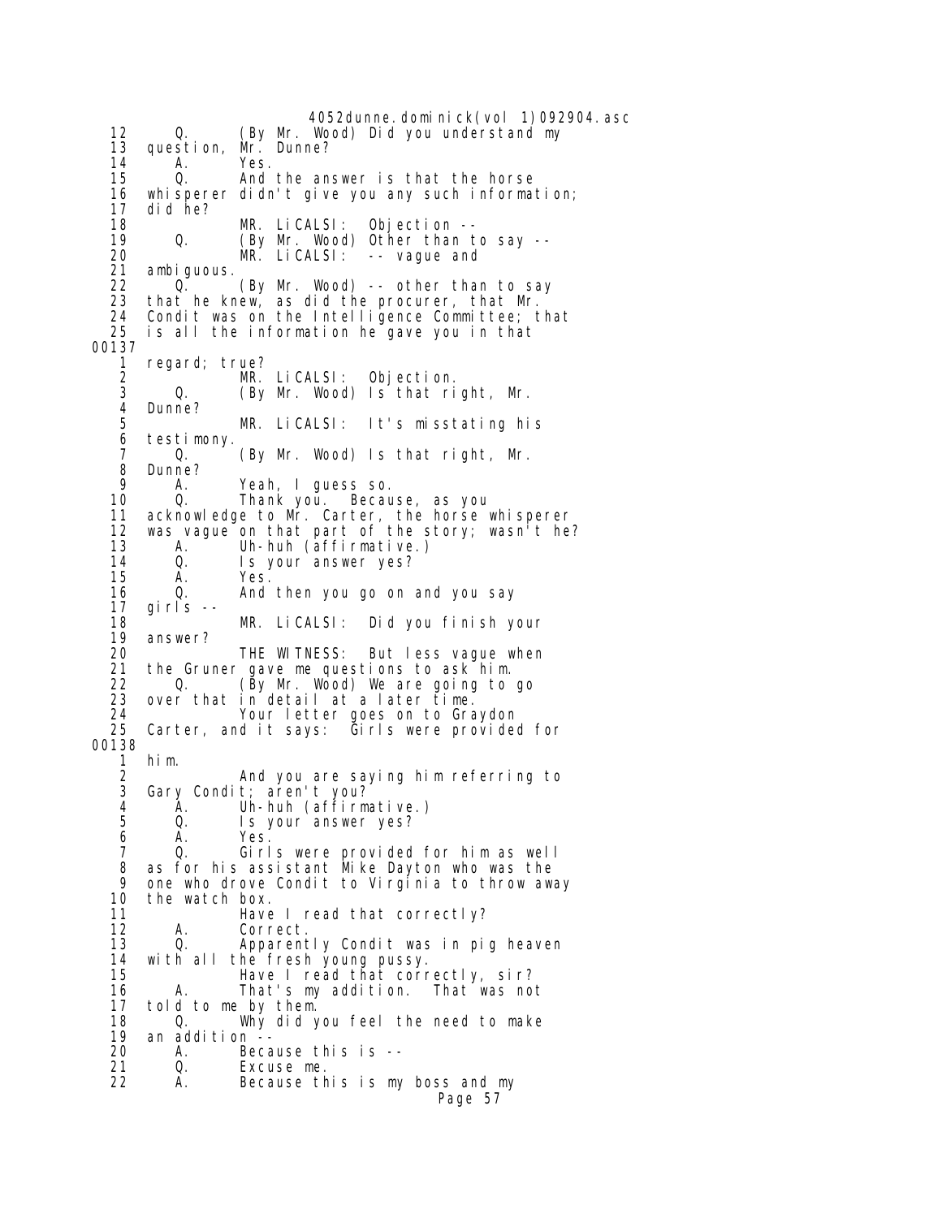```
   12      Q.      (By Mr. Wood) Did you understand my
   13   question, Mr. Dunne?
   14      A.      Yes.
   15      Q.      And the answer is that the horse
   16   whisperer didn't give you any such information;
   17   did he?
   18              MR. LiCALSI:  Objection --
   19      Q.      (By Mr. Wood) Other than to say --
   20              MR. LiCALSI:  -- vague and
   21   ambiguous.
   22      Q.      (By Mr. Wood) -- other than to say
   23   that he knew, as did the procurer, that Mr.
   24   Condit was on the Intelligence Committee; that
   25   is all the information he gave you in that
00137
    1   regard; true?
    2              MR. LiCALSI:  Objection.
    3      Q.      (By Mr. Wood) Is that right, Mr.
    4   Dunne?
    5              MR. LiCALSI:  It's misstating his
    6   testimony.
    7      Q.      (By Mr. Wood) Is that right, Mr.
    8   Dunne?
    9      A.      Yeah, I guess so.
   10      Q.      Thank you.  Because, as you
   11   acknowledge to Mr. Carter, the horse whisperer
   12   was vague on that part of the story; wasn't he?
   13      A.      Uh-huh (affirmative.)
   14      Q.      Is your answer yes?
   15      A.      Yes.
   16      Q.      And then you go on and you say
   17   girls --
   18              MR. LiCALSI:  Did you finish your
   19   answer?
   20              THE WITNESS:  But less vague when
   21   the Gruner gave me questions to ask him.
   22      Q.      (By Mr. Wood) We are going to go
   23   over that in detail at a later time.
   24              Your letter goes on to Graydon
   25   Carter, and it says:  Girls were provided for
00138
    1   him.
    2              And you are saying him referring to
    3   Gary Condit; aren't you?
    4      A.      Uh-huh (affirmative.)
    5      Q.      Is your answer yes?
    6      A.      Yes.
    7      Q.      Girls were provided for him as well
    8   as for his assistant Mike Dayton who was the
    9   one who drove Condit to Virginia to throw away
   10   the watch box.
   11              Have I read that correctly?
   12      A.      Correct.
   13      Q.      Apparently Condit was in pig heaven
   14   with all the fresh young pussy.
   15              Have I read that correctly, sir?
   16      A.      That's my addition.  That was not
   17   told to me by them.
   18      Q.      Why did you feel the need to make
   19   an addition --
   20      A.      Because this is --
   21      Q.      Excuse me.
   22      A.      Because this is my boss and my
```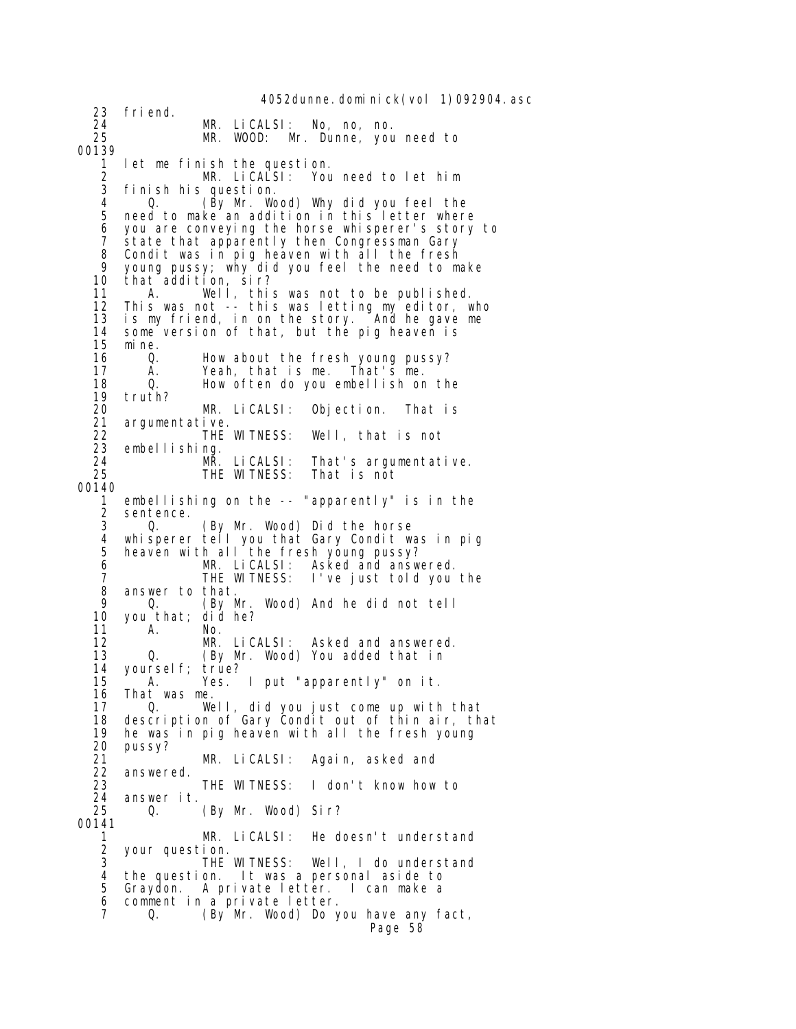23 friend.
24 MR. LiCALSI: No, no, no.
25 MR. WOOD: Mr. Dunne, you need to

00139

1 let me finish the question.
2 MR. LiCALSI: You need to let him
3 finish his question.
4 Q. (By Mr. Wood) Why did you feel the
5 need to make an addition in this letter where
6 you are conveying the horse whisperer's story to
7 state that apparently then Congressman Gary
8 Condit was in pig heaven with all the fresh
9 young pussy; why did you feel the need to make
10 that addition, sir?
11 A. Well, this was not to be published.
12 This was not -- this was letting my editor, who
13 is my friend, in on the story. And he gave me
14 some version of that, but the pig heaven is
15 mine.
16 Q. How about the fresh young pussy?
17 A. Yeah, that is me. That's me.
18 Q. How often do you embellish on the
19 truth?
20 MR. LiCALSI: Objection. That is
21 argumentative.
22 THE WITNESS: Well, that is not
23 embellishing.
24 MR. LiCALSI: That's argumentative.
25 THE WITNESS: That is not

00140

1 embellishing on the -- "apparently" is in the
2 sentence.
3 Q. (By Mr. Wood) Did the horse
4 whisperer tell you that Gary Condit was in pig
5 heaven with all the fresh young pussy?
6 MR. LiCALSI: Asked and answered.
7 THE WITNESS: I've just told you the
8 answer to that.
9 Q. (By Mr. Wood) And he did not tell
10 you that; did he?
11 A. No.
12 MR. LiCALSI: Asked and answered.
13 Q. (By Mr. Wood) You added that in
14 yourself; true?
15 A. Yes. I put "apparently" on it.
16 That was me.
17 Q. Well, did you just come up with that
18 description of Gary Condit out of thin air, that
19 he was in pig heaven with all the fresh young
20 pussy?
21 MR. LiCALSI: Again, asked and
22 answered.
23 THE WITNESS: I don't know how to
24 answer it.
25 Q. (By Mr. Wood) Sir?

00141

1 MR. LiCALSI: He doesn't understand
2 your question.
3 THE WITNESS: Well, I do understand
4 the question. It was a personal aside to
5 Graydon. A private letter. I can make a
6 comment in a private letter.
7 Q. (By Mr. Wood) Do you have any fact,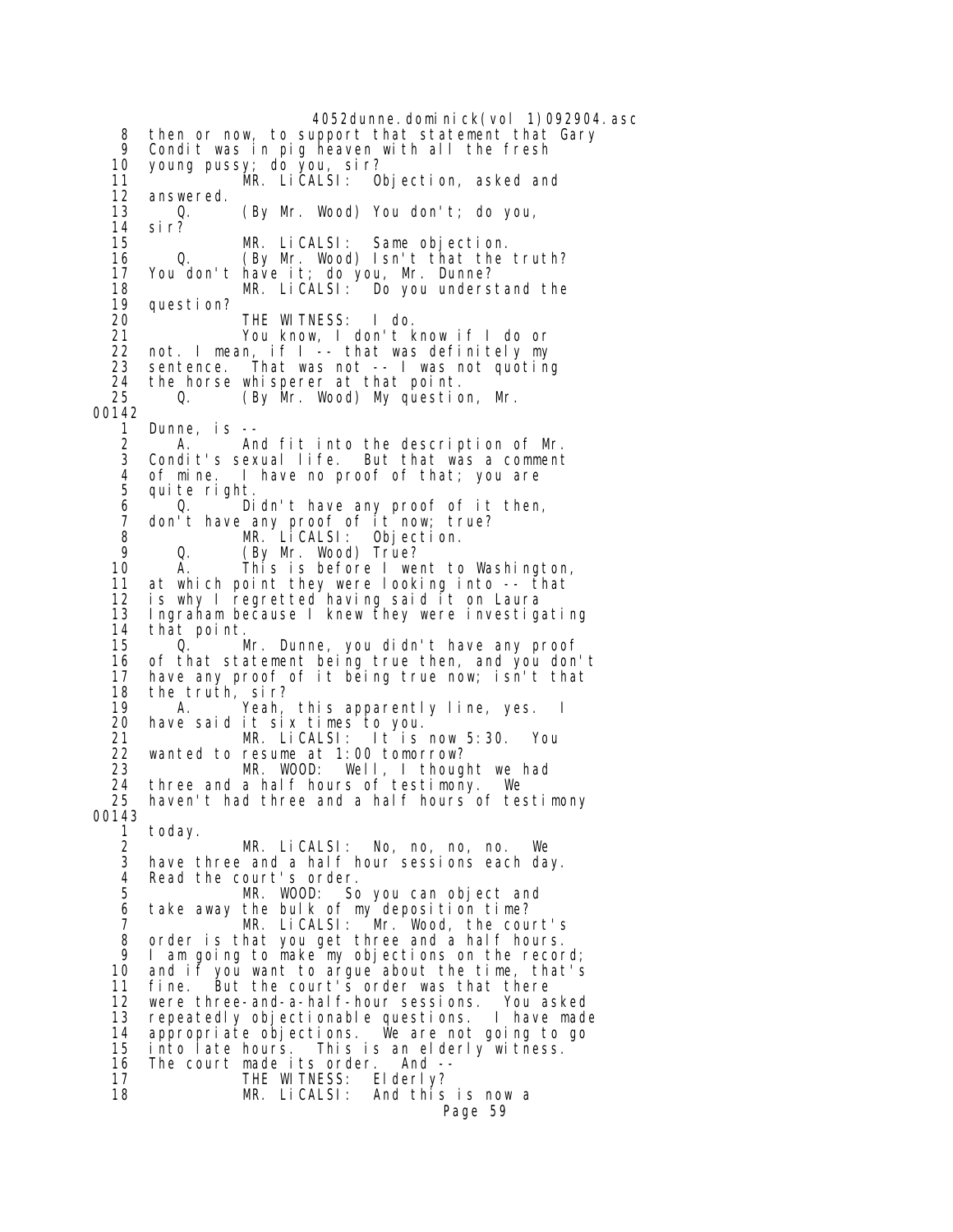8 then or now, to support that statement that Gary
9 Condit was in pig heaven with all the fresh
10 young pussy; do you, sir?
11 MR. LiCALSI: Objection, asked and
12 answered.
13 Q. (By Mr. Wood) You don't; do you,
14 sir?
15 MR. LiCALSI: Same objection.
16 Q. (By Mr. Wood) Isn't that the truth?
17 You don't have it; do you, Mr. Dunne?
18 MR. LiCALSI: Do you understand the
19 question?
20 THE WITNESS: I do.
21 You know, I don't know if I do or
22 not. I mean, if I -- that was definitely my
23 sentence. That was not -- I was not quoting
24 the horse whisperer at that point.
25 Q. (By Mr. Wood) My question, Mr.

00142

1 Dunne, is --
2 A. And fit into the description of Mr.
3 Condit's sexual life. But that was a comment
4 of mine. I have no proof of that; you are
5 quite right.
6 Q. Didn't have any proof of it then,
7 don't have any proof of it now; true?
8 MR. LiCALSI: Objection.
9 Q. (By Mr. Wood) True?
10 A. This is before I went to Washington,
11 at which point they were looking into -- that
12 is why I regretted having said it on Laura
13 Ingraham because I knew they were investigating
14 that point.
15 Q. Mr. Dunne, you didn't have any proof
16 of that statement being true then, and you don't
17 have any proof of it being true now; isn't that
18 the truth, sir?
19 A. Yeah, this apparently line, yes. I
20 have said it six times to you.
21 MR. LiCALSI: It is now 5:30. You
22 wanted to resume at 1:00 tomorrow?
23 MR. WOOD: Well, I thought we had
24 three and a half hours of testimony. We
25 haven't had three and a half hours of testimony

00143

1 today.
2 MR. LiCALSI: No, no, no, no. We
3 have three and a half hour sessions each day.
4 Read the court's order.
5 MR. WOOD: So you can object and
6 take away the bulk of my deposition time?
7 MR. LiCALSI: Mr. Wood, the court's
8 order is that you get three and a half hours.
9 I am going to make my objections on the record;
10 and if you want to argue about the time, that's
11 fine. But the court's order was that there
12 were three-and-a-half-hour sessions. You asked
13 repeatedly objectionable questions. I have made
14 appropriate objections. We are not going to go
15 into late hours. This is an elderly witness.
16 The court made its order. And --
17 THE WITNESS: Elderly?
18 MR. LiCALSI: And this is now a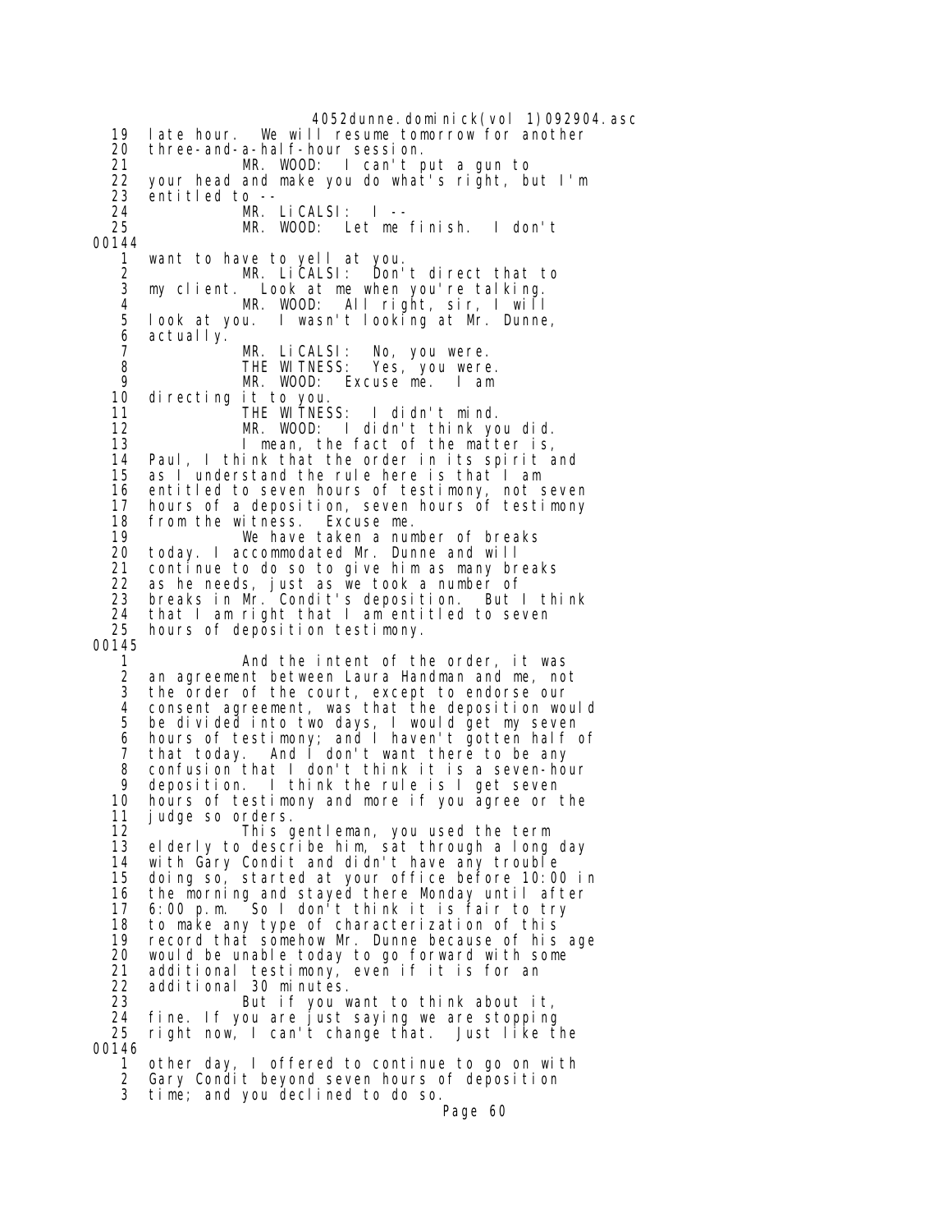```
19   late hour.  We will resume tomorrow for another
20   three-and-a-half-hour session.
21             MR. WOOD:  I can't put a gun to
22   your head and make you do what's right, but I'm
23   entitled to --
24             MR. LiCALSI:  I --
25             MR. WOOD:  Let me finish.  I don't
00144
 1   want to have to yell at you.
 2             MR. LiCALSI:  Don't direct that to
 3   my client.  Look at me when you're talking.
 4             MR. WOOD:  All right, sir, I will
 5   look at you.  I wasn't looking at Mr. Dunne,
 6   actually.
 7             MR. LiCALSI:  No, you were.
 8             THE WITNESS:  Yes, you were.
 9             MR. WOOD:  Excuse me.  I am
10   directing it to you.
11             THE WITNESS:  I didn't mind.
12             MR. WOOD:  I didn't think you did.
13             I mean, the fact of the matter is,
14   Paul, I think that the order in its spirit and
15   as I understand the rule here is that I am
16   entitled to seven hours of testimony, not seven
17   hours of a deposition, seven hours of testimony
18   from the witness.  Excuse me.
19             We have taken a number of breaks
20   today. I accommodated Mr. Dunne and will
21   continue to do so to give him as many breaks
22   as he needs, just as we took a number of
23   breaks in Mr. Condit's deposition.  But I think
24   that I am right that I am entitled to seven
25   hours of deposition testimony.
00145
 1             And the intent of the order, it was
 2   an agreement between Laura Handman and me, not
 3   the order of the court, except to endorse our
 4   consent agreement, was that the deposition would
 5   be divided into two days, I would get my seven
 6   hours of testimony; and I haven't gotten half of
 7   that today.  And I don't want there to be any
 8   confusion that I don't think it is a seven-hour
 9   deposition.  I think the rule is I get seven
10   hours of testimony and more if you agree or the
11   judge so orders.
12             This gentleman, you used the term
13   elderly to describe him, sat through a long day
14   with Gary Condit and didn't have any trouble
15   doing so, started at your office before 10:00 in
16   the morning and stayed there Monday until after
17   6:00 p.m.  So I don't think it is fair to try
18   to make any type of characterization of this
19   record that somehow Mr. Dunne because of his age
20   would be unable today to go forward with some
21   additional testimony, even if it is for an
22   additional 30 minutes.
23             But if you want to think about it,
24   fine. If you are just saying we are stopping
25   right now, I can't change that.  Just like the
00146
 1   other day, I offered to continue to go on with
 2   Gary Condit beyond seven hours of deposition
 3   time; and you declined to do so.
```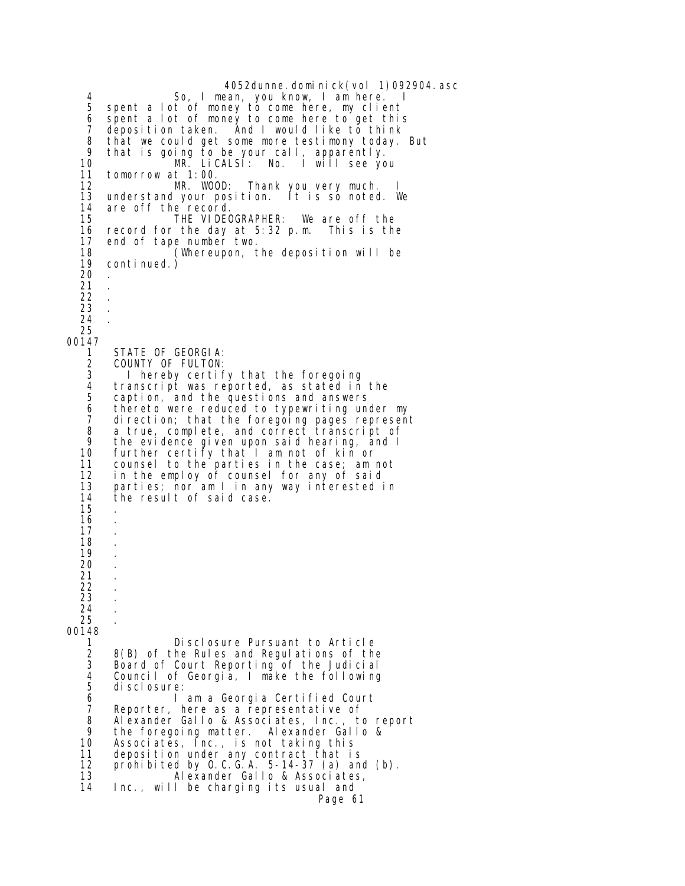4 So, I mean, you know, I am here. I
5 spent a lot of money to come here, my client
6 spent a lot of money to come here to get this
7 deposition taken. And I would like to think
8 that we could get some more testimony today. But
9 that is going to be your call, apparently.
10 MR. LiCALSI: No. I will see you
11 tomorrow at 1:00.
12 MR. WOOD: Thank you very much. I
13 understand your position. It is so noted. We
14 are off the record.
15 THE VIDEOGRAPHER: We are off the
16 record for the day at 5:32 p.m. This is the
17 end of tape number two.
18 (Whereupon, the deposition will be
19 continued.)
20 .
21 .
22 .
23 .
24 .
25

00147

1 STATE OF GEORGIA:
2 COUNTY OF FULTON:
3 I hereby certify that the foregoing
4 transcript was reported, as stated in the
5 caption, and the questions and answers
6 thereto were reduced to typewriting under my
7 direction; that the foregoing pages represent
8 a true, complete, and correct transcript of
9 the evidence given upon said hearing, and I
10 further certify that I am not of kin or
11 counsel to the parties in the case; am not
12 in the employ of counsel for any of said
13 parties; nor am I in any way interested in
14 the result of said case.
15 .
16 .
17 .
18 .
19 .
20 .
21 .
22 .
23 .
24 .
25 .

00148

1 Disclosure Pursuant to Article
2 8(B) of the Rules and Regulations of the
3 Board of Court Reporting of the Judicial
4 Council of Georgia, I make the following
5 disclosure:
6 I am a Georgia Certified Court
7 Reporter, here as a representative of
8 Alexander Gallo & Associates, Inc., to report
9 the foregoing matter. Alexander Gallo &
10 Associates, Inc., is not taking this
11 deposition under any contract that is
12 prohibited by O.C.G.A. 5-14-37 (a) and (b).
13 Alexander Gallo & Associates,
14 Inc., will be charging its usual and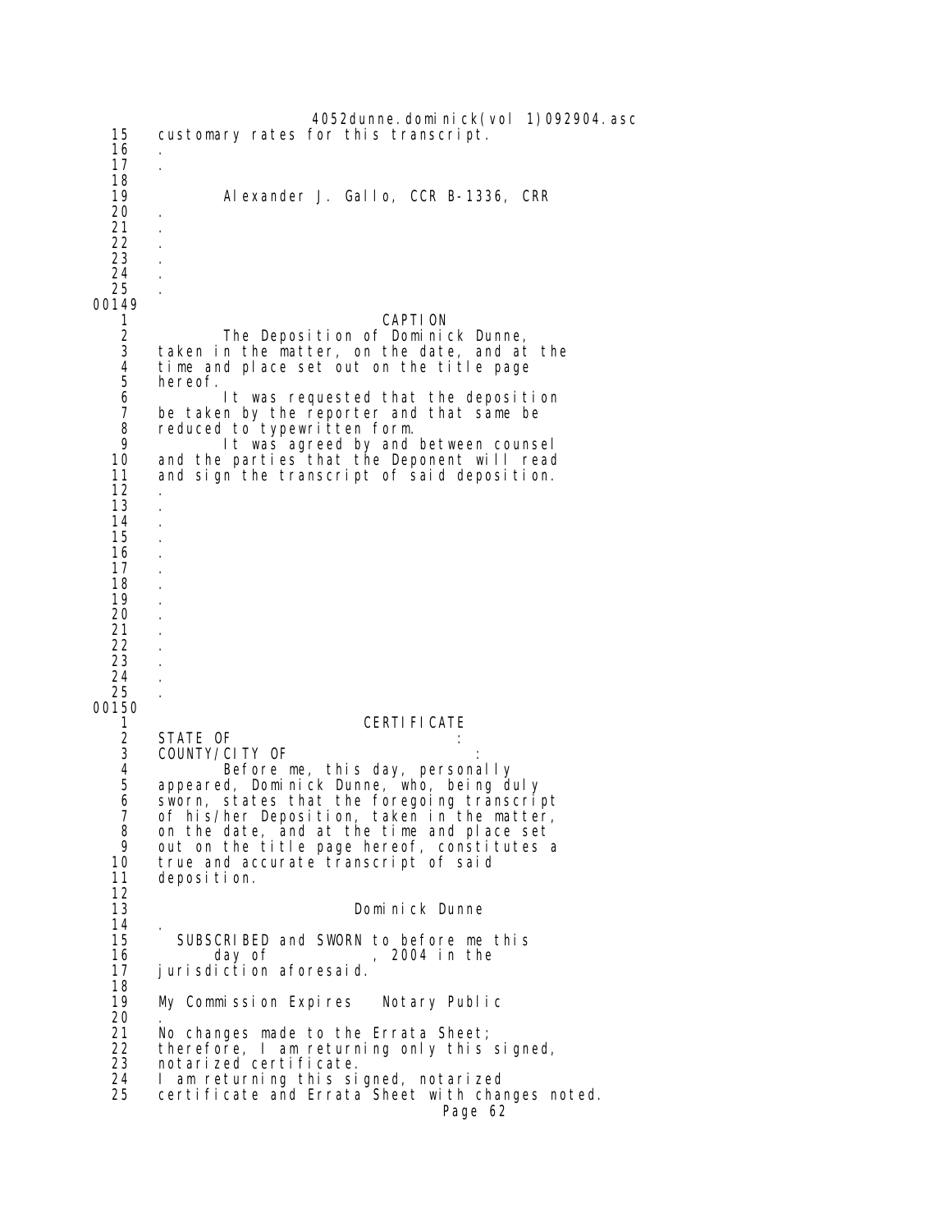```
 15    customary rates for this transcript.
 16    .
 17    .
 18
 19            Alexander J. Gallo, CCR B-1336, CRR
 20    .
 21    .
 22    .
 23    .
 24    .
 25    .
00149
  1                          CAPTION
  2            The Deposition of Dominick Dunne,
  3    taken in the matter, on the date, and at the
  4    time and place set out on the title page
  5    hereof.
  6            It was requested that the deposition
  7    be taken by the reporter and that same be
  8    reduced to typewritten form.
  9            It was agreed by and between counsel
 10    and the parties that the Deponent will read
 11    and sign the transcript of said deposition.
 12    .
 13    .
 14    .
 15    .
 16    .
 17    .
 18    .
 19    .
 20    .
 21    .
 22    .
 23    .
 24    .
 25    .
00150
  1                        CERTIFICATE
  2    STATE OF                          :
  3    COUNTY/CITY OF                    :
  4            Before me, this day, personally
  5    appeared, Dominick Dunne, who, being duly
  6    sworn, states that the foregoing transcript
  7    of his/her Deposition, taken in the matter,
  8    on the date, and at the time and place set
  9    out on the title page hereof, constitutes a
 10    true and accurate transcript of said
 11    deposition.
 12
 13                        Dominick Dunne
 14    .
 15      SUBSCRIBED and SWORN to before me this
 16          day of            , 2004 in the
 17    jurisdiction aforesaid.
 18
 19    My Commission Expires    Notary Public
 20    .
 21    No changes made to the Errata Sheet;
 22    therefore, I am returning only this signed,
 23    notarized certificate.
 24    I am returning this signed, notarized
 25    certificate and Errata Sheet with changes noted.
```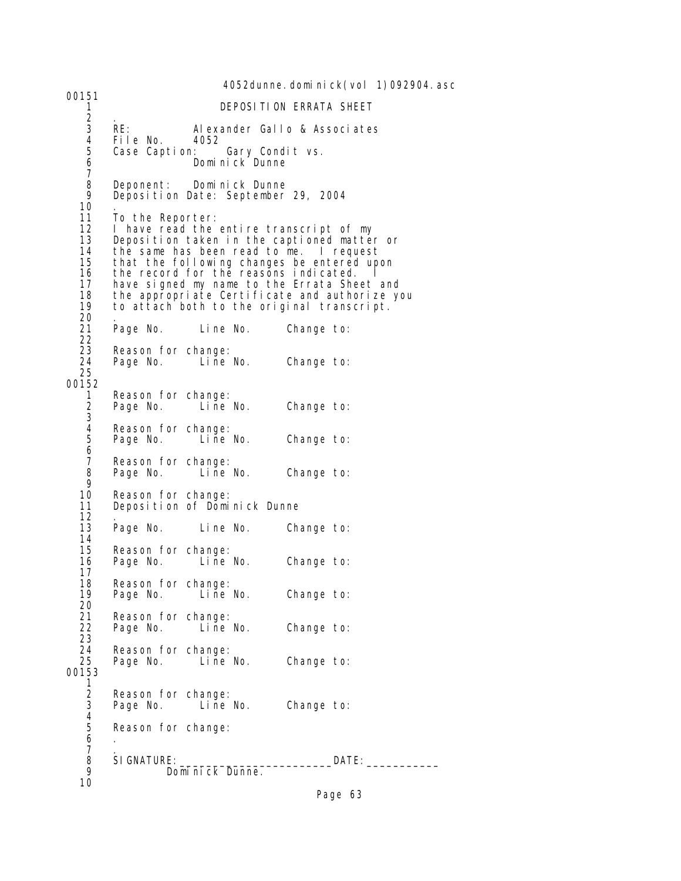00151

1 DEPOSITION ERRATA SHEET

2 .

3 RE: Alexander Gallo & Associates

4 File No. 4052

5 Case Caption: Gary Condit vs.

6 Dominick Dunne

7

8 Deponent: Dominick Dunne

9 Deposition Date: September 29, 2004

10 .

11 To the Reporter:

12 I have read the entire transcript of my

13 Deposition taken in the captioned matter or

14 the same has been read to me. I request

15 that the following changes be entered upon

16 the record for the reasons indicated. I

17 have signed my name to the Errata Sheet and

18 the appropriate Certificate and authorize you

19 to attach both to the original transcript.

20 .

21 Page No. Line No. Change to:

22

23 Reason for change:

24 Page No. Line No. Change to:

25

00152

1 Reason for change:

2 Page No. Line No. Change to:

3

4 Reason for change:

5 Page No. Line No. Change to:

6

7 Reason for change:

8 Page No. Line No. Change to:

9

10 Reason for change:

11 Deposition of Dominick Dunne

12 .

13 Page No. Line No. Change to:

14

15 Reason for change:

16 Page No. Line No. Change to:

17

18 Reason for change:

19 Page No. Line No. Change to:

20

21 Reason for change:

22 Page No. Line No. Change to:

23

24 Reason for change:

25 Page No. Line No. Change to:

00153

1

2 Reason for change:

3 Page No. Line No. Change to:

4

5 Reason for change:

6 .

7 .

8 SIGNATURE:_______________________DATE:___________

9 Dominick Dunne.

10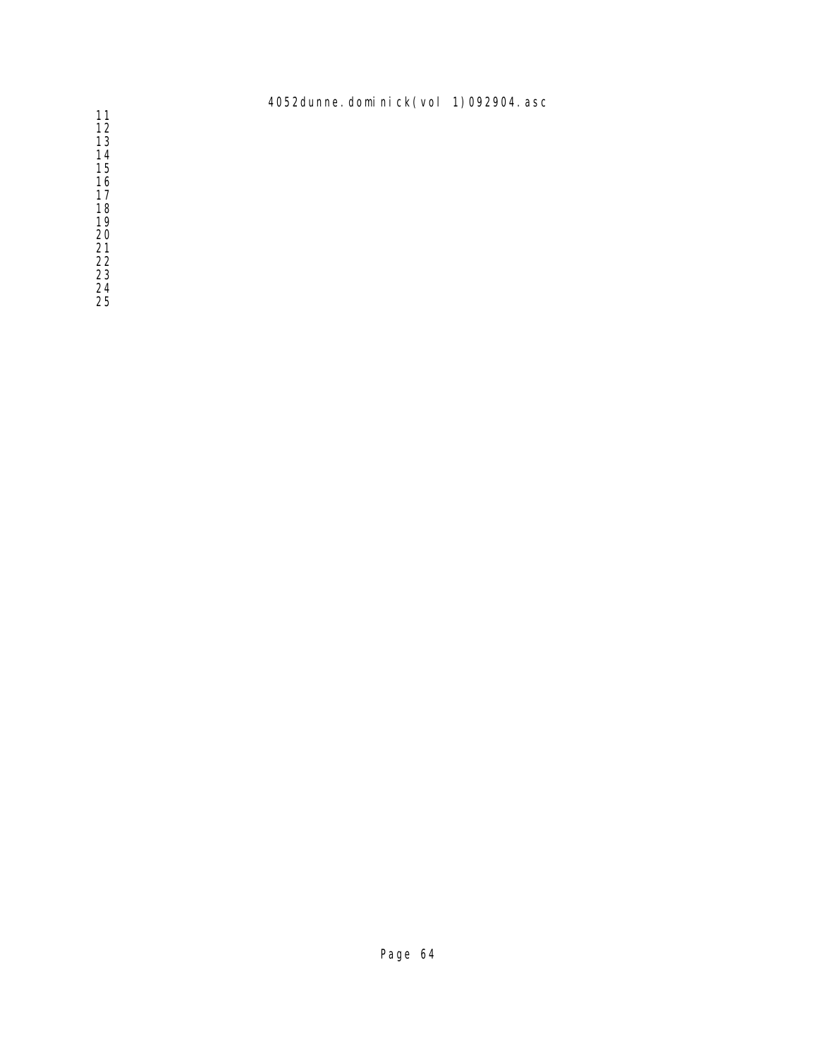11
12
13
14
15
16
17
18
19
20
21
22
23
24
25